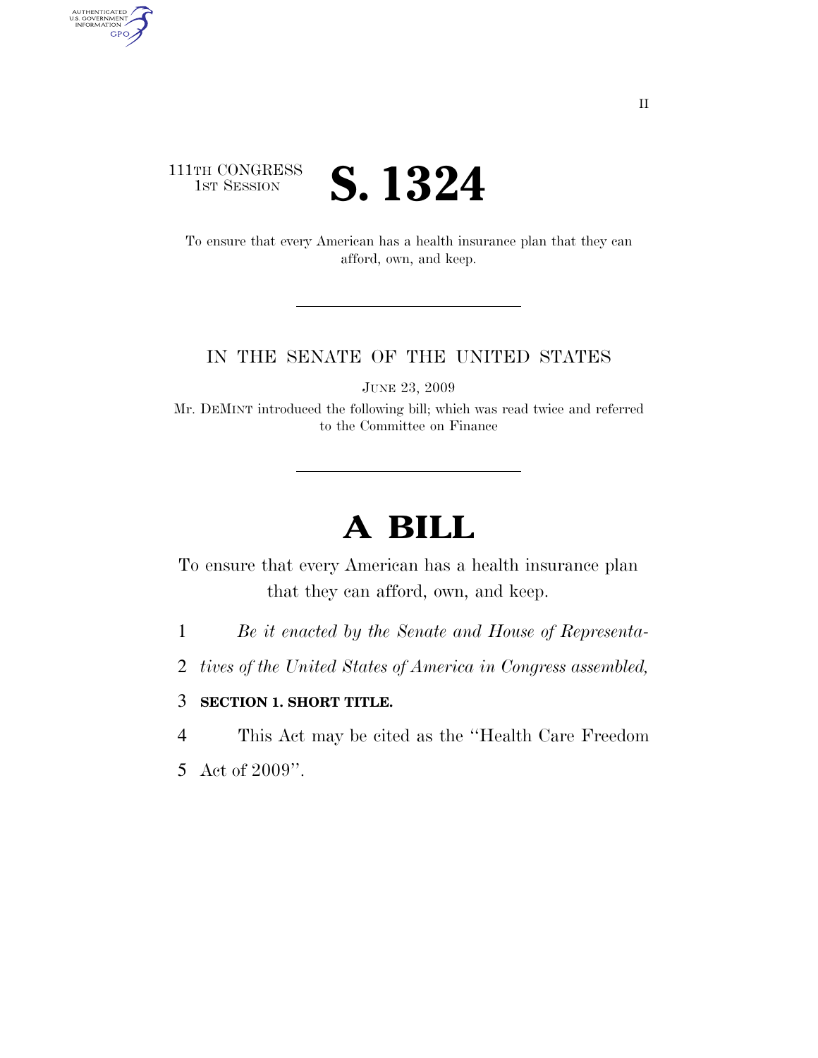111TH CONGRESS
1ST SESSION

# S. 1324

To ensure that every American has a health insurance plan that they can afford, own, and keep.

---

IN THE SENATE OF THE UNITED STATES

JUNE 23, 2009

Mr. DEMINT introduced the following bill; which was read twice and referred to the Committee on Finance

---

# A BILL

To ensure that every American has a health insurance plan that they can afford, own, and keep.

1 *Be it enacted by the Senate and House of Representa-*
2 *tives of the United States of America in Congress assembled,*

3 **SECTION 1. SHORT TITLE.**

4 This Act may be cited as the ''Health Care Freedom
5 Act of 2009''.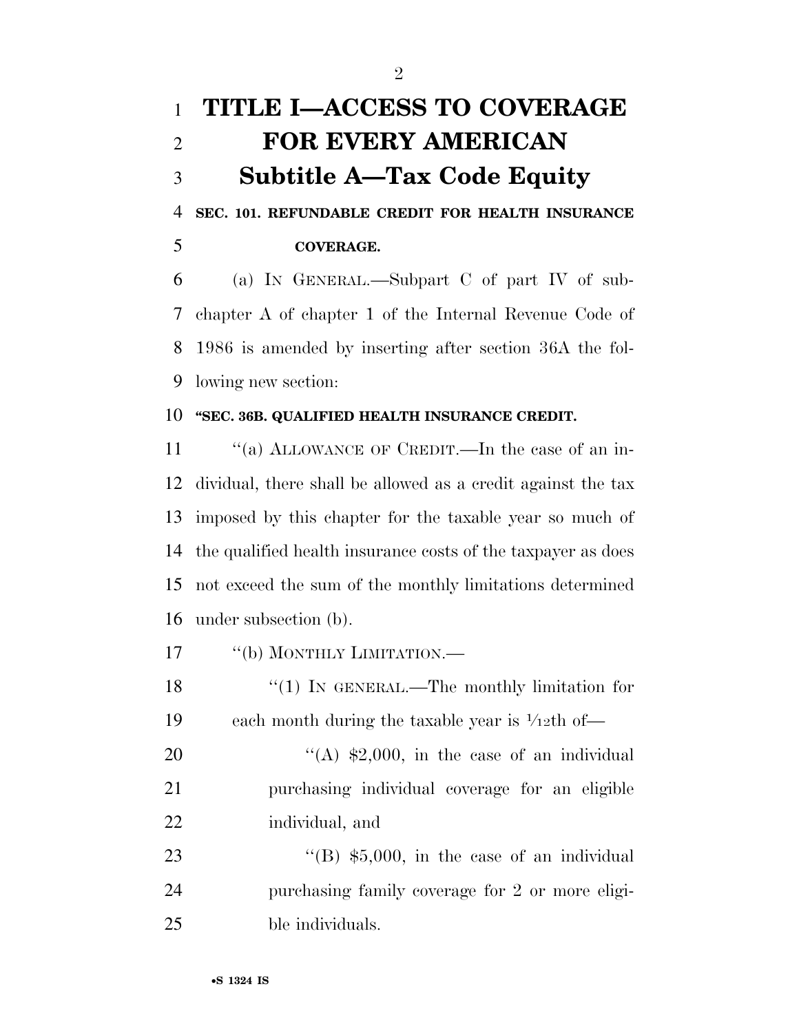# TITLE I—ACCESS TO COVERAGE FOR EVERY AMERICAN

## Subtitle A—Tax Code Equity

### SEC. 101. REFUNDABLE CREDIT FOR HEALTH INSURANCE COVERAGE.

(a) IN GENERAL.—Subpart C of part IV of subchapter A of chapter 1 of the Internal Revenue Code of 1986 is amended by inserting after section 36A the following new section:

**"SEC. 36B. QUALIFIED HEALTH INSURANCE CREDIT.**

"(a) ALLOWANCE OF CREDIT.—In the case of an individual, there shall be allowed as a credit against the tax imposed by this chapter for the taxable year so much of the qualified health insurance costs of the taxpayer as does not exceed the sum of the monthly limitations determined under subsection (b).

"(b) MONTHLY LIMITATION.—

"(1) IN GENERAL.—The monthly limitation for each month during the taxable year is 1/12th of—

"(A) $2,000, in the case of an individual purchasing individual coverage for an eligible individual, and

"(B) $5,000, in the case of an individual purchasing family coverage for 2 or more eligible individuals.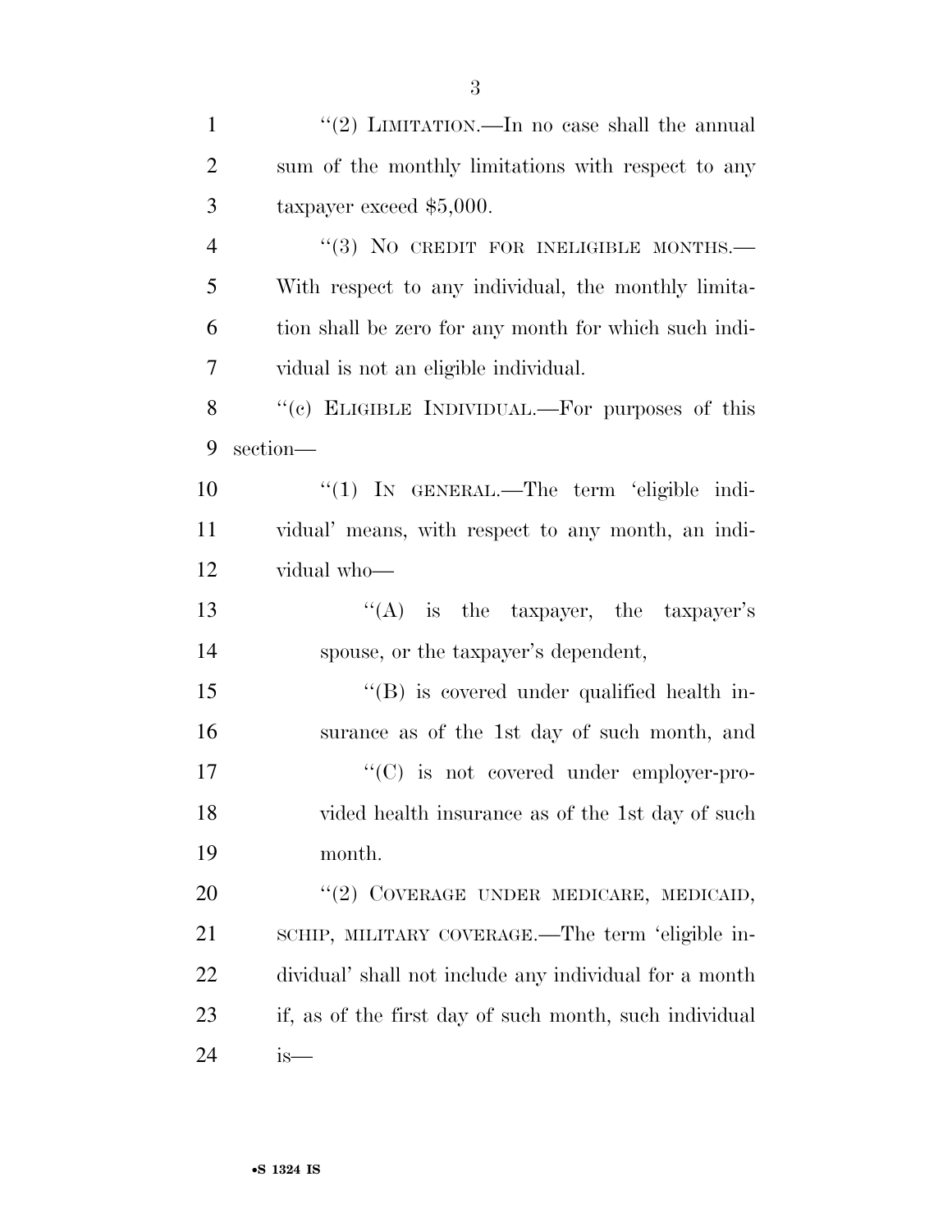"(2) LIMITATION.—In no case shall the annual sum of the monthly limitations with respect to any taxpayer exceed $5,000.

"(3) NO CREDIT FOR INELIGIBLE MONTHS.—With respect to any individual, the monthly limitation shall be zero for any month for which such individual is not an eligible individual.

"(c) ELIGIBLE INDIVIDUAL.—For purposes of this section—

"(1) IN GENERAL.—The term 'eligible individual' means, with respect to any month, an individual who—

"(A) is the taxpayer, the taxpayer's spouse, or the taxpayer's dependent,

"(B) is covered under qualified health insurance as of the 1st day of such month, and

"(C) is not covered under employer-provided health insurance as of the 1st day of such month.

"(2) COVERAGE UNDER MEDICARE, MEDICAID, SCHIP, MILITARY COVERAGE.—The term 'eligible individual' shall not include any individual for a month if, as of the first day of such month, such individual is—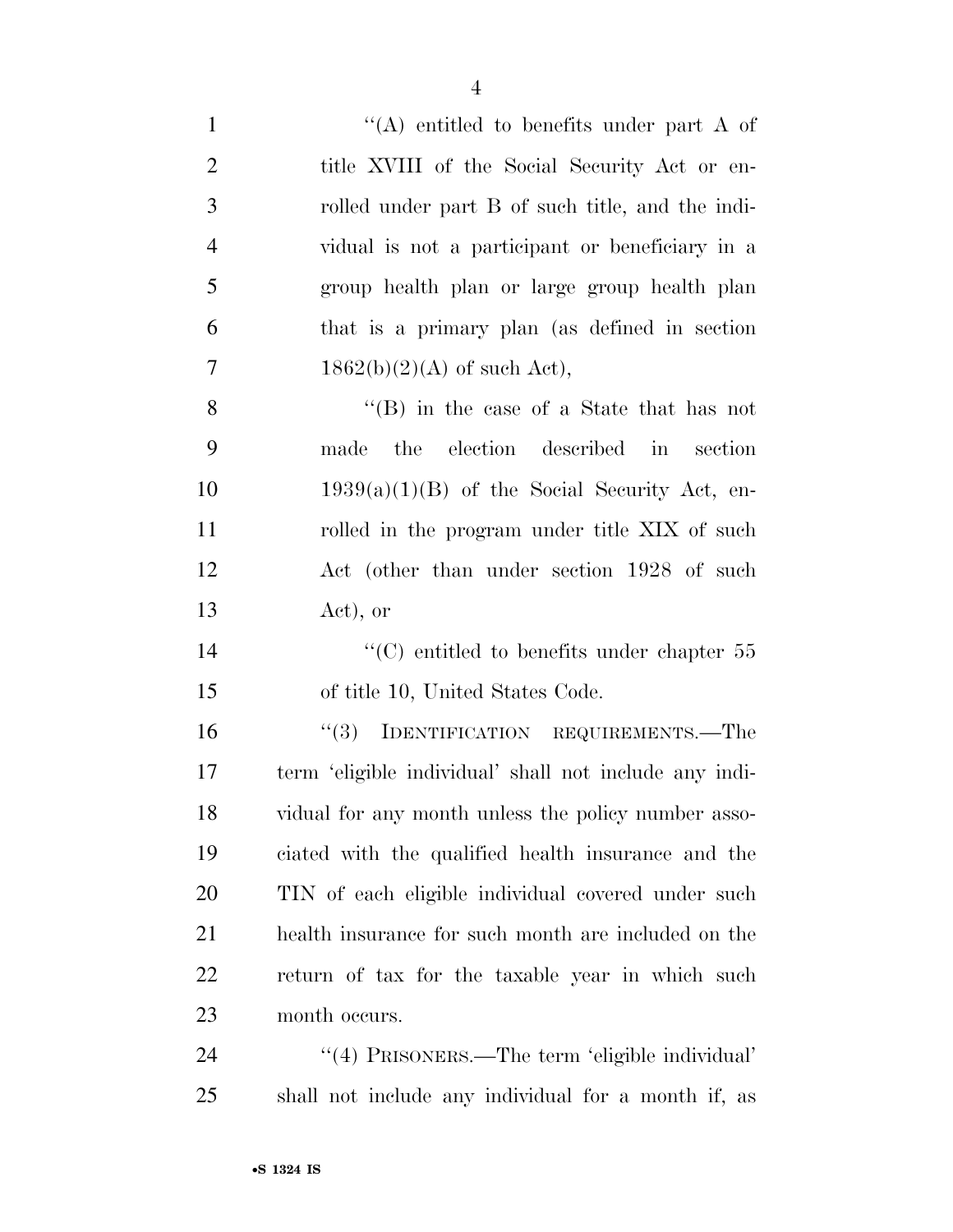''(A) entitled to benefits under part A of title XVIII of the Social Security Act or enrolled under part B of such title, and the individual is not a participant or beneficiary in a group health plan or large group health plan that is a primary plan (as defined in section 1862(b)(2)(A) of such Act),

''(B) in the case of a State that has not made the election described in section 1939(a)(1)(B) of the Social Security Act, enrolled in the program under title XIX of such Act (other than under section 1928 of such Act), or

''(C) entitled to benefits under chapter 55 of title 10, United States Code.

''(3) IDENTIFICATION REQUIREMENTS.—The term 'eligible individual' shall not include any individual for any month unless the policy number associated with the qualified health insurance and the TIN of each eligible individual covered under such health insurance for such month are included on the return of tax for the taxable year in which such month occurs.

''(4) PRISONERS.—The term 'eligible individual' shall not include any individual for a month if, as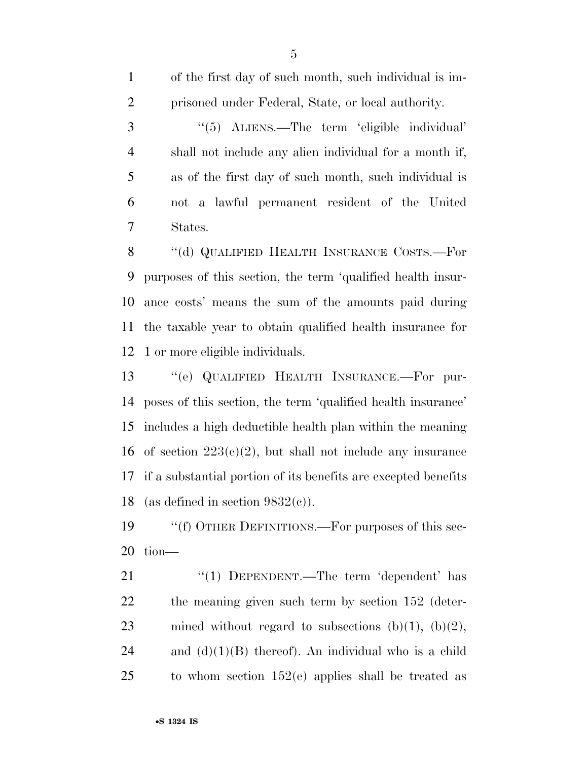of the first day of such month, such individual is imprisoned under Federal, State, or local authority.

"(5) ALIENS.—The term 'eligible individual' shall not include any alien individual for a month if, as of the first day of such month, such individual is not a lawful permanent resident of the United States.

"(d) QUALIFIED HEALTH INSURANCE COSTS.—For purposes of this section, the term 'qualified health insurance costs' means the sum of the amounts paid during the taxable year to obtain qualified health insurance for 1 or more eligible individuals.

"(e) QUALIFIED HEALTH INSURANCE.—For purposes of this section, the term 'qualified health insurance' includes a high deductible health plan within the meaning of section 223(c)(2), but shall not include any insurance if a substantial portion of its benefits are excepted benefits (as defined in section 9832(c)).

"(f) OTHER DEFINITIONS.—For purposes of this section—

"(1) DEPENDENT.—The term 'dependent' has the meaning given such term by section 152 (determined without regard to subsections (b)(1), (b)(2), and (d)(1)(B) thereof). An individual who is a child to whom section 152(e) applies shall be treated as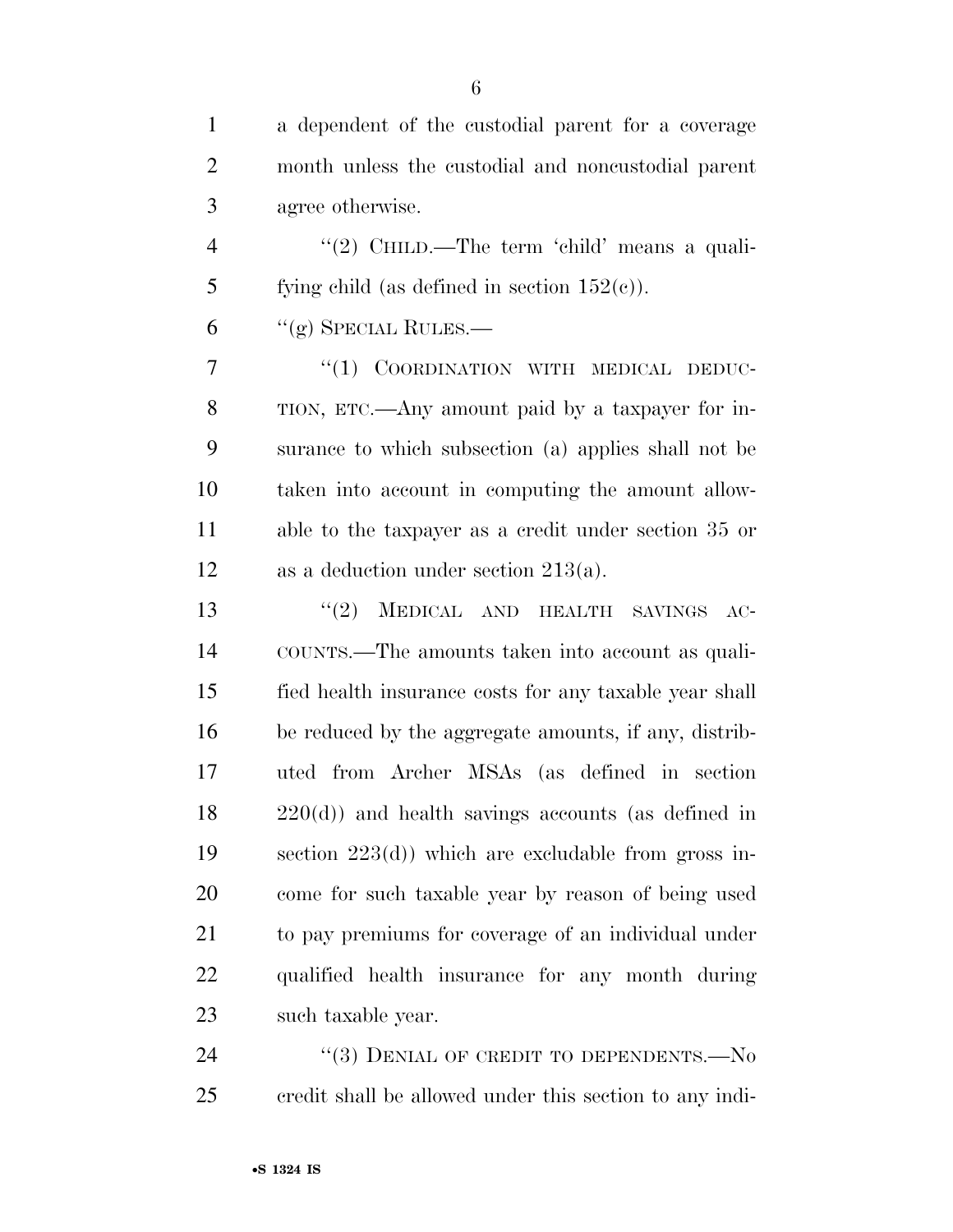a dependent of the custodial parent for a coverage month unless the custodial and noncustodial parent agree otherwise.

"(2) CHILD.—The term 'child' means a qualifying child (as defined in section 152(c)).

"(g) SPECIAL RULES.—

"(1) COORDINATION WITH MEDICAL DEDUCTION, ETC.—Any amount paid by a taxpayer for insurance to which subsection (a) applies shall not be taken into account in computing the amount allowable to the taxpayer as a credit under section 35 or as a deduction under section 213(a).

"(2) MEDICAL AND HEALTH SAVINGS ACCOUNTS.—The amounts taken into account as qualified health insurance costs for any taxable year shall be reduced by the aggregate amounts, if any, distributed from Archer MSAs (as defined in section 220(d)) and health savings accounts (as defined in section 223(d)) which are excludable from gross income for such taxable year by reason of being used to pay premiums for coverage of an individual under qualified health insurance for any month during such taxable year.

"(3) DENIAL OF CREDIT TO DEPENDENTS.—No credit shall be allowed under this section to any indi-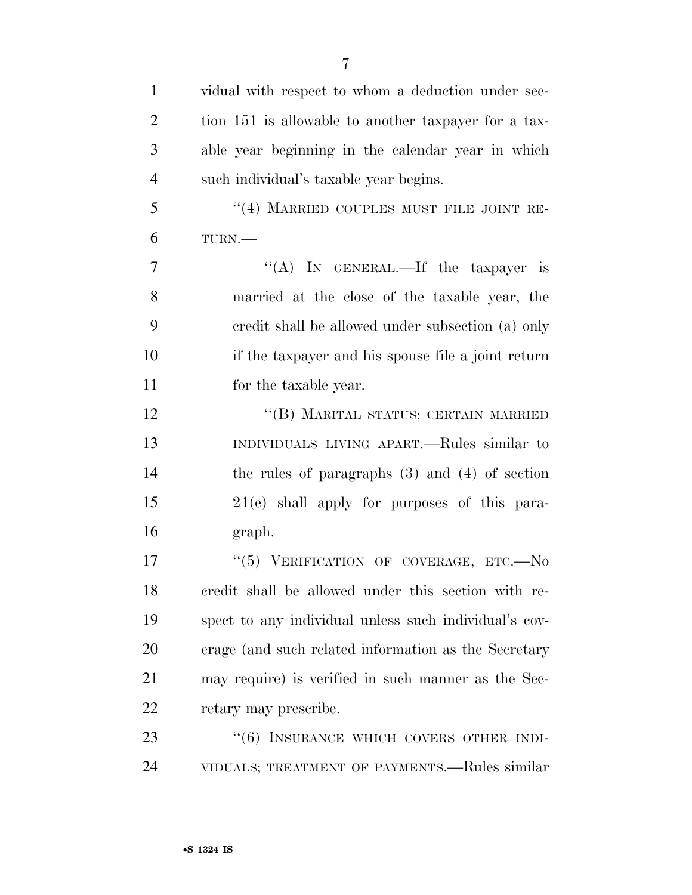vidual with respect to whom a deduction under section 151 is allowable to another taxpayer for a taxable year beginning in the calendar year in which such individual's taxable year begins.

"(4) MARRIED COUPLES MUST FILE JOINT RETURN.—

"(A) IN GENERAL.—If the taxpayer is married at the close of the taxable year, the credit shall be allowed under subsection (a) only if the taxpayer and his spouse file a joint return for the taxable year.

"(B) MARITAL STATUS; CERTAIN MARRIED INDIVIDUALS LIVING APART.—Rules similar to the rules of paragraphs (3) and (4) of section 21(e) shall apply for purposes of this paragraph.

"(5) VERIFICATION OF COVERAGE, ETC.—No credit shall be allowed under this section with respect to any individual unless such individual's coverage (and such related information as the Secretary may require) is verified in such manner as the Secretary may prescribe.

"(6) INSURANCE WHICH COVERS OTHER INDIVIDUALS; TREATMENT OF PAYMENTS.—Rules similar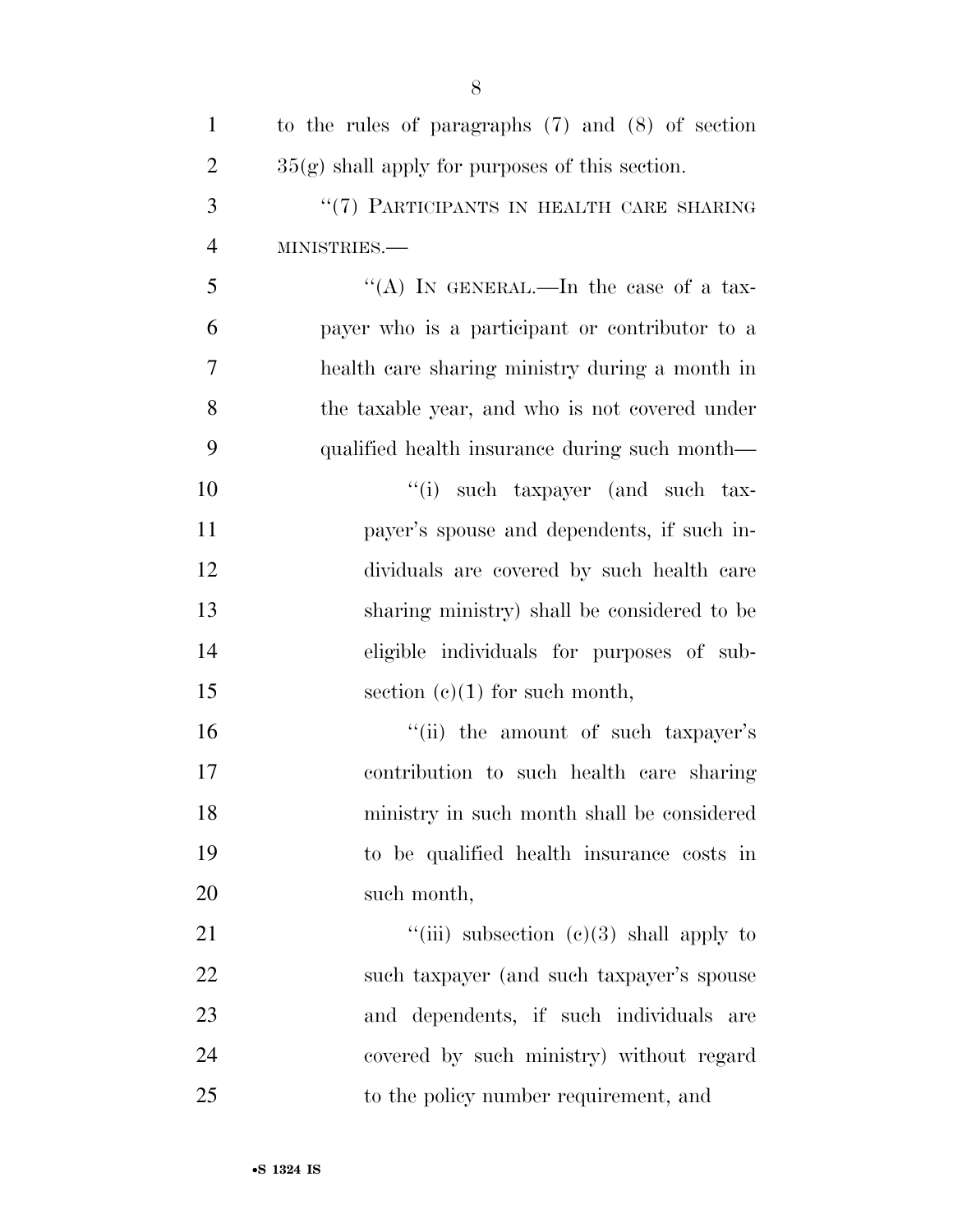to the rules of paragraphs (7) and (8) of section 35(g) shall apply for purposes of this section.

"(7) PARTICIPANTS IN HEALTH CARE SHARING MINISTRIES.—

"(A) IN GENERAL.—In the case of a taxpayer who is a participant or contributor to a health care sharing ministry during a month in the taxable year, and who is not covered under qualified health insurance during such month—

"(i) such taxpayer (and such taxpayer's spouse and dependents, if such individuals are covered by such health care sharing ministry) shall be considered to be eligible individuals for purposes of subsection (c)(1) for such month,

"(ii) the amount of such taxpayer's contribution to such health care sharing ministry in such month shall be considered to be qualified health insurance costs in such month,

"(iii) subsection (c)(3) shall apply to such taxpayer (and such taxpayer's spouse and dependents, if such individuals are covered by such ministry) without regard to the policy number requirement, and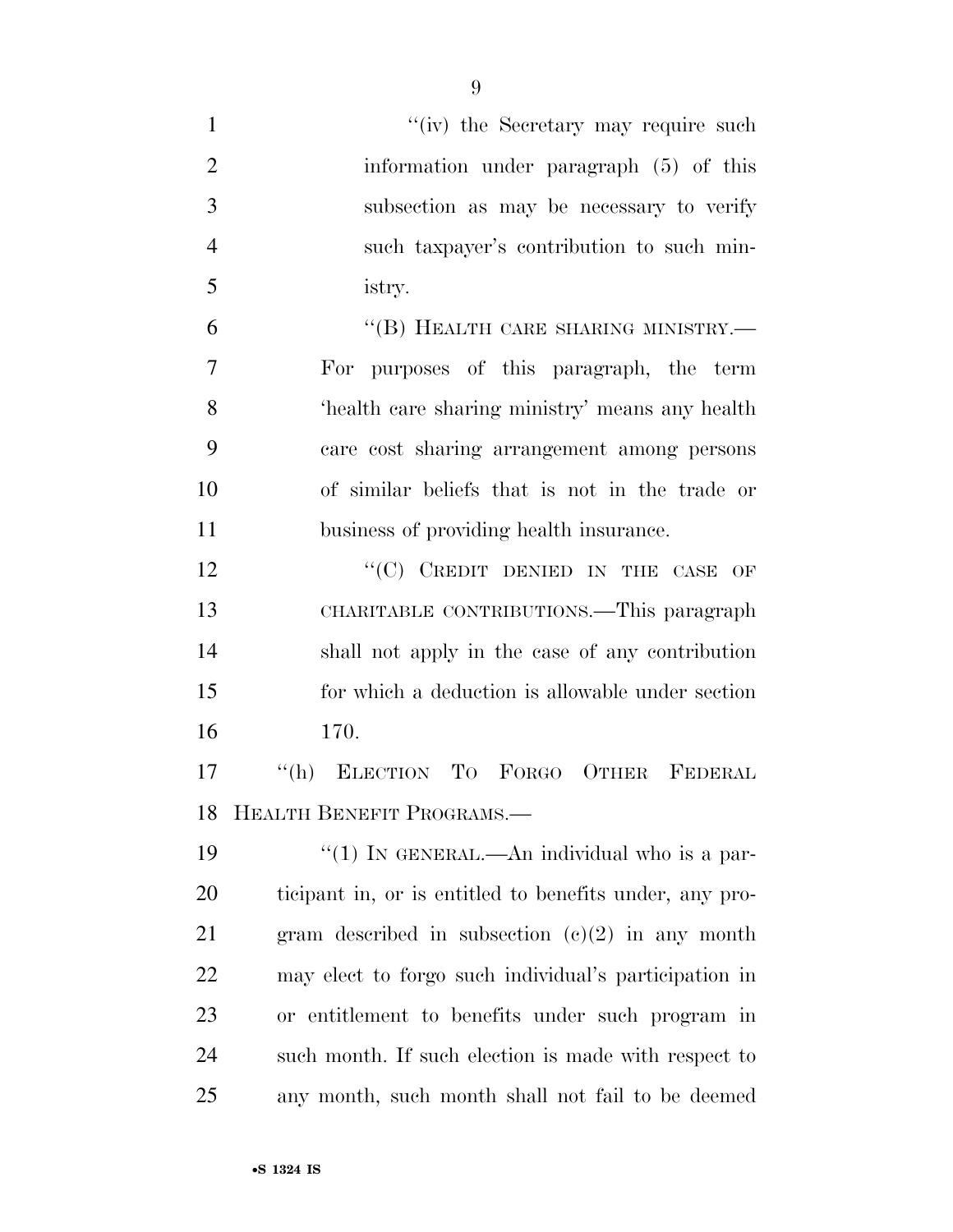"(iv) the Secretary may require such information under paragraph (5) of this subsection as may be necessary to verify such taxpayer's contribution to such ministry.

"(B) HEALTH CARE SHARING MINISTRY.—For purposes of this paragraph, the term 'health care sharing ministry' means any health care cost sharing arrangement among persons of similar beliefs that is not in the trade or business of providing health insurance.

"(C) CREDIT DENIED IN THE CASE OF CHARITABLE CONTRIBUTIONS.—This paragraph shall not apply in the case of any contribution for which a deduction is allowable under section 170.

"(h) ELECTION TO FORGO OTHER FEDERAL HEALTH BENEFIT PROGRAMS.—

"(1) IN GENERAL.—An individual who is a participant in, or is entitled to benefits under, any program described in subsection (c)(2) in any month may elect to forgo such individual's participation in or entitlement to benefits under such program in such month. If such election is made with respect to any month, such month shall not fail to be deemed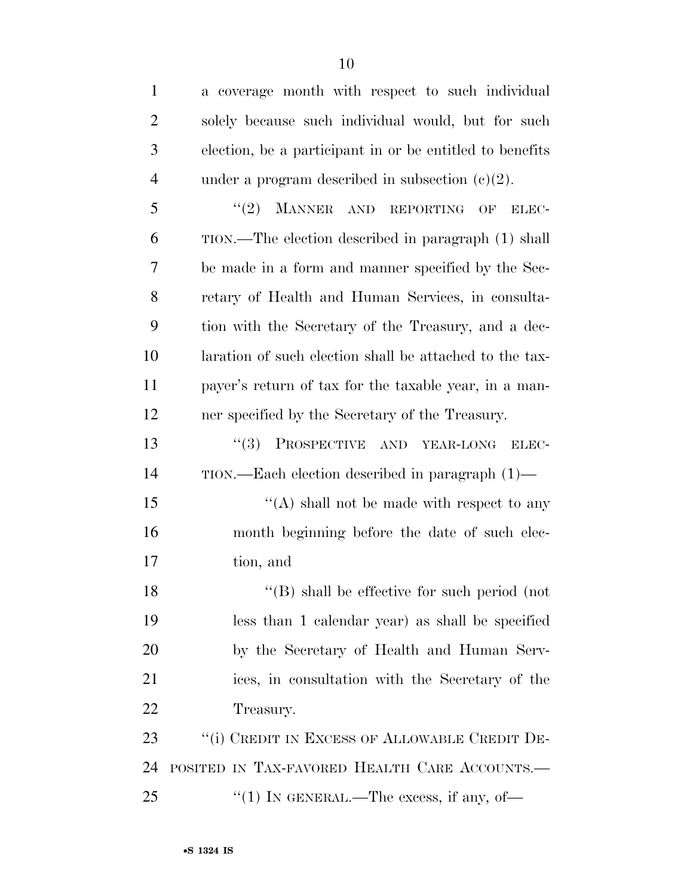a coverage month with respect to such individual solely because such individual would, but for such election, be a participant in or be entitled to benefits under a program described in subsection (c)(2).

"(2) MANNER AND REPORTING OF ELECTION.—The election described in paragraph (1) shall be made in a form and manner specified by the Secretary of Health and Human Services, in consultation with the Secretary of the Treasury, and a declaration of such election shall be attached to the taxpayer's return of tax for the taxable year, in a manner specified by the Secretary of the Treasury.

"(3) PROSPECTIVE AND YEAR-LONG ELECTION.—Each election described in paragraph (1)—

"(A) shall not be made with respect to any month beginning before the date of such election, and

"(B) shall be effective for such period (not less than 1 calendar year) as shall be specified by the Secretary of Health and Human Services, in consultation with the Secretary of the Treasury.

"(i) CREDIT IN EXCESS OF ALLOWABLE CREDIT DEPOSITED IN TAX-FAVORED HEALTH CARE ACCOUNTS.—

"(1) IN GENERAL.—The excess, if any, of—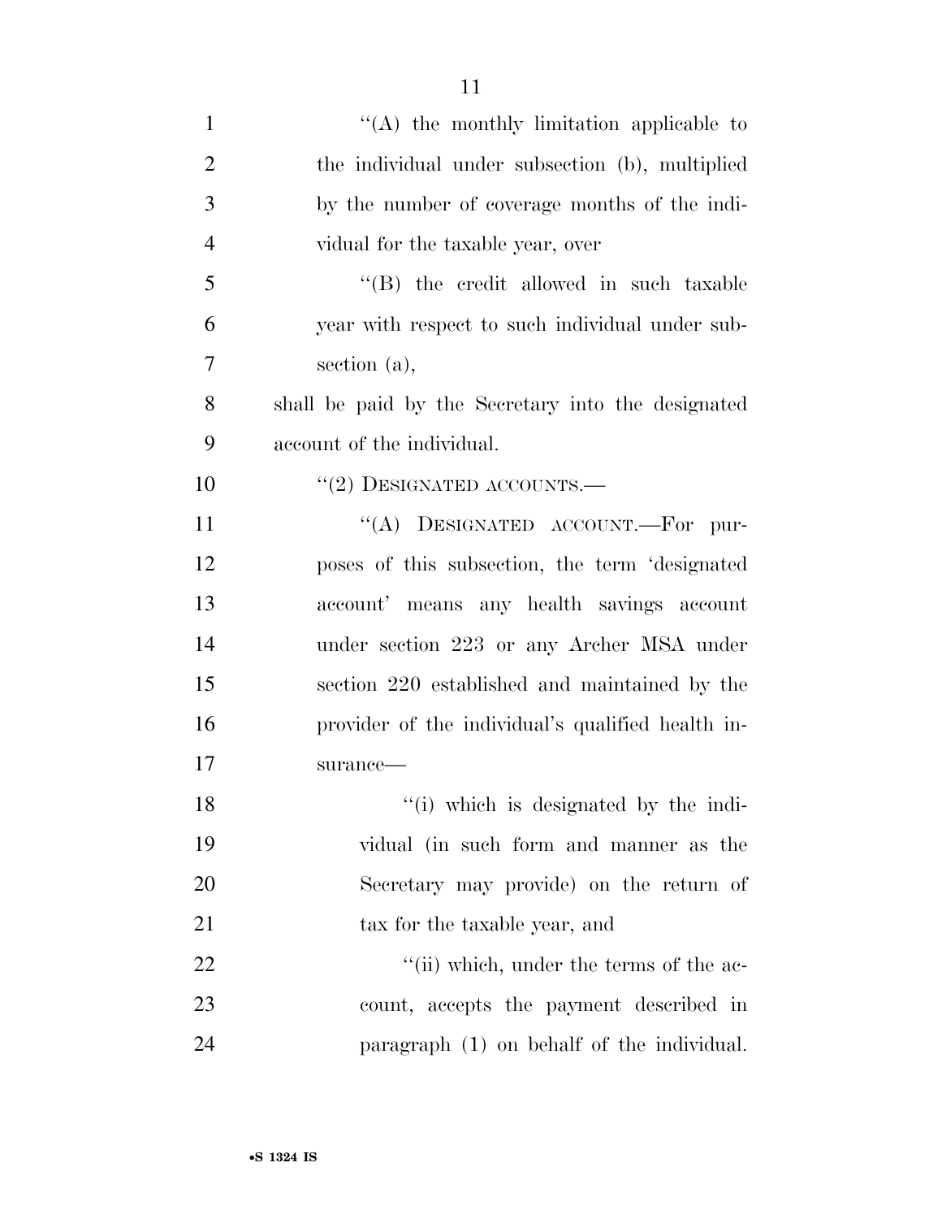"(A) the monthly limitation applicable to the individual under subsection (b), multiplied by the number of coverage months of the individual for the taxable year, over

"(B) the credit allowed in such taxable year with respect to such individual under subsection (a),

shall be paid by the Secretary into the designated account of the individual.

"(2) DESIGNATED ACCOUNTS.—

"(A) DESIGNATED ACCOUNT.—For purposes of this subsection, the term 'designated account' means any health savings account under section 223 or any Archer MSA under section 220 established and maintained by the provider of the individual's qualified health insurance—

"(i) which is designated by the individual (in such form and manner as the Secretary may provide) on the return of tax for the taxable year, and

"(ii) which, under the terms of the account, accepts the payment described in paragraph (1) on behalf of the individual.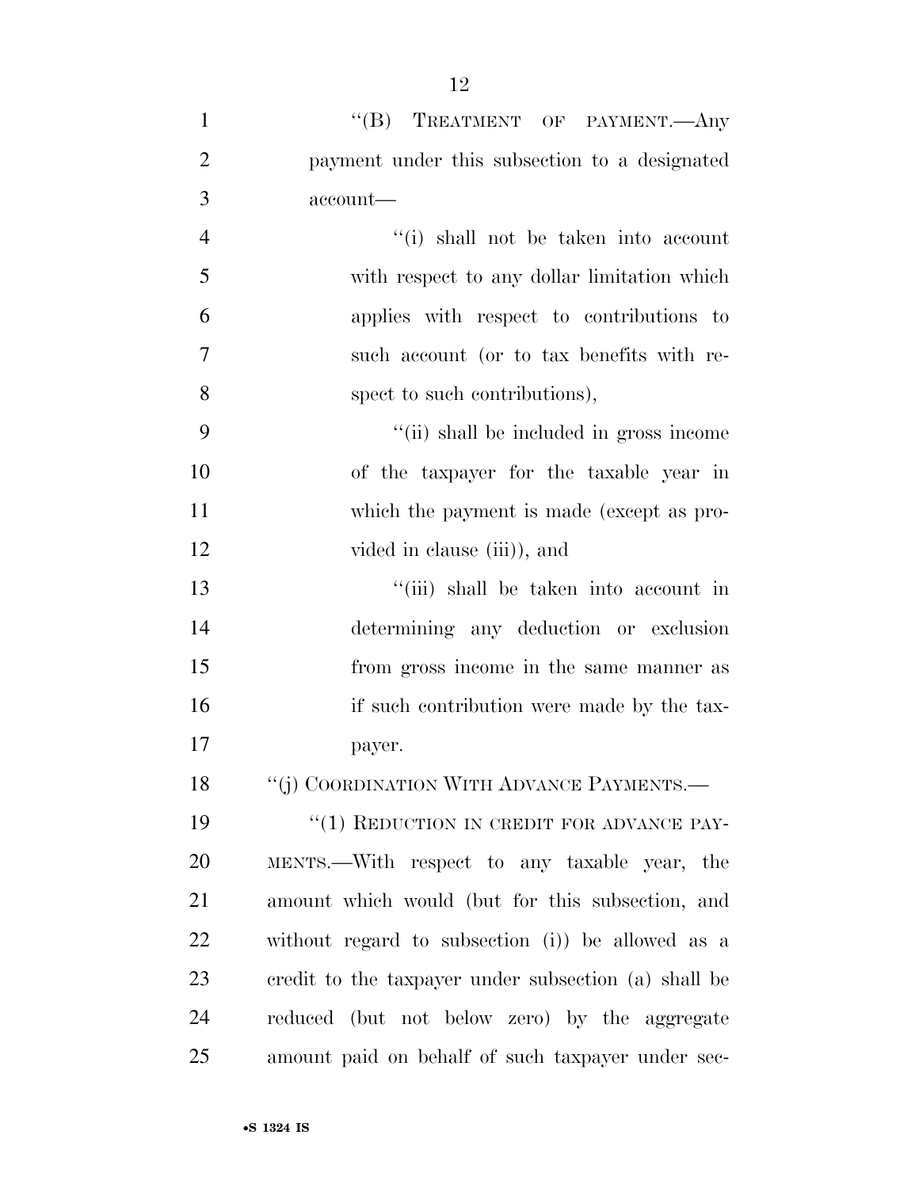"(B) TREATMENT OF PAYMENT.—Any payment under this subsection to a designated account—

"(i) shall not be taken into account with respect to any dollar limitation which applies with respect to contributions to such account (or to tax benefits with respect to such contributions),

"(ii) shall be included in gross income of the taxpayer for the taxable year in which the payment is made (except as provided in clause (iii)), and

"(iii) shall be taken into account in determining any deduction or exclusion from gross income in the same manner as if such contribution were made by the taxpayer.

"(j) COORDINATION WITH ADVANCE PAYMENTS.—

"(1) REDUCTION IN CREDIT FOR ADVANCE PAYMENTS.—With respect to any taxable year, the amount which would (but for this subsection, and without regard to subsection (i)) be allowed as a credit to the taxpayer under subsection (a) shall be reduced (but not below zero) by the aggregate amount paid on behalf of such taxpayer under sec-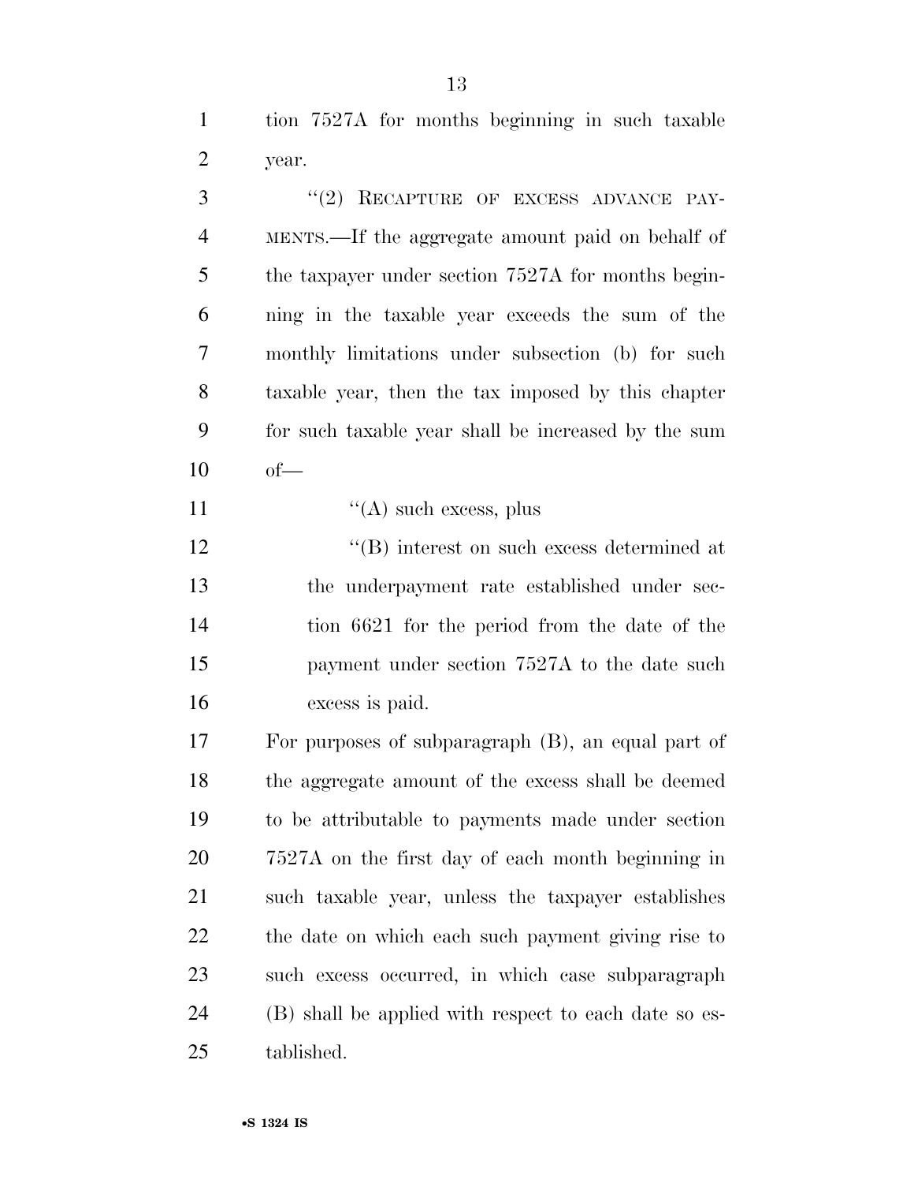tion 7527A for months beginning in such taxable year.

"(2) RECAPTURE OF EXCESS ADVANCE PAYMENTS.—If the aggregate amount paid on behalf of the taxpayer under section 7527A for months beginning in the taxable year exceeds the sum of the monthly limitations under subsection (b) for such taxable year, then the tax imposed by this chapter for such taxable year shall be increased by the sum of—

"(A) such excess, plus

"(B) interest on such excess determined at the underpayment rate established under section 6621 for the period from the date of the payment under section 7527A to the date such excess is paid.

For purposes of subparagraph (B), an equal part of the aggregate amount of the excess shall be deemed to be attributable to payments made under section 7527A on the first day of each month beginning in such taxable year, unless the taxpayer establishes the date on which each such payment giving rise to such excess occurred, in which case subparagraph (B) shall be applied with respect to each date so established.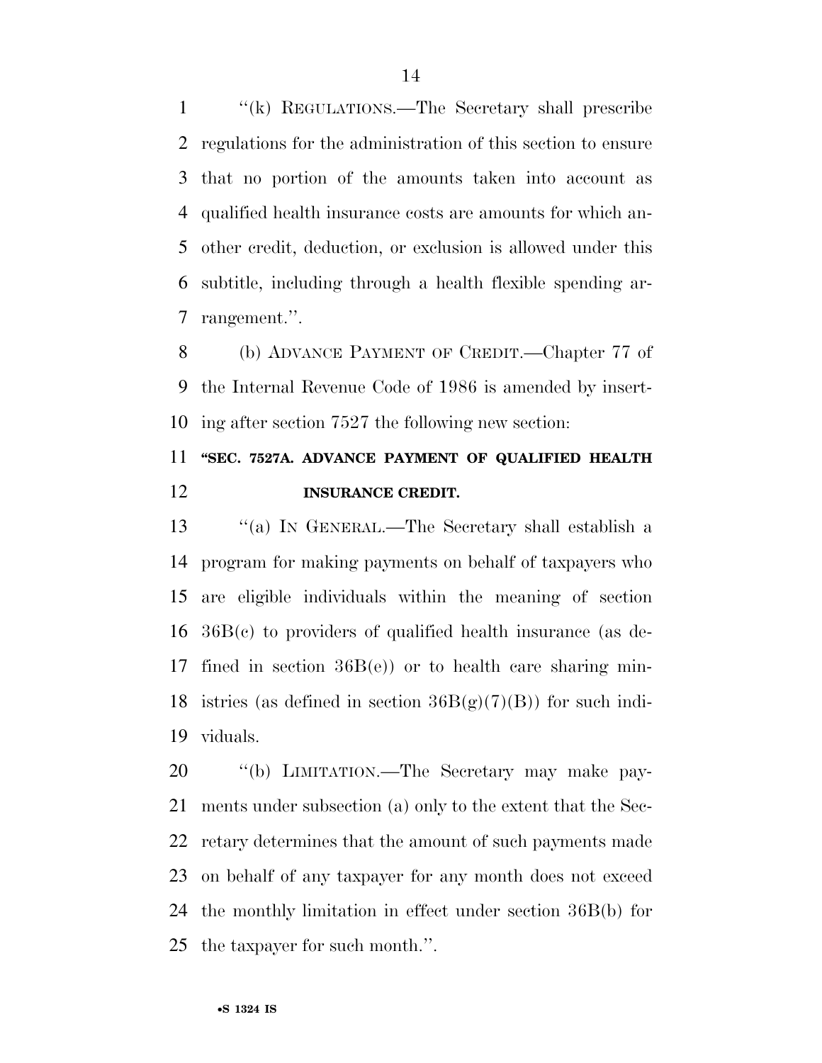"(k) REGULATIONS.—The Secretary shall prescribe regulations for the administration of this section to ensure that no portion of the amounts taken into account as qualified health insurance costs are amounts for which another credit, deduction, or exclusion is allowed under this subtitle, including through a health flexible spending arrangement.".

(b) ADVANCE PAYMENT OF CREDIT.—Chapter 77 of the Internal Revenue Code of 1986 is amended by inserting after section 7527 the following new section:

**"SEC. 7527A. ADVANCE PAYMENT OF QUALIFIED HEALTH INSURANCE CREDIT.**

"(a) IN GENERAL.—The Secretary shall establish a program for making payments on behalf of taxpayers who are eligible individuals within the meaning of section 36B(c) to providers of qualified health insurance (as defined in section 36B(e)) or to health care sharing ministries (as defined in section 36B(g)(7)(B)) for such individuals.

"(b) LIMITATION.—The Secretary may make payments under subsection (a) only to the extent that the Secretary determines that the amount of such payments made on behalf of any taxpayer for any month does not exceed the monthly limitation in effect under section 36B(b) for the taxpayer for such month.".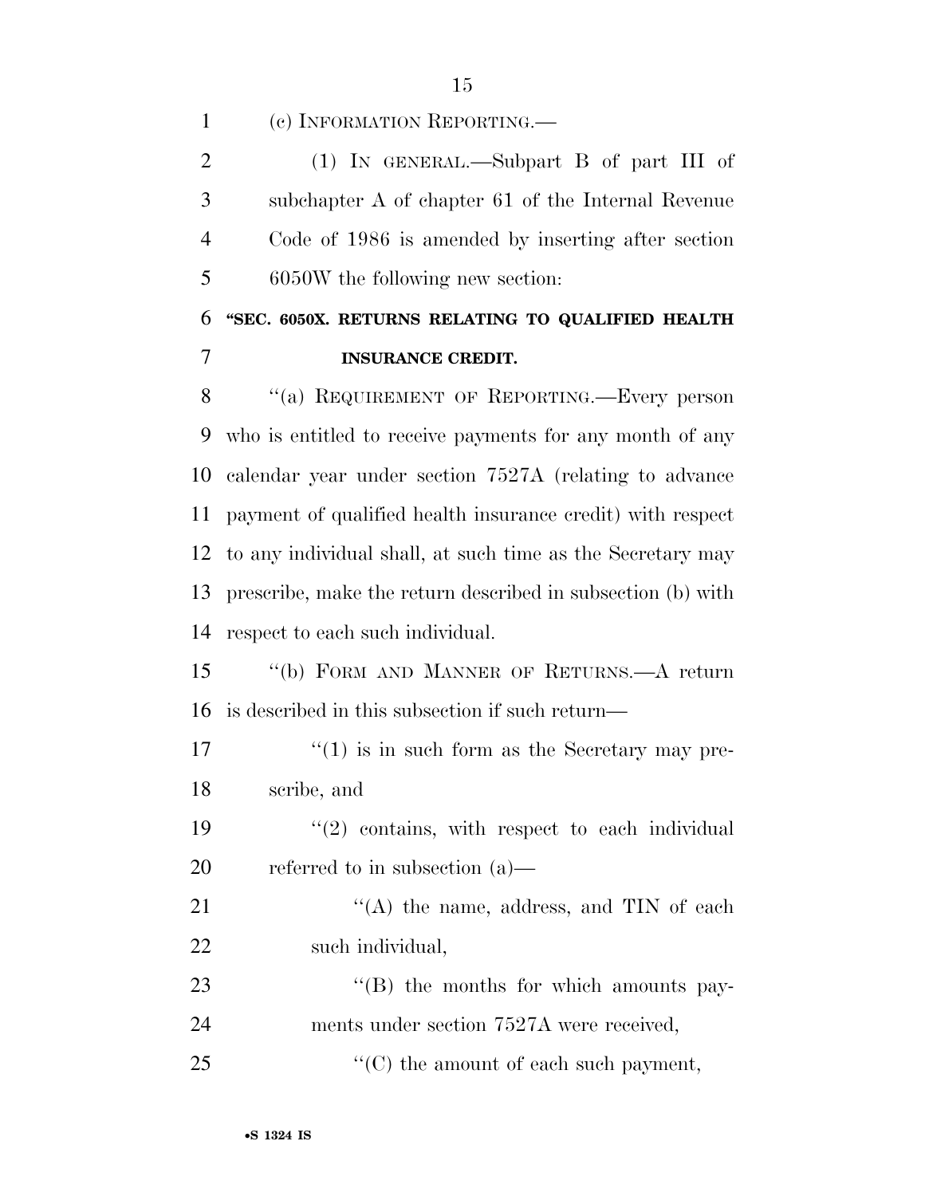(c) INFORMATION REPORTING.—

(1) IN GENERAL.—Subpart B of part III of subchapter A of chapter 61 of the Internal Revenue Code of 1986 is amended by inserting after section 6050W the following new section:

**"SEC. 6050X. RETURNS RELATING TO QUALIFIED HEALTH INSURANCE CREDIT.**

"(a) REQUIREMENT OF REPORTING.—Every person who is entitled to receive payments for any month of any calendar year under section 7527A (relating to advance payment of qualified health insurance credit) with respect to any individual shall, at such time as the Secretary may prescribe, make the return described in subsection (b) with respect to each such individual.

"(b) FORM AND MANNER OF RETURNS.—A return is described in this subsection if such return—

"(1) is in such form as the Secretary may prescribe, and

"(2) contains, with respect to each individual referred to in subsection (a)—

"(A) the name, address, and TIN of each such individual,

"(B) the months for which amounts payments under section 7527A were received,

"(C) the amount of each such payment,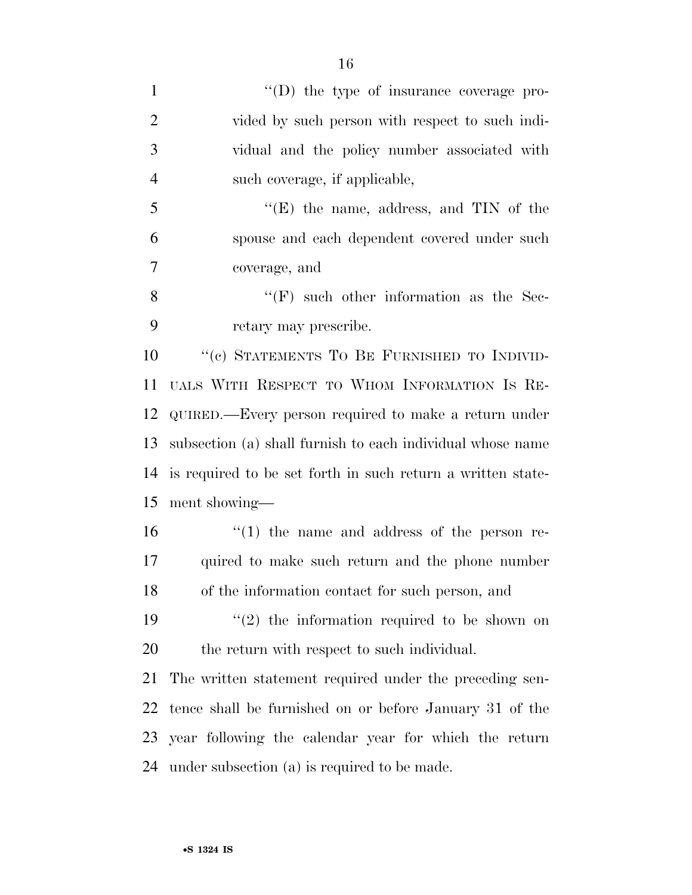''(D) the type of insurance coverage provided by such person with respect to such individual and the policy number associated with such coverage, if applicable,

''(E) the name, address, and TIN of the spouse and each dependent covered under such coverage, and

''(F) such other information as the Secretary may prescribe.

''(c) STATEMENTS TO BE FURNISHED TO INDIVIDUALS WITH RESPECT TO WHOM INFORMATION IS REQUIRED.—Every person required to make a return under subsection (a) shall furnish to each individual whose name is required to be set forth in such return a written statement showing—

''(1) the name and address of the person required to make such return and the phone number of the information contact for such person, and

''(2) the information required to be shown on the return with respect to such individual.

The written statement required under the preceding sentence shall be furnished on or before January 31 of the year following the calendar year for which the return under subsection (a) is required to be made.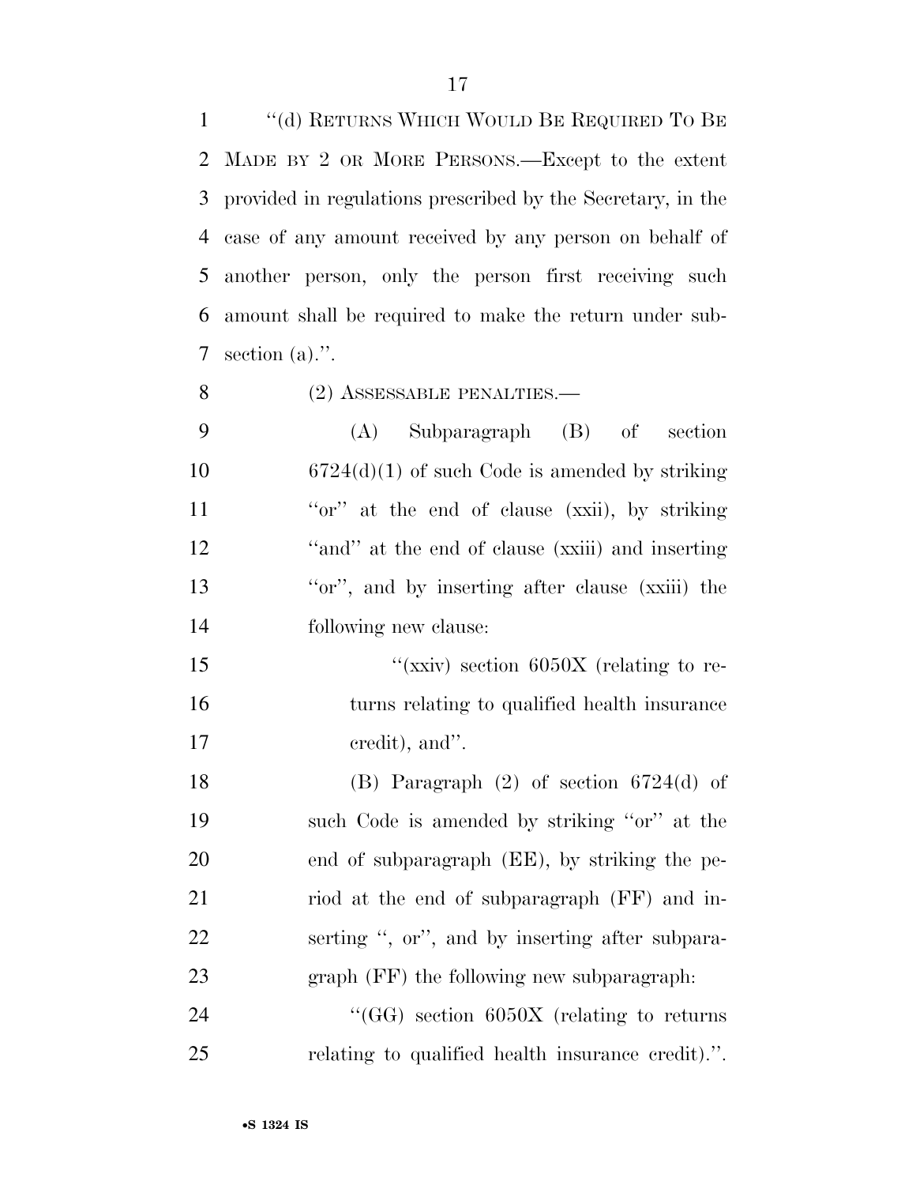"(d) RETURNS WHICH WOULD BE REQUIRED TO BE MADE BY 2 OR MORE PERSONS.—Except to the extent provided in regulations prescribed by the Secretary, in the case of any amount received by any person on behalf of another person, only the person first receiving such amount shall be required to make the return under subsection (a).".

(2) ASSESSABLE PENALTIES.—

(A) Subparagraph (B) of section 6724(d)(1) of such Code is amended by striking "or" at the end of clause (xxii), by striking "and" at the end of clause (xxiii) and inserting "or", and by inserting after clause (xxiii) the following new clause:

"(xxiv) section 6050X (relating to returns relating to qualified health insurance credit), and".

(B) Paragraph (2) of section 6724(d) of such Code is amended by striking "or" at the end of subparagraph (EE), by striking the period at the end of subparagraph (FF) and inserting ", or", and by inserting after subparagraph (FF) the following new subparagraph:

"(GG) section 6050X (relating to returns relating to qualified health insurance credit).".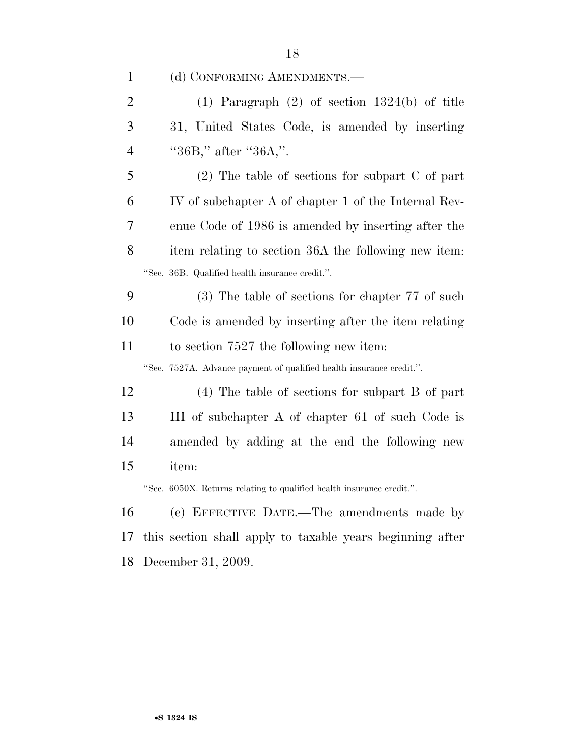(d) CONFORMING AMENDMENTS.—

(1) Paragraph (2) of section 1324(b) of title 31, United States Code, is amended by inserting ''36B,'' after ''36A,''.

(2) The table of sections for subpart C of part IV of subchapter A of chapter 1 of the Internal Revenue Code of 1986 is amended by inserting after the item relating to section 36A the following new item:

''Sec. 36B. Qualified health insurance credit.''.

(3) The table of sections for chapter 77 of such Code is amended by inserting after the item relating to section 7527 the following new item:

''Sec. 7527A. Advance payment of qualified health insurance credit.''.

(4) The table of sections for subpart B of part III of subchapter A of chapter 61 of such Code is amended by adding at the end the following new item:

''Sec. 6050X. Returns relating to qualified health insurance credit.''.

(e) EFFECTIVE DATE.—The amendments made by this section shall apply to taxable years beginning after December 31, 2009.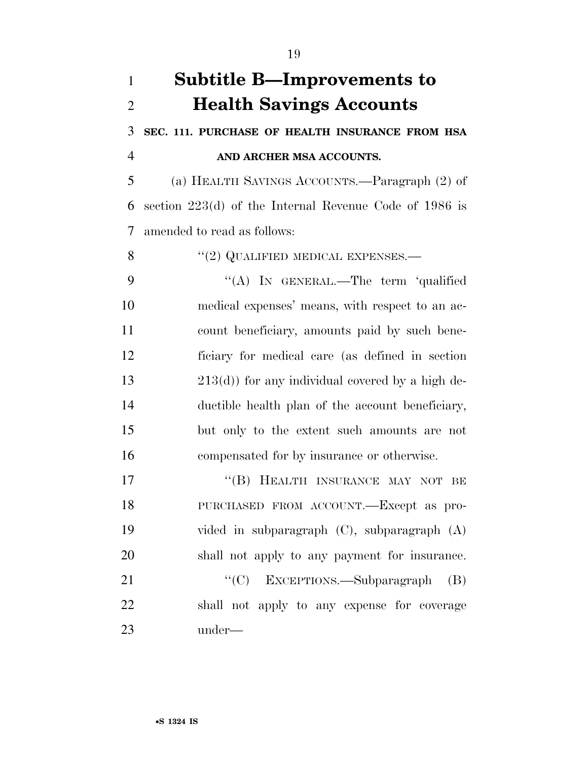# Subtitle B—Improvements to Health Savings Accounts

**SEC. 111. PURCHASE OF HEALTH INSURANCE FROM HSA AND ARCHER MSA ACCOUNTS.**

(a) HEALTH SAVINGS ACCOUNTS.—Paragraph (2) of section 223(d) of the Internal Revenue Code of 1986 is amended to read as follows:

"(2) QUALIFIED MEDICAL EXPENSES.—

"(A) IN GENERAL.—The term 'qualified medical expenses' means, with respect to an account beneficiary, amounts paid by such beneficiary for medical care (as defined in section 213(d)) for any individual covered by a high deductible health plan of the account beneficiary, but only to the extent such amounts are not compensated for by insurance or otherwise.

"(B) HEALTH INSURANCE MAY NOT BE PURCHASED FROM ACCOUNT.—Except as provided in subparagraph (C), subparagraph (A) shall not apply to any payment for insurance.

"(C) EXCEPTIONS.—Subparagraph (B) shall not apply to any expense for coverage under—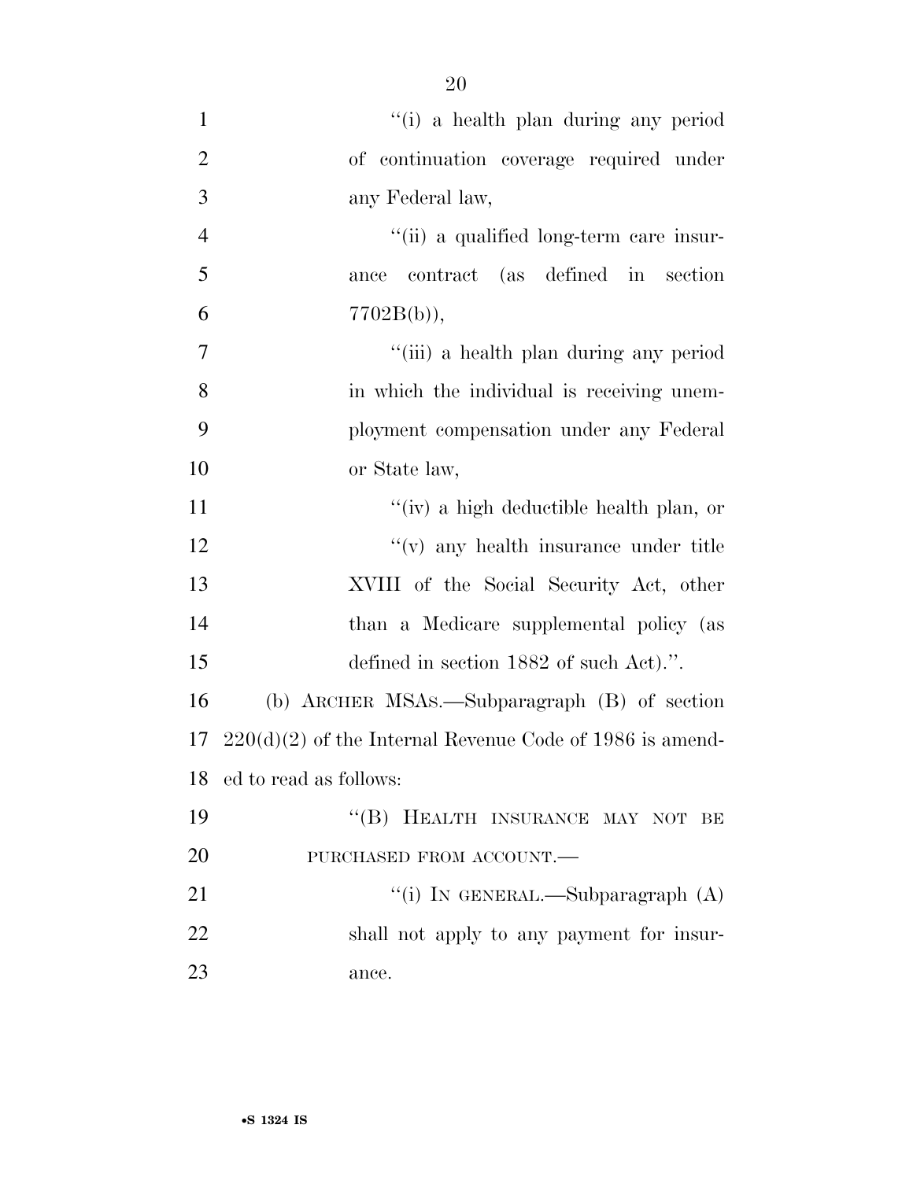"(i) a health plan during any period of continuation coverage required under any Federal law,

"(ii) a qualified long-term care insurance contract (as defined in section 7702B(b)),

"(iii) a health plan during any period in which the individual is receiving unemployment compensation under any Federal or State law,

"(iv) a high deductible health plan, or

"(v) any health insurance under title XVIII of the Social Security Act, other than a Medicare supplemental policy (as defined in section 1882 of such Act).".

(b) ARCHER MSAS.—Subparagraph (B) of section 220(d)(2) of the Internal Revenue Code of 1986 is amended to read as follows:

"(B) HEALTH INSURANCE MAY NOT BE PURCHASED FROM ACCOUNT.—

"(i) IN GENERAL.—Subparagraph (A) shall not apply to any payment for insurance.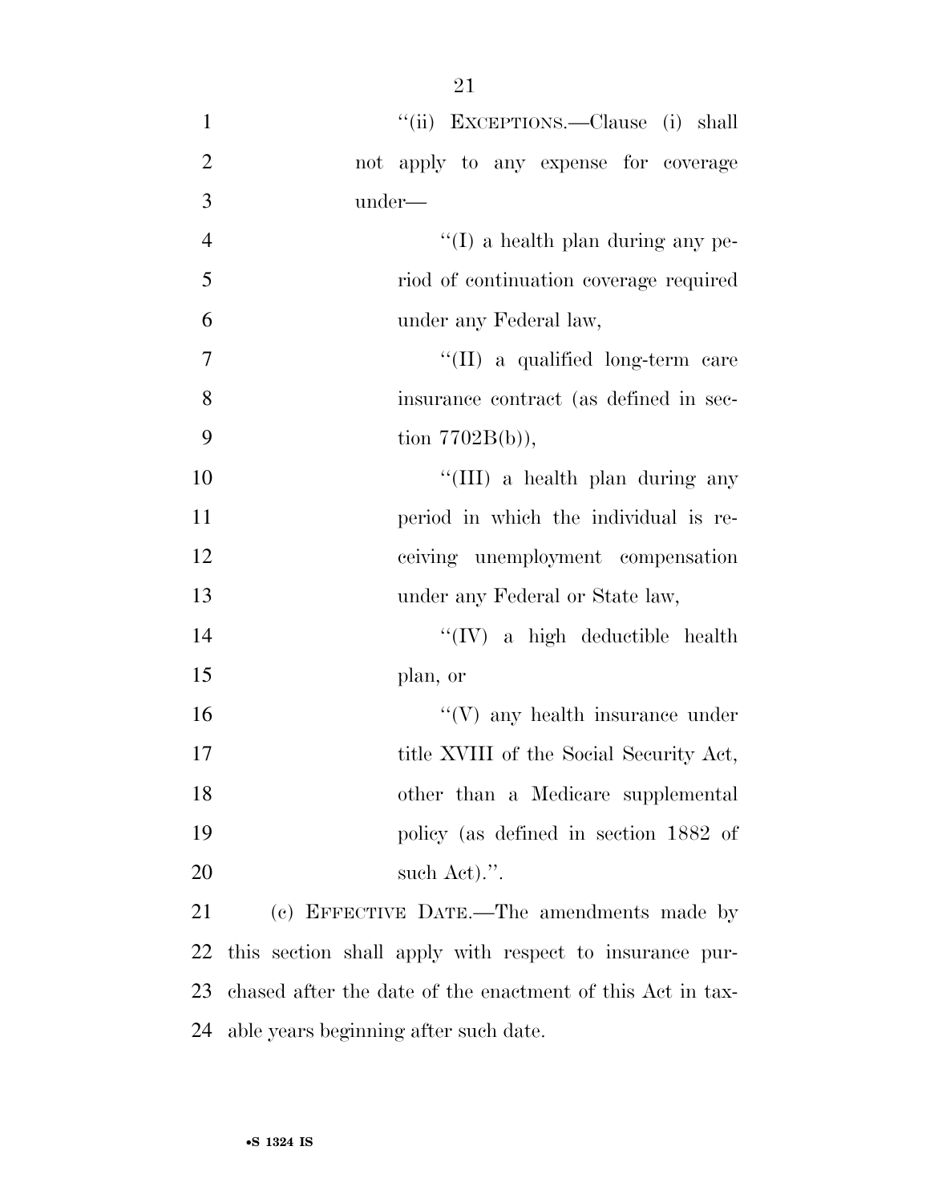"(ii) EXCEPTIONS.—Clause (i) shall not apply to any expense for coverage under—

"(I) a health plan during any period of continuation coverage required under any Federal law,

"(II) a qualified long-term care insurance contract (as defined in section 7702B(b)),

"(III) a health plan during any period in which the individual is receiving unemployment compensation under any Federal or State law,

"(IV) a high deductible health plan, or

"(V) any health insurance under title XVIII of the Social Security Act, other than a Medicare supplemental policy (as defined in section 1882 of such Act).".

(c) EFFECTIVE DATE.—The amendments made by this section shall apply with respect to insurance purchased after the date of the enactment of this Act in taxable years beginning after such date.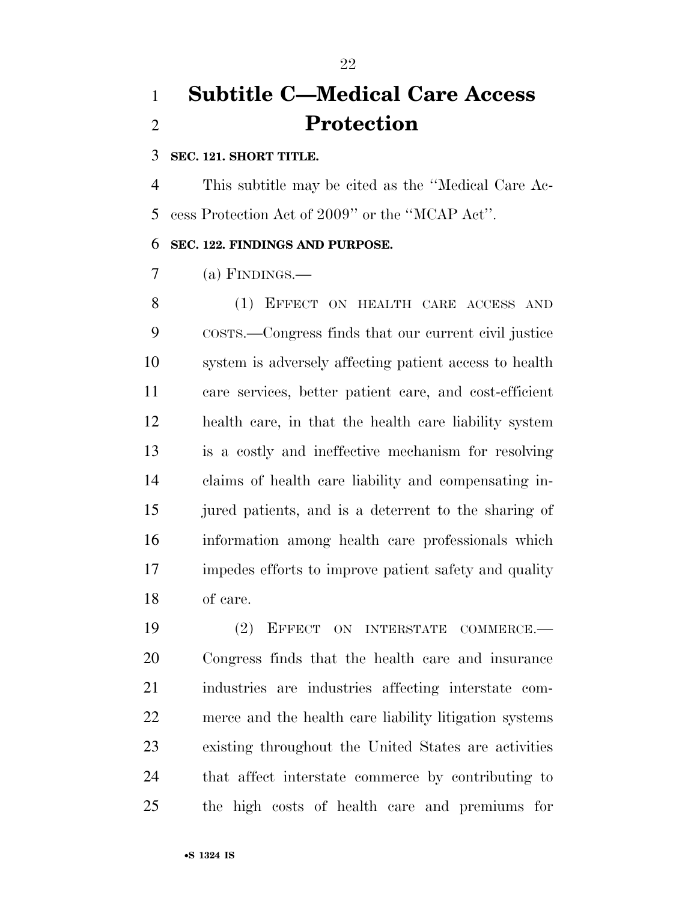# Subtitle C—Medical Care Access Protection

### SEC. 121. SHORT TITLE.

This subtitle may be cited as the ''Medical Care Access Protection Act of 2009'' or the ''MCAP Act''.

### SEC. 122. FINDINGS AND PURPOSE.

(a) FINDINGS.—

(1) EFFECT ON HEALTH CARE ACCESS AND COSTS.—Congress finds that our current civil justice system is adversely affecting patient access to health care services, better patient care, and cost-efficient health care, in that the health care liability system is a costly and ineffective mechanism for resolving claims of health care liability and compensating injured patients, and is a deterrent to the sharing of information among health care professionals which impedes efforts to improve patient safety and quality of care.

(2) EFFECT ON INTERSTATE COMMERCE.—Congress finds that the health care and insurance industries are industries affecting interstate commerce and the health care liability litigation systems existing throughout the United States are activities that affect interstate commerce by contributing to the high costs of health care and premiums for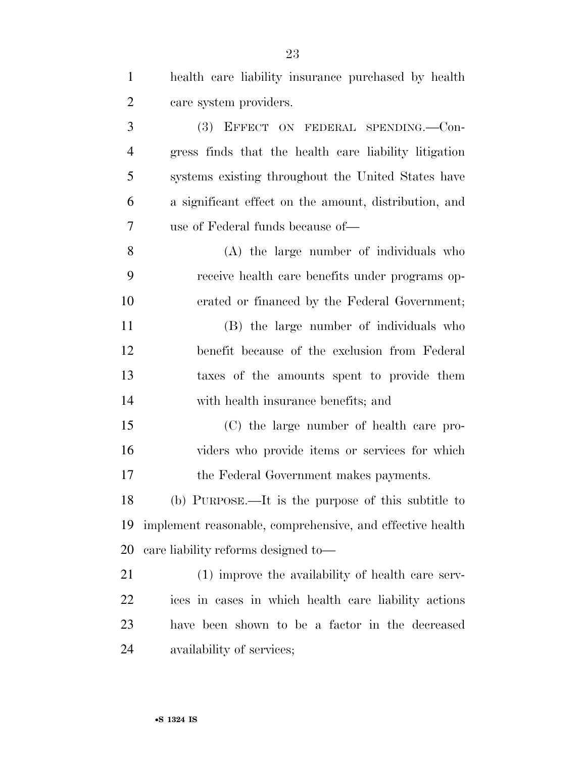health care liability insurance purchased by health care system providers.

(3) EFFECT ON FEDERAL SPENDING.—Congress finds that the health care liability litigation systems existing throughout the United States have a significant effect on the amount, distribution, and use of Federal funds because of—

(A) the large number of individuals who receive health care benefits under programs operated or financed by the Federal Government;

(B) the large number of individuals who benefit because of the exclusion from Federal taxes of the amounts spent to provide them with health insurance benefits; and

(C) the large number of health care providers who provide items or services for which the Federal Government makes payments.

(b) PURPOSE.—It is the purpose of this subtitle to implement reasonable, comprehensive, and effective health care liability reforms designed to—

(1) improve the availability of health care services in cases in which health care liability actions have been shown to be a factor in the decreased availability of services;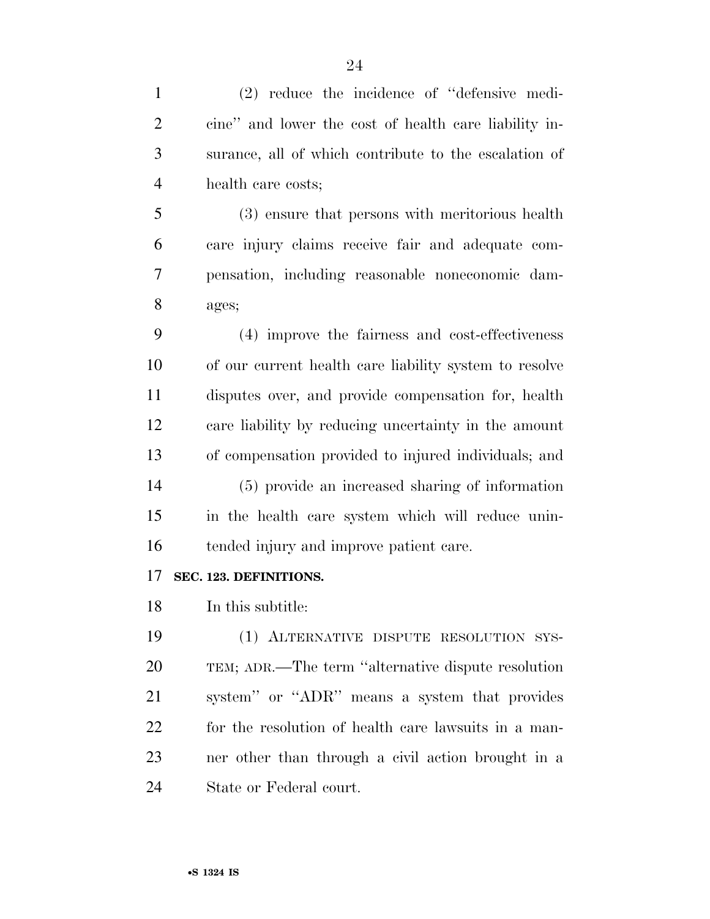(2) reduce the incidence of "defensive medicine" and lower the cost of health care liability insurance, all of which contribute to the escalation of health care costs;

(3) ensure that persons with meritorious health care injury claims receive fair and adequate compensation, including reasonable noneconomic damages;

(4) improve the fairness and cost-effectiveness of our current health care liability system to resolve disputes over, and provide compensation for, health care liability by reducing uncertainty in the amount of compensation provided to injured individuals; and

(5) provide an increased sharing of information in the health care system which will reduce unintended injury and improve patient care.

**SEC. 123. DEFINITIONS.**

In this subtitle:

(1) ALTERNATIVE DISPUTE RESOLUTION SYSTEM; ADR.—The term "alternative dispute resolution system" or "ADR" means a system that provides for the resolution of health care lawsuits in a manner other than through a civil action brought in a State or Federal court.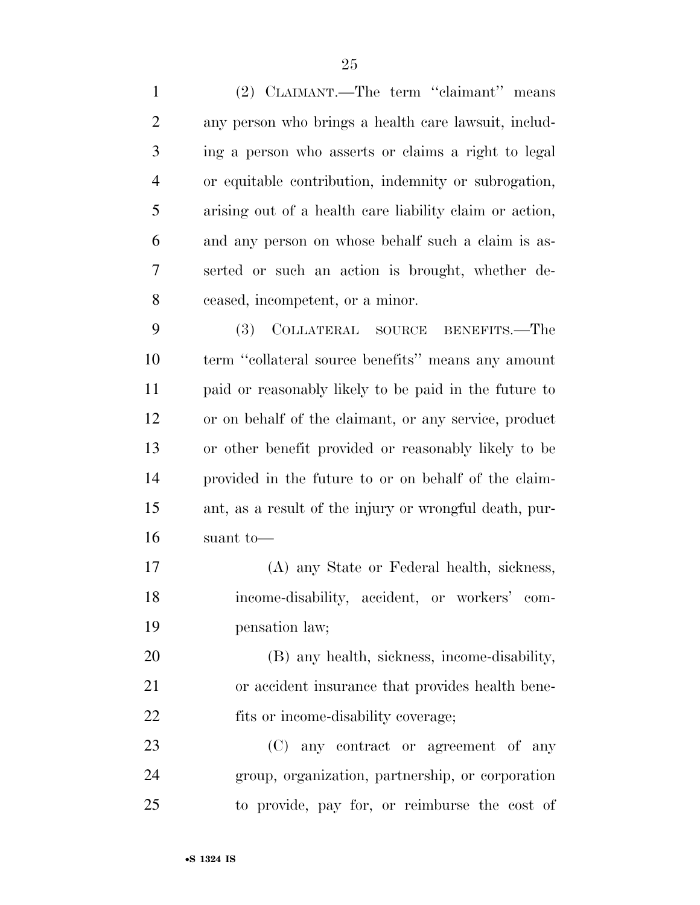(2) CLAIMANT.—The term ''claimant'' means any person who brings a health care lawsuit, including a person who asserts or claims a right to legal or equitable contribution, indemnity or subrogation, arising out of a health care liability claim or action, and any person on whose behalf such a claim is asserted or such an action is brought, whether deceased, incompetent, or a minor.

(3) COLLATERAL SOURCE BENEFITS.—The term ''collateral source benefits'' means any amount paid or reasonably likely to be paid in the future to or on behalf of the claimant, or any service, product or other benefit provided or reasonably likely to be provided in the future to or on behalf of the claimant, as a result of the injury or wrongful death, pursuant to—

(A) any State or Federal health, sickness, income-disability, accident, or workers' compensation law;

(B) any health, sickness, income-disability, or accident insurance that provides health benefits or income-disability coverage;

(C) any contract or agreement of any group, organization, partnership, or corporation to provide, pay for, or reimburse the cost of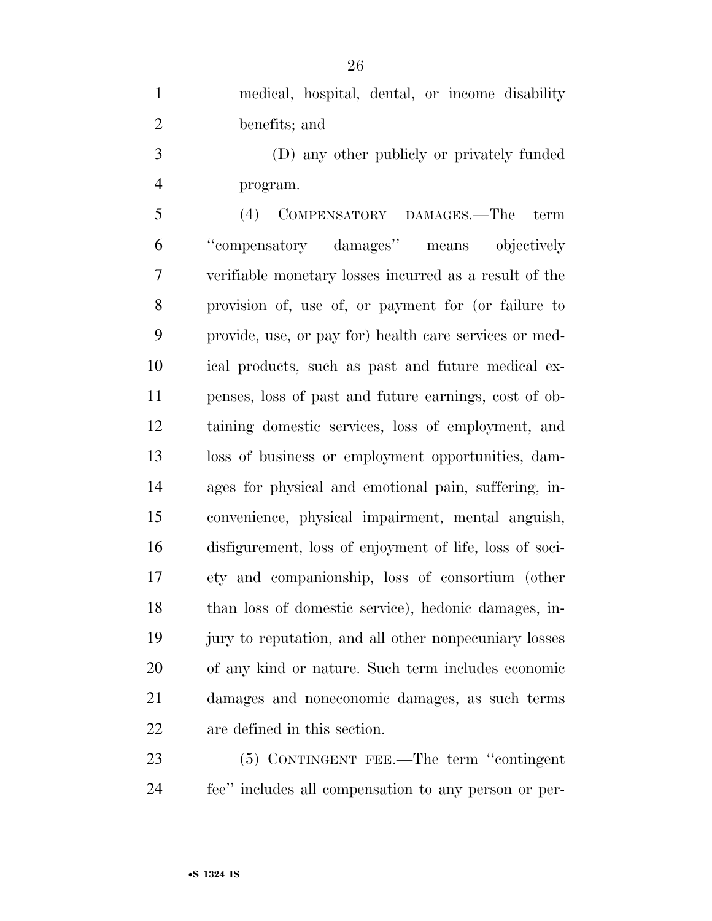medical, hospital, dental, or income disability benefits; and

(D) any other publicly or privately funded program.

(4) COMPENSATORY DAMAGES.—The term ''compensatory damages'' means objectively verifiable monetary losses incurred as a result of the provision of, use of, or payment for (or failure to provide, use, or pay for) health care services or medical products, such as past and future medical expenses, loss of past and future earnings, cost of obtaining domestic services, loss of employment, and loss of business or employment opportunities, damages for physical and emotional pain, suffering, inconvenience, physical impairment, mental anguish, disfigurement, loss of enjoyment of life, loss of society and companionship, loss of consortium (other than loss of domestic service), hedonic damages, injury to reputation, and all other nonpecuniary losses of any kind or nature. Such term includes economic damages and noneconomic damages, as such terms are defined in this section.

(5) CONTINGENT FEE.—The term ''contingent fee'' includes all compensation to any person or per-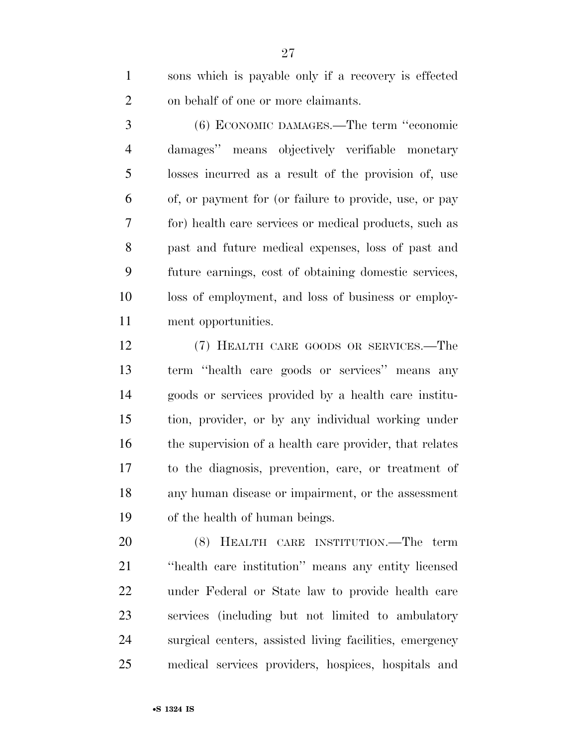sons which is payable only if a recovery is effected on behalf of one or more claimants.

(6) ECONOMIC DAMAGES.—The term ''economic damages'' means objectively verifiable monetary losses incurred as a result of the provision of, use of, or payment for (or failure to provide, use, or pay for) health care services or medical products, such as past and future medical expenses, loss of past and future earnings, cost of obtaining domestic services, loss of employment, and loss of business or employment opportunities.

(7) HEALTH CARE GOODS OR SERVICES.—The term ''health care goods or services'' means any goods or services provided by a health care institution, provider, or by any individual working under the supervision of a health care provider, that relates to the diagnosis, prevention, care, or treatment of any human disease or impairment, or the assessment of the health of human beings.

(8) HEALTH CARE INSTITUTION.—The term ''health care institution'' means any entity licensed under Federal or State law to provide health care services (including but not limited to ambulatory surgical centers, assisted living facilities, emergency medical services providers, hospices, hospitals and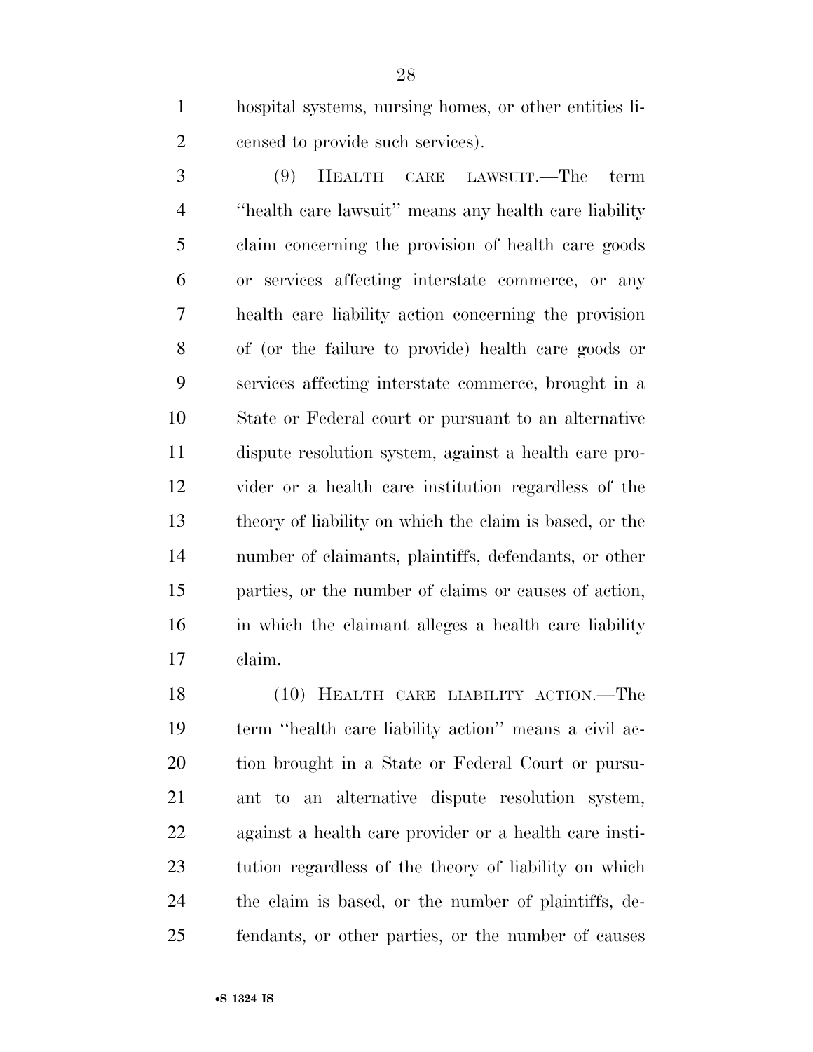hospital systems, nursing homes, or other entities licensed to provide such services).

(9) HEALTH CARE LAWSUIT.—The term ''health care lawsuit'' means any health care liability claim concerning the provision of health care goods or services affecting interstate commerce, or any health care liability action concerning the provision of (or the failure to provide) health care goods or services affecting interstate commerce, brought in a State or Federal court or pursuant to an alternative dispute resolution system, against a health care provider or a health care institution regardless of the theory of liability on which the claim is based, or the number of claimants, plaintiffs, defendants, or other parties, or the number of claims or causes of action, in which the claimant alleges a health care liability claim.

(10) HEALTH CARE LIABILITY ACTION.—The term ''health care liability action'' means a civil action brought in a State or Federal Court or pursuant to an alternative dispute resolution system, against a health care provider or a health care institution regardless of the theory of liability on which the claim is based, or the number of plaintiffs, defendants, or other parties, or the number of causes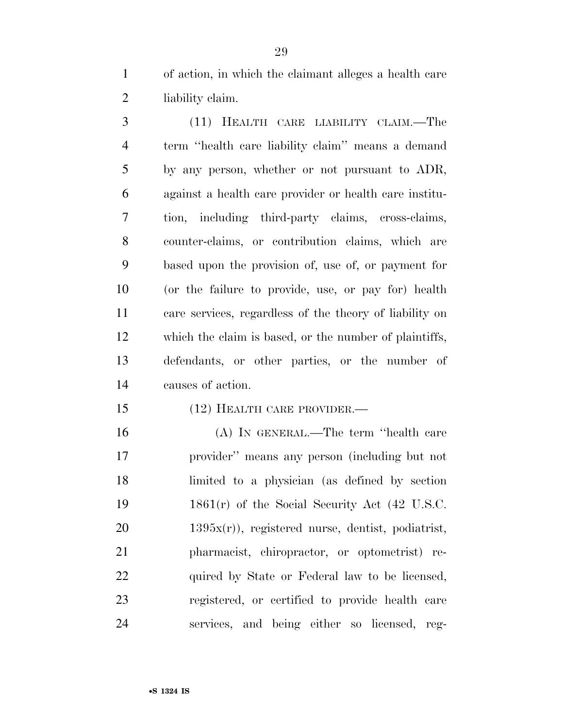of action, in which the claimant alleges a health care liability claim.

(11) HEALTH CARE LIABILITY CLAIM.—The term ''health care liability claim'' means a demand by any person, whether or not pursuant to ADR, against a health care provider or health care institution, including third-party claims, cross-claims, counter-claims, or contribution claims, which are based upon the provision of, use of, or payment for (or the failure to provide, use, or pay for) health care services, regardless of the theory of liability on which the claim is based, or the number of plaintiffs, defendants, or other parties, or the number of causes of action.

(12) HEALTH CARE PROVIDER.—

(A) IN GENERAL.—The term ''health care provider'' means any person (including but not limited to a physician (as defined by section 1861(r) of the Social Security Act (42 U.S.C. 1395x(r)), registered nurse, dentist, podiatrist, pharmacist, chiropractor, or optometrist) required by State or Federal law to be licensed, registered, or certified to provide health care services, and being either so licensed, reg-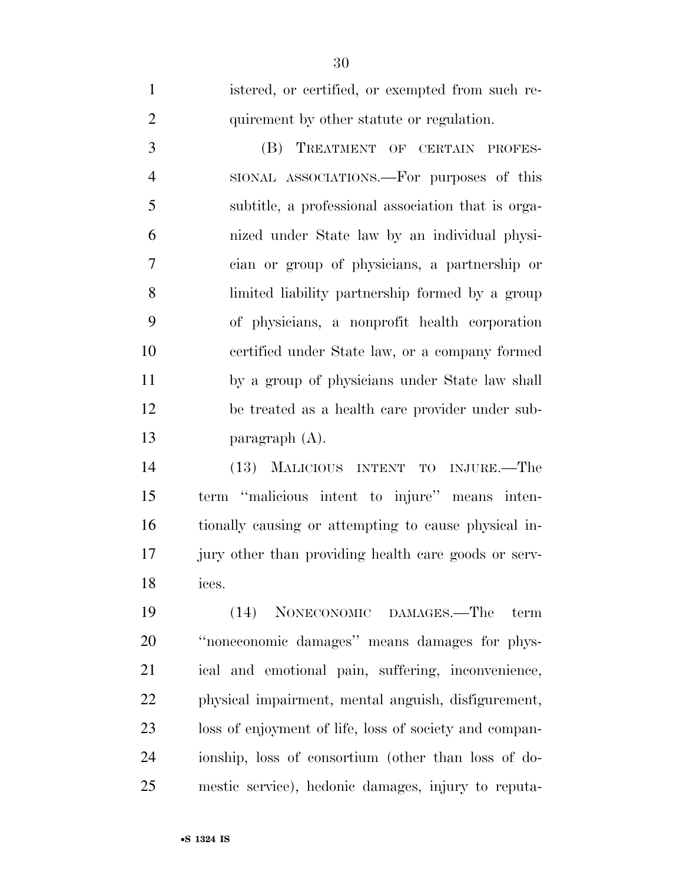istered, or certified, or exempted from such requirement by other statute or regulation.

(B) TREATMENT OF CERTAIN PROFESSIONAL ASSOCIATIONS.—For purposes of this subtitle, a professional association that is organized under State law by an individual physician or group of physicians, a partnership or limited liability partnership formed by a group of physicians, a nonprofit health corporation certified under State law, or a company formed by a group of physicians under State law shall be treated as a health care provider under subparagraph (A).

(13) MALICIOUS INTENT TO INJURE.—The term ''malicious intent to injure'' means intentionally causing or attempting to cause physical injury other than providing health care goods or services.

(14) NONECONOMIC DAMAGES.—The term ''noneconomic damages'' means damages for physical and emotional pain, suffering, inconvenience, physical impairment, mental anguish, disfigurement, loss of enjoyment of life, loss of society and companionship, loss of consortium (other than loss of domestic service), hedonic damages, injury to reputa-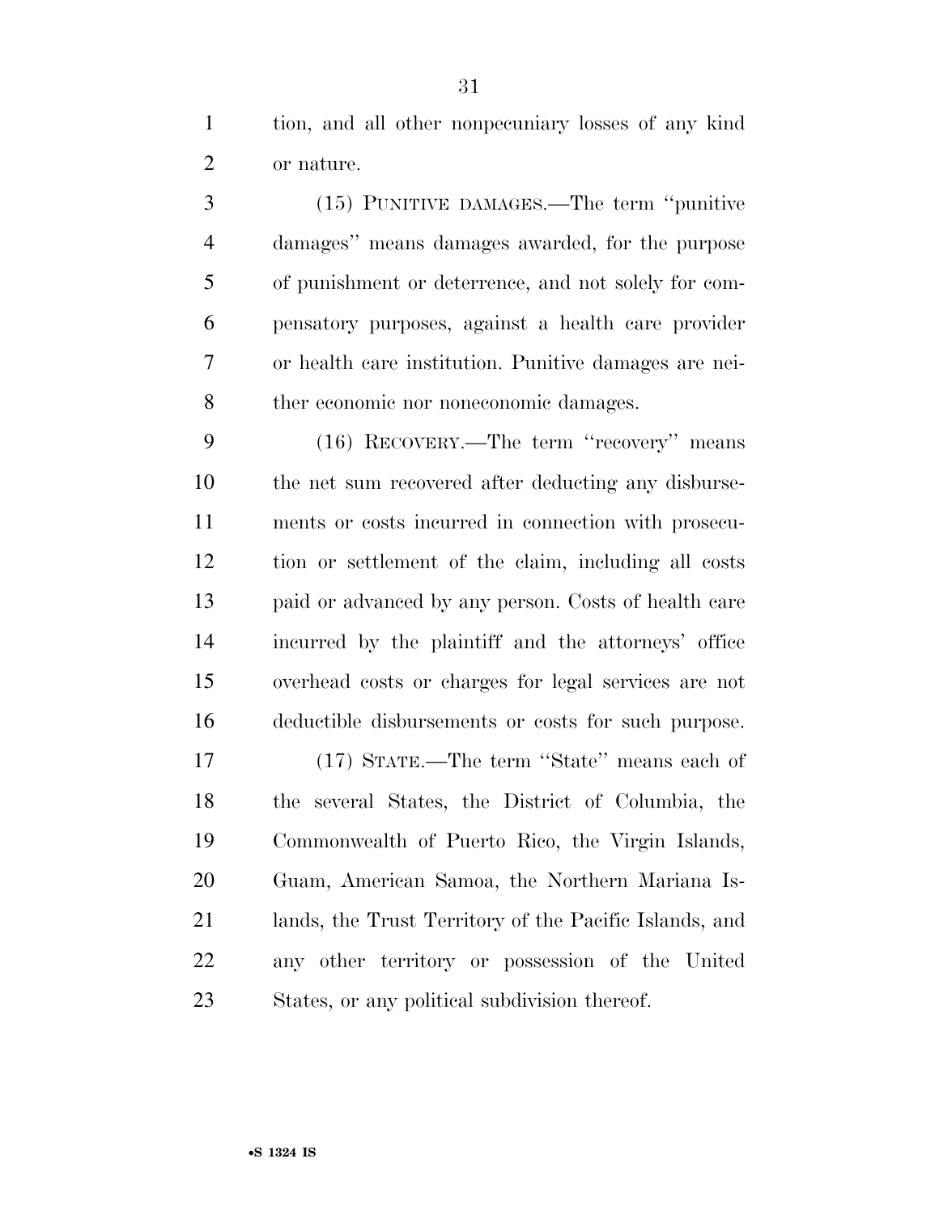tion, and all other nonpecuniary losses of any kind or nature.

(15) PUNITIVE DAMAGES.—The term ''punitive damages'' means damages awarded, for the purpose of punishment or deterrence, and not solely for compensatory purposes, against a health care provider or health care institution. Punitive damages are neither economic nor noneconomic damages.

(16) RECOVERY.—The term ''recovery'' means the net sum recovered after deducting any disbursements or costs incurred in connection with prosecution or settlement of the claim, including all costs paid or advanced by any person. Costs of health care incurred by the plaintiff and the attorneys' office overhead costs or charges for legal services are not deductible disbursements or costs for such purpose.

(17) STATE.—The term ''State'' means each of the several States, the District of Columbia, the Commonwealth of Puerto Rico, the Virgin Islands, Guam, American Samoa, the Northern Mariana Islands, the Trust Territory of the Pacific Islands, and any other territory or possession of the United States, or any political subdivision thereof.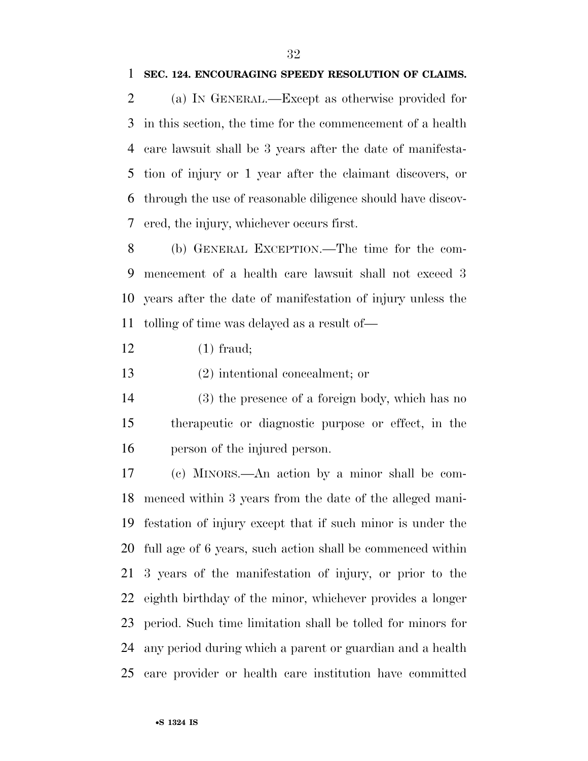**SEC. 124. ENCOURAGING SPEEDY RESOLUTION OF CLAIMS.**

(a) IN GENERAL.—Except as otherwise provided for in this section, the time for the commencement of a health care lawsuit shall be 3 years after the date of manifestation of injury or 1 year after the claimant discovers, or through the use of reasonable diligence should have discovered, the injury, whichever occurs first.

(b) GENERAL EXCEPTION.—The time for the commencement of a health care lawsuit shall not exceed 3 years after the date of manifestation of injury unless the tolling of time was delayed as a result of—

(1) fraud;

(2) intentional concealment; or

(3) the presence of a foreign body, which has no therapeutic or diagnostic purpose or effect, in the person of the injured person.

(c) MINORS.—An action by a minor shall be commenced within 3 years from the date of the alleged manifestation of injury except that if such minor is under the full age of 6 years, such action shall be commenced within 3 years of the manifestation of injury, or prior to the eighth birthday of the minor, whichever provides a longer period. Such time limitation shall be tolled for minors for any period during which a parent or guardian and a health care provider or health care institution have committed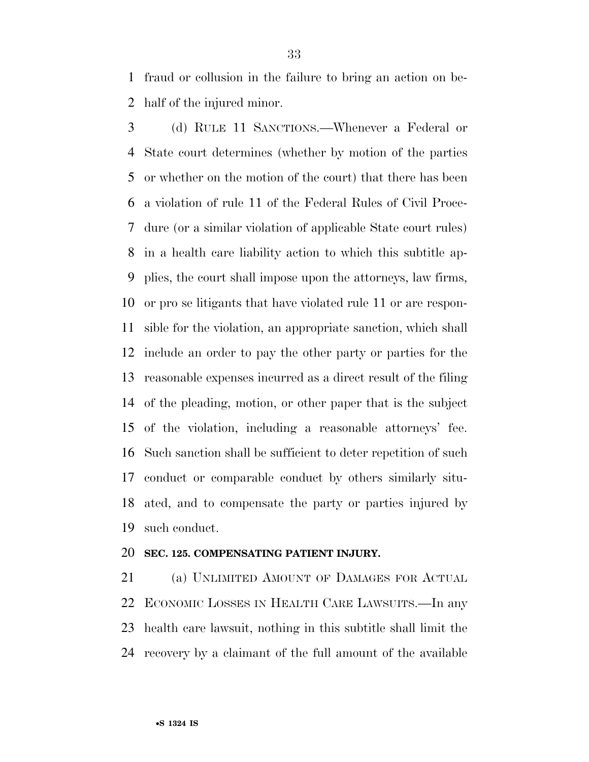fraud or collusion in the failure to bring an action on behalf of the injured minor.

(d) RULE 11 SANCTIONS.—Whenever a Federal or State court determines (whether by motion of the parties or whether on the motion of the court) that there has been a violation of rule 11 of the Federal Rules of Civil Procedure (or a similar violation of applicable State court rules) in a health care liability action to which this subtitle applies, the court shall impose upon the attorneys, law firms, or pro se litigants that have violated rule 11 or are responsible for the violation, an appropriate sanction, which shall include an order to pay the other party or parties for the reasonable expenses incurred as a direct result of the filing of the pleading, motion, or other paper that is the subject of the violation, including a reasonable attorneys' fee. Such sanction shall be sufficient to deter repetition of such conduct or comparable conduct by others similarly situated, and to compensate the party or parties injured by such conduct.

### SEC. 125. COMPENSATING PATIENT INJURY.

(a) UNLIMITED AMOUNT OF DAMAGES FOR ACTUAL ECONOMIC LOSSES IN HEALTH CARE LAWSUITS.—In any health care lawsuit, nothing in this subtitle shall limit the recovery by a claimant of the full amount of the available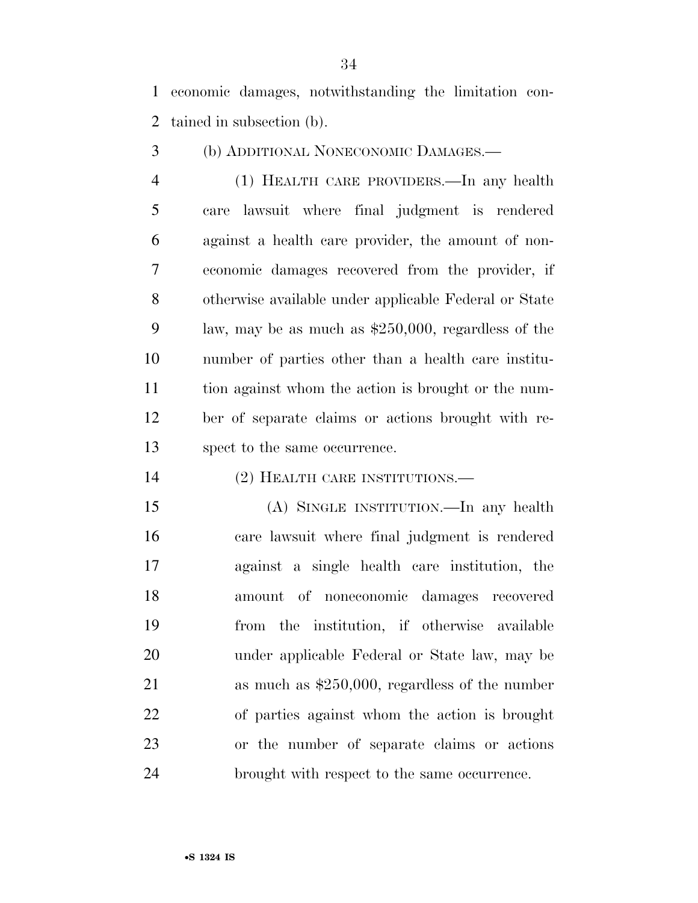economic damages, notwithstanding the limitation contained in subsection (b).

(b) ADDITIONAL NONECONOMIC DAMAGES.—

(1) HEALTH CARE PROVIDERS.—In any health care lawsuit where final judgment is rendered against a health care provider, the amount of noneconomic damages recovered from the provider, if otherwise available under applicable Federal or State law, may be as much as $250,000, regardless of the number of parties other than a health care institution against whom the action is brought or the number of separate claims or actions brought with respect to the same occurrence.

(2) HEALTH CARE INSTITUTIONS.—

(A) SINGLE INSTITUTION.—In any health care lawsuit where final judgment is rendered against a single health care institution, the amount of noneconomic damages recovered from the institution, if otherwise available under applicable Federal or State law, may be as much as $250,000, regardless of the number of parties against whom the action is brought or the number of separate claims or actions brought with respect to the same occurrence.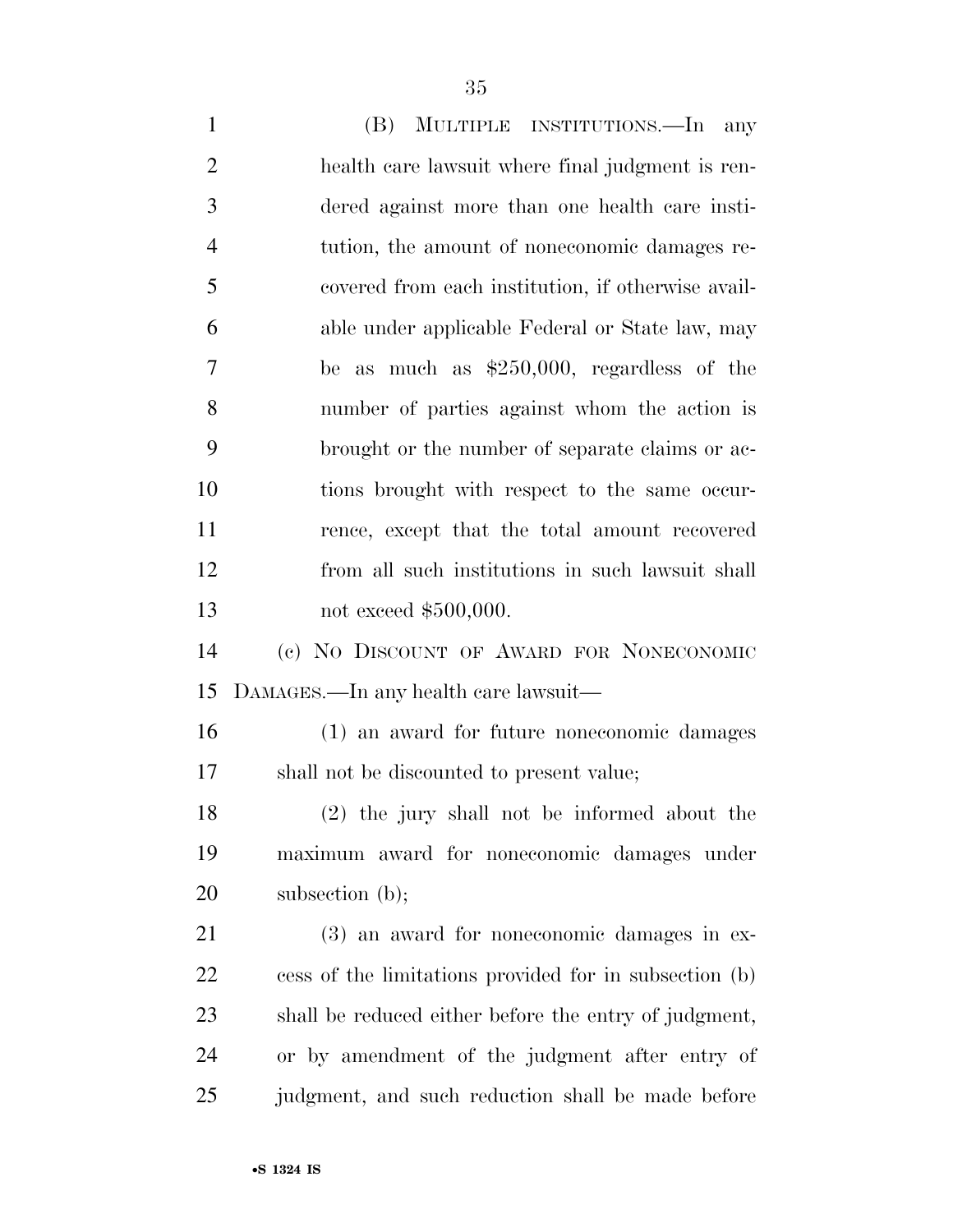(B) MULTIPLE INSTITUTIONS.—In any health care lawsuit where final judgment is rendered against more than one health care institution, the amount of noneconomic damages recovered from each institution, if otherwise available under applicable Federal or State law, may be as much as $250,000, regardless of the number of parties against whom the action is brought or the number of separate claims or actions brought with respect to the same occurrence, except that the total amount recovered from all such institutions in such lawsuit shall not exceed $500,000.

(c) NO DISCOUNT OF AWARD FOR NONECONOMIC DAMAGES.—In any health care lawsuit—

(1) an award for future noneconomic damages shall not be discounted to present value;

(2) the jury shall not be informed about the maximum award for noneconomic damages under subsection (b);

(3) an award for noneconomic damages in excess of the limitations provided for in subsection (b) shall be reduced either before the entry of judgment, or by amendment of the judgment after entry of judgment, and such reduction shall be made before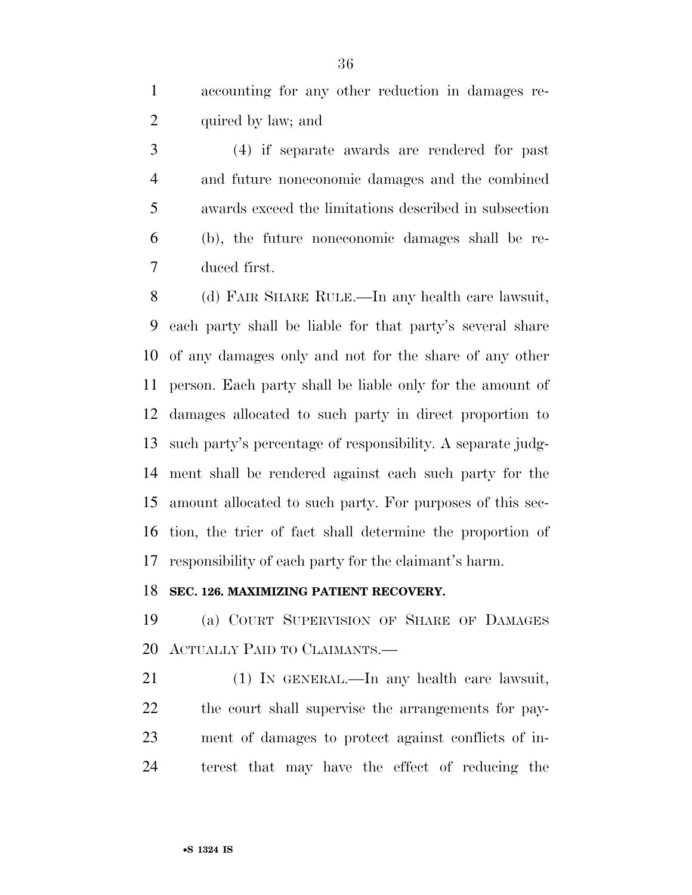accounting for any other reduction in damages required by law; and

(4) if separate awards are rendered for past and future noneconomic damages and the combined awards exceed the limitations described in subsection (b), the future noneconomic damages shall be reduced first.

(d) FAIR SHARE RULE.—In any health care lawsuit, each party shall be liable for that party's several share of any damages only and not for the share of any other person. Each party shall be liable only for the amount of damages allocated to such party in direct proportion to such party's percentage of responsibility. A separate judgment shall be rendered against each such party for the amount allocated to such party. For purposes of this section, the trier of fact shall determine the proportion of responsibility of each party for the claimant's harm.

**SEC. 126. MAXIMIZING PATIENT RECOVERY.**

(a) COURT SUPERVISION OF SHARE OF DAMAGES ACTUALLY PAID TO CLAIMANTS.—

(1) IN GENERAL.—In any health care lawsuit, the court shall supervise the arrangements for payment of damages to protect against conflicts of interest that may have the effect of reducing the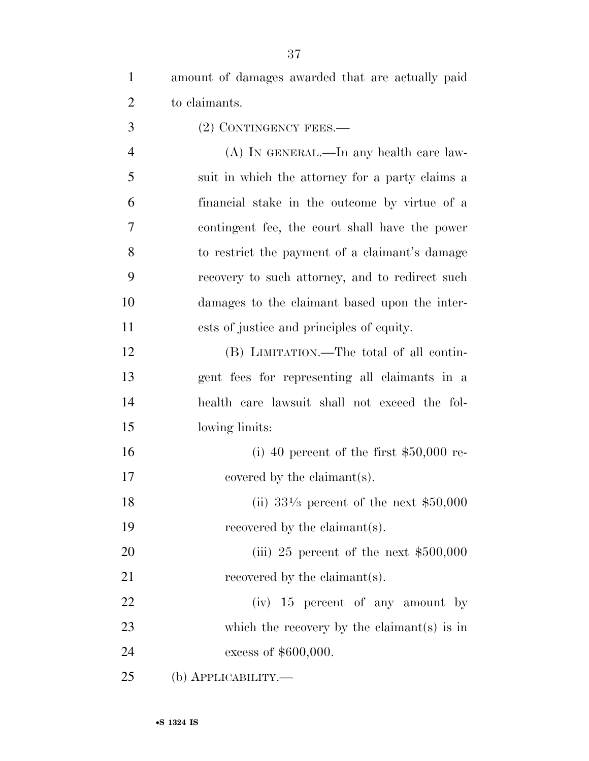amount of damages awarded that are actually paid to claimants.

(2) CONTINGENCY FEES.—

(A) IN GENERAL.—In any health care lawsuit in which the attorney for a party claims a financial stake in the outcome by virtue of a contingent fee, the court shall have the power to restrict the payment of a claimant's damage recovery to such attorney, and to redirect such damages to the claimant based upon the interests of justice and principles of equity.

(B) LIMITATION.—The total of all contingent fees for representing all claimants in a health care lawsuit shall not exceed the following limits:

(i) 40 percent of the first $50,000 recovered by the claimant(s).

(ii) 33⅓ percent of the next $50,000 recovered by the claimant(s).

(iii) 25 percent of the next $500,000 recovered by the claimant(s).

(iv) 15 percent of any amount by which the recovery by the claimant(s) is in excess of $600,000.

(b) APPLICABILITY.—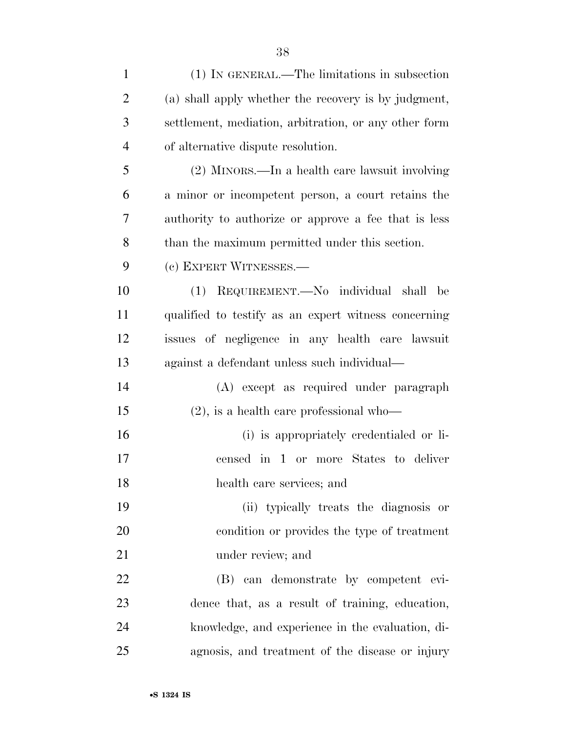(1) IN GENERAL.—The limitations in subsection (a) shall apply whether the recovery is by judgment, settlement, mediation, arbitration, or any other form of alternative dispute resolution.

(2) MINORS.—In a health care lawsuit involving a minor or incompetent person, a court retains the authority to authorize or approve a fee that is less than the maximum permitted under this section.

(c) EXPERT WITNESSES.—

(1) REQUIREMENT.—No individual shall be qualified to testify as an expert witness concerning issues of negligence in any health care lawsuit against a defendant unless such individual—

(A) except as required under paragraph (2), is a health care professional who—

(i) is appropriately credentialed or licensed in 1 or more States to deliver health care services; and

(ii) typically treats the diagnosis or condition or provides the type of treatment under review; and

(B) can demonstrate by competent evidence that, as a result of training, education, knowledge, and experience in the evaluation, diagnosis, and treatment of the disease or injury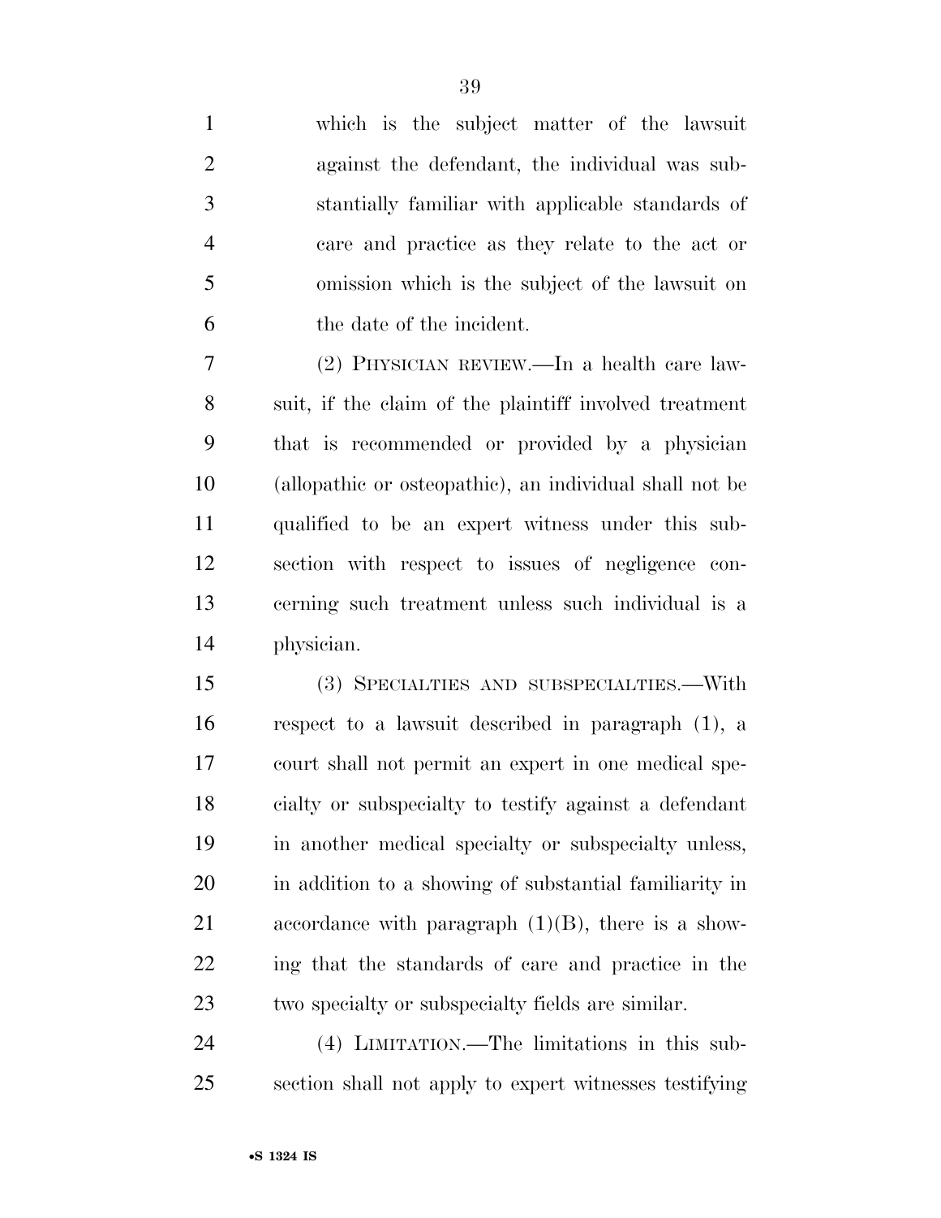which is the subject matter of the lawsuit against the defendant, the individual was substantially familiar with applicable standards of care and practice as they relate to the act or omission which is the subject of the lawsuit on the date of the incident.

(2) PHYSICIAN REVIEW.—In a health care lawsuit, if the claim of the plaintiff involved treatment that is recommended or provided by a physician (allopathic or osteopathic), an individual shall not be qualified to be an expert witness under this subsection with respect to issues of negligence concerning such treatment unless such individual is a physician.

(3) SPECIALTIES AND SUBSPECIALTIES.—With respect to a lawsuit described in paragraph (1), a court shall not permit an expert in one medical specialty or subspecialty to testify against a defendant in another medical specialty or subspecialty unless, in addition to a showing of substantial familiarity in accordance with paragraph (1)(B), there is a showing that the standards of care and practice in the two specialty or subspecialty fields are similar.

(4) LIMITATION.—The limitations in this subsection shall not apply to expert witnesses testifying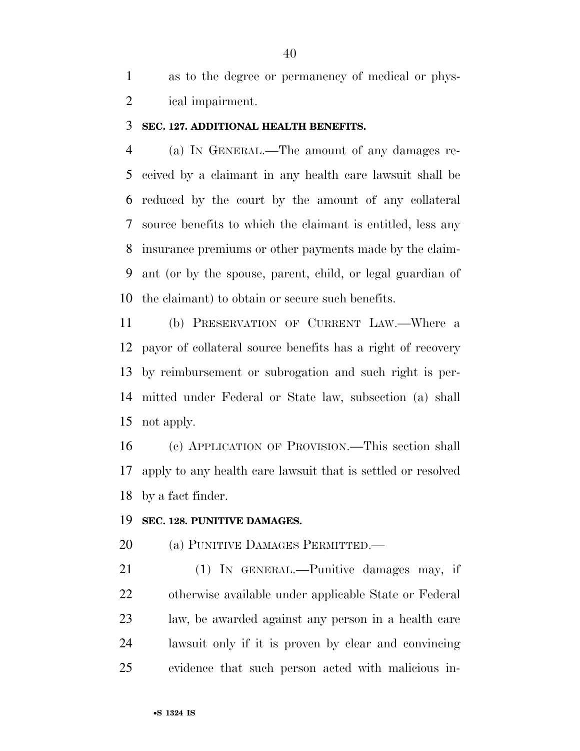as to the degree or permanency of medical or physical impairment.

**SEC. 127. ADDITIONAL HEALTH BENEFITS.**

(a) IN GENERAL.—The amount of any damages received by a claimant in any health care lawsuit shall be reduced by the court by the amount of any collateral source benefits to which the claimant is entitled, less any insurance premiums or other payments made by the claimant (or by the spouse, parent, child, or legal guardian of the claimant) to obtain or secure such benefits.

(b) PRESERVATION OF CURRENT LAW.—Where a payor of collateral source benefits has a right of recovery by reimbursement or subrogation and such right is permitted under Federal or State law, subsection (a) shall not apply.

(c) APPLICATION OF PROVISION.—This section shall apply to any health care lawsuit that is settled or resolved by a fact finder.

**SEC. 128. PUNITIVE DAMAGES.**

(a) PUNITIVE DAMAGES PERMITTED.—

(1) IN GENERAL.—Punitive damages may, if otherwise available under applicable State or Federal law, be awarded against any person in a health care lawsuit only if it is proven by clear and convincing evidence that such person acted with malicious in-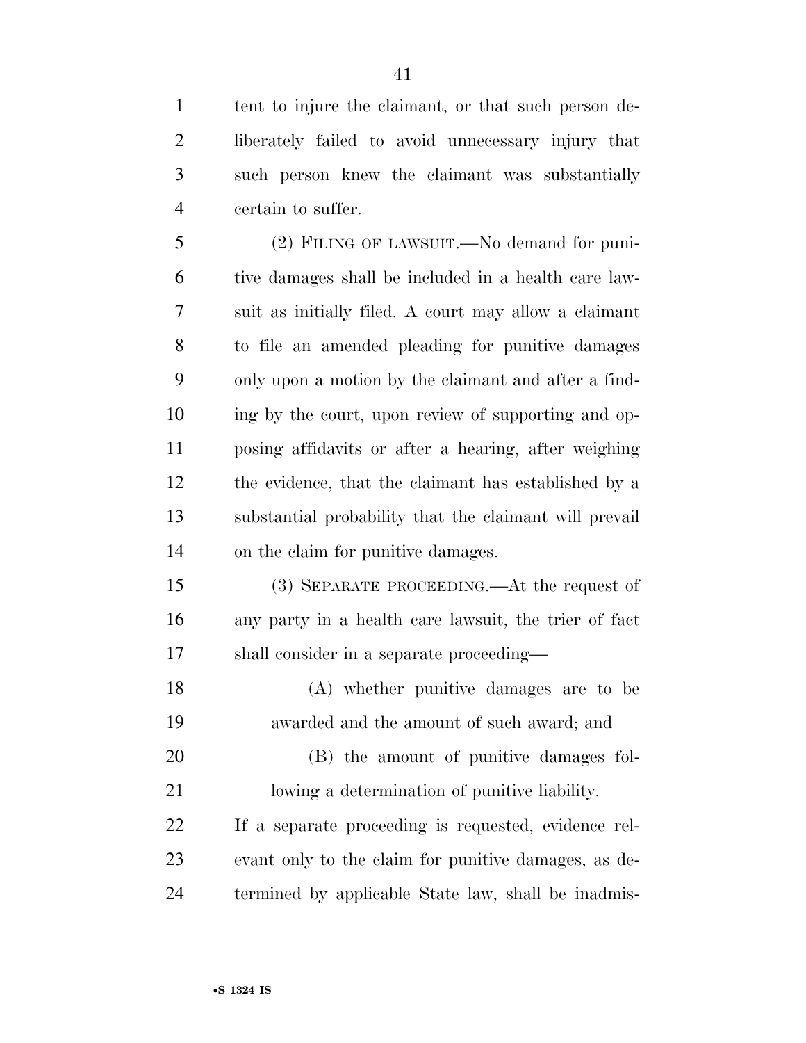tent to injure the claimant, or that such person deliberately failed to avoid unnecessary injury that such person knew the claimant was substantially certain to suffer.

(2) FILING OF LAWSUIT.—No demand for punitive damages shall be included in a health care lawsuit as initially filed. A court may allow a claimant to file an amended pleading for punitive damages only upon a motion by the claimant and after a finding by the court, upon review of supporting and opposing affidavits or after a hearing, after weighing the evidence, that the claimant has established by a substantial probability that the claimant will prevail on the claim for punitive damages.

(3) SEPARATE PROCEEDING.—At the request of any party in a health care lawsuit, the trier of fact shall consider in a separate proceeding—

(A) whether punitive damages are to be awarded and the amount of such award; and

(B) the amount of punitive damages following a determination of punitive liability.

If a separate proceeding is requested, evidence relevant only to the claim for punitive damages, as determined by applicable State law, shall be inadmis-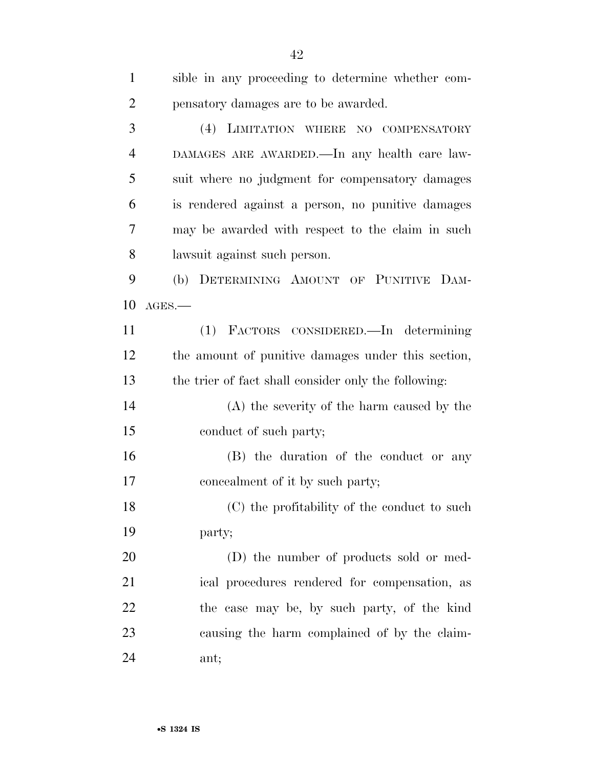sible in any proceeding to determine whether compensatory damages are to be awarded.

(4) LIMITATION WHERE NO COMPENSATORY DAMAGES ARE AWARDED.—In any health care lawsuit where no judgment for compensatory damages is rendered against a person, no punitive damages may be awarded with respect to the claim in such lawsuit against such person.

(b) DETERMINING AMOUNT OF PUNITIVE DAMAGES.—

(1) FACTORS CONSIDERED.—In determining the amount of punitive damages under this section, the trier of fact shall consider only the following:

(A) the severity of the harm caused by the conduct of such party;

(B) the duration of the conduct or any concealment of it by such party;

(C) the profitability of the conduct to such party;

(D) the number of products sold or medical procedures rendered for compensation, as the case may be, by such party, of the kind causing the harm complained of by the claimant;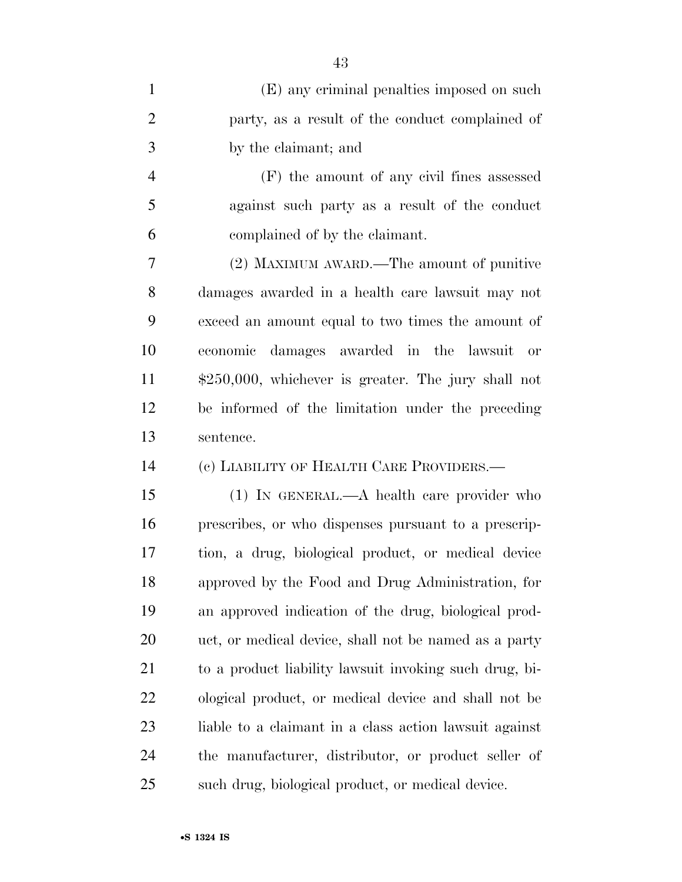(E) any criminal penalties imposed on such party, as a result of the conduct complained of by the claimant; and

(F) the amount of any civil fines assessed against such party as a result of the conduct complained of by the claimant.

(2) MAXIMUM AWARD.—The amount of punitive damages awarded in a health care lawsuit may not exceed an amount equal to two times the amount of economic damages awarded in the lawsuit or $250,000, whichever is greater. The jury shall not be informed of the limitation under the preceding sentence.

(c) LIABILITY OF HEALTH CARE PROVIDERS.—

(1) IN GENERAL.—A health care provider who prescribes, or who dispenses pursuant to a prescription, a drug, biological product, or medical device approved by the Food and Drug Administration, for an approved indication of the drug, biological product, or medical device, shall not be named as a party to a product liability lawsuit invoking such drug, biological product, or medical device and shall not be liable to a claimant in a class action lawsuit against the manufacturer, distributor, or product seller of such drug, biological product, or medical device.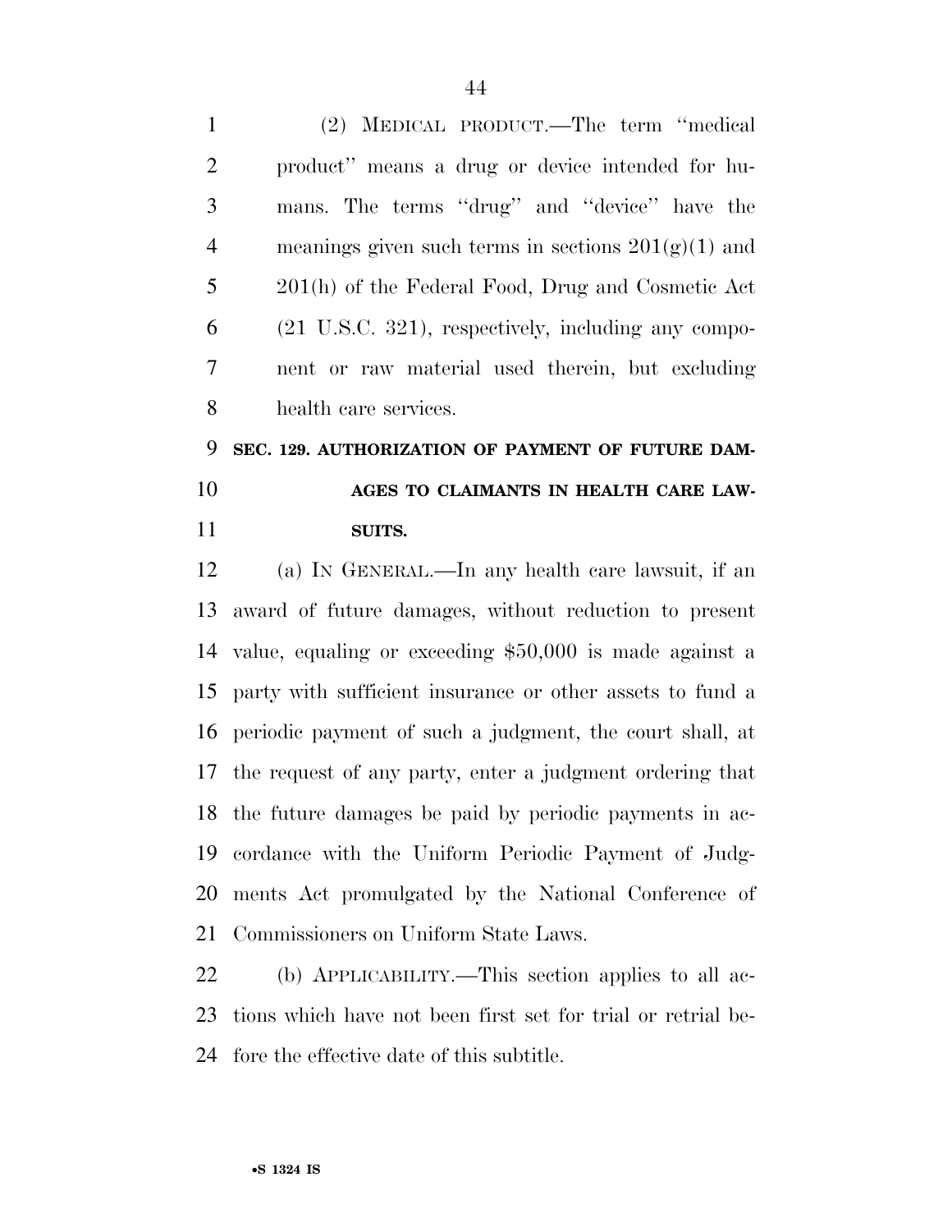(2) MEDICAL PRODUCT.—The term ''medical product'' means a drug or device intended for humans. The terms ''drug'' and ''device'' have the meanings given such terms in sections 201(g)(1) and 201(h) of the Federal Food, Drug and Cosmetic Act (21 U.S.C. 321), respectively, including any component or raw material used therein, but excluding health care services.

**SEC. 129. AUTHORIZATION OF PAYMENT OF FUTURE DAMAGES TO CLAIMANTS IN HEALTH CARE LAWSUITS.**

(a) IN GENERAL.—In any health care lawsuit, if an award of future damages, without reduction to present value, equaling or exceeding $50,000 is made against a party with sufficient insurance or other assets to fund a periodic payment of such a judgment, the court shall, at the request of any party, enter a judgment ordering that the future damages be paid by periodic payments in accordance with the Uniform Periodic Payment of Judgments Act promulgated by the National Conference of Commissioners on Uniform State Laws.

(b) APPLICABILITY.—This section applies to all actions which have not been first set for trial or retrial before the effective date of this subtitle.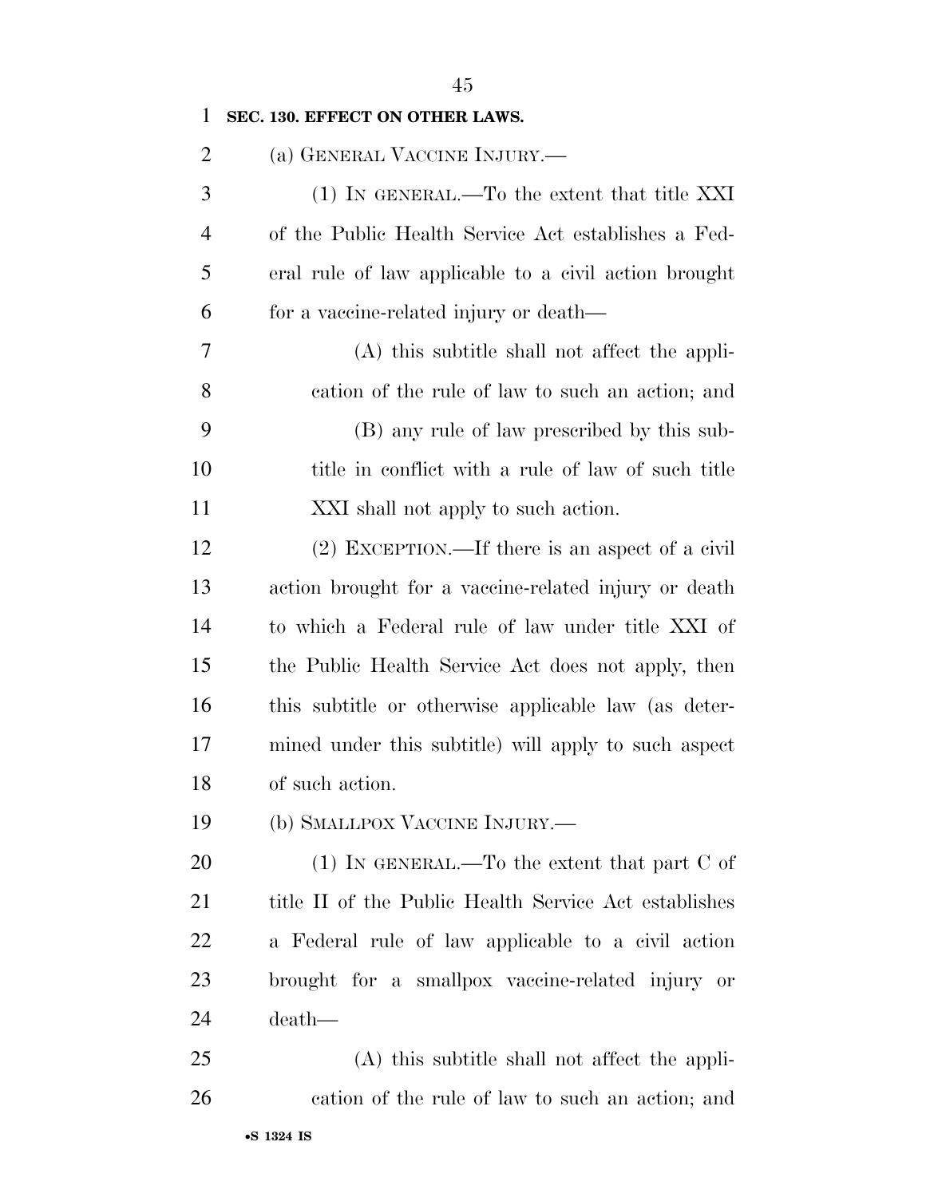**SEC. 130. EFFECT ON OTHER LAWS.**

(a) GENERAL VACCINE INJURY.—

(1) IN GENERAL.—To the extent that title XXI of the Public Health Service Act establishes a Federal rule of law applicable to a civil action brought for a vaccine-related injury or death—

(A) this subtitle shall not affect the application of the rule of law to such an action; and

(B) any rule of law prescribed by this subtitle in conflict with a rule of law of such title XXI shall not apply to such action.

(2) EXCEPTION.—If there is an aspect of a civil action brought for a vaccine-related injury or death to which a Federal rule of law under title XXI of the Public Health Service Act does not apply, then this subtitle or otherwise applicable law (as determined under this subtitle) will apply to such aspect of such action.

(b) SMALLPOX VACCINE INJURY.—

(1) IN GENERAL.—To the extent that part C of title II of the Public Health Service Act establishes a Federal rule of law applicable to a civil action brought for a smallpox vaccine-related injury or death—

(A) this subtitle shall not affect the application of the rule of law to such an action; and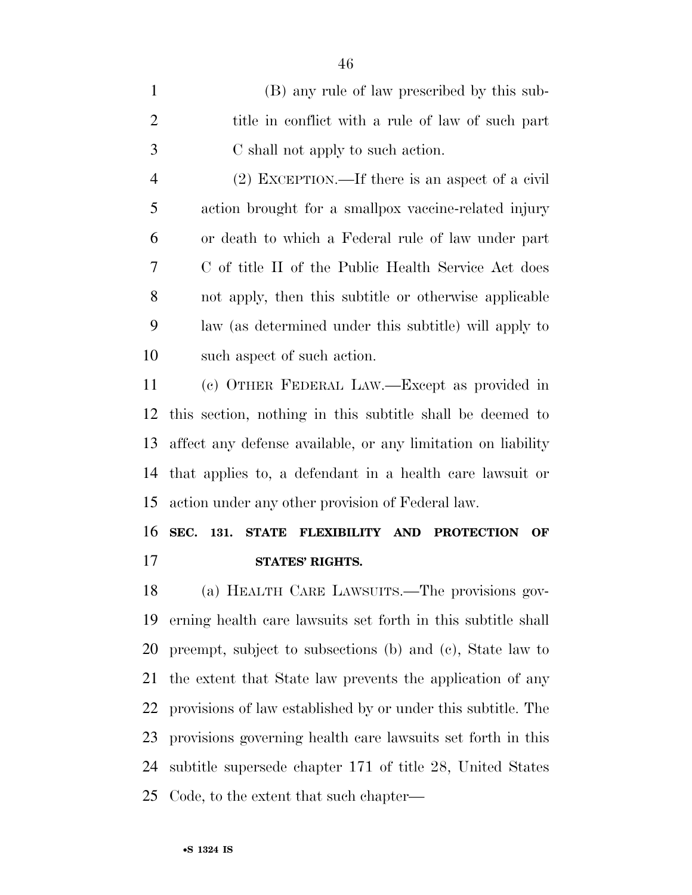(B) any rule of law prescribed by this subtitle in conflict with a rule of law of such part C shall not apply to such action.

(2) EXCEPTION.—If there is an aspect of a civil action brought for a smallpox vaccine-related injury or death to which a Federal rule of law under part C of title II of the Public Health Service Act does not apply, then this subtitle or otherwise applicable law (as determined under this subtitle) will apply to such aspect of such action.

(c) OTHER FEDERAL LAW.—Except as provided in this section, nothing in this subtitle shall be deemed to affect any defense available, or any limitation on liability that applies to, a defendant in a health care lawsuit or action under any other provision of Federal law.

**SEC. 131. STATE FLEXIBILITY AND PROTECTION OF STATES' RIGHTS.**

(a) HEALTH CARE LAWSUITS.—The provisions governing health care lawsuits set forth in this subtitle shall preempt, subject to subsections (b) and (c), State law to the extent that State law prevents the application of any provisions of law established by or under this subtitle. The provisions governing health care lawsuits set forth in this subtitle supersede chapter 171 of title 28, United States Code, to the extent that such chapter—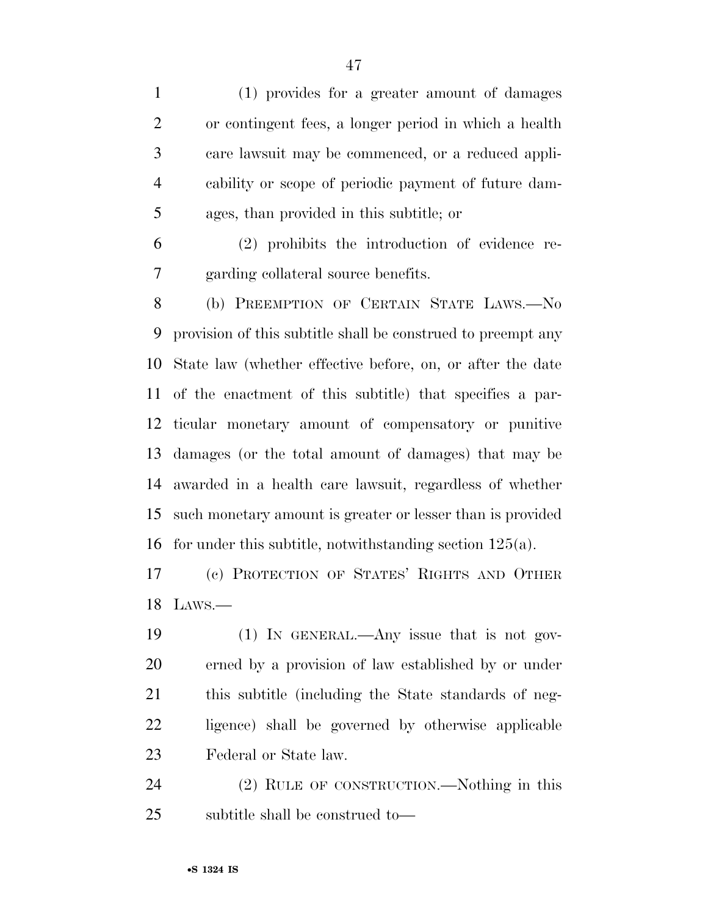(1) provides for a greater amount of damages or contingent fees, a longer period in which a health care lawsuit may be commenced, or a reduced applicability or scope of periodic payment of future damages, than provided in this subtitle; or

(2) prohibits the introduction of evidence regarding collateral source benefits.

(b) PREEMPTION OF CERTAIN STATE LAWS.—No provision of this subtitle shall be construed to preempt any State law (whether effective before, on, or after the date of the enactment of this subtitle) that specifies a particular monetary amount of compensatory or punitive damages (or the total amount of damages) that may be awarded in a health care lawsuit, regardless of whether such monetary amount is greater or lesser than is provided for under this subtitle, notwithstanding section 125(a).

(c) PROTECTION OF STATES' RIGHTS AND OTHER LAWS.—

(1) IN GENERAL.—Any issue that is not governed by a provision of law established by or under this subtitle (including the State standards of negligence) shall be governed by otherwise applicable Federal or State law.

(2) RULE OF CONSTRUCTION.—Nothing in this subtitle shall be construed to—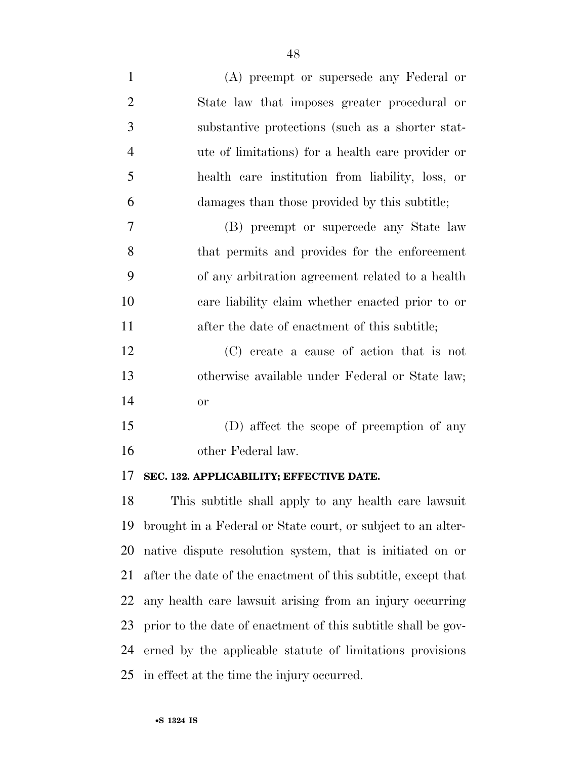(A) preempt or supersede any Federal or State law that imposes greater procedural or substantive protections (such as a shorter statute of limitations) for a health care provider or health care institution from liability, loss, or damages than those provided by this subtitle;

(B) preempt or supercede any State law that permits and provides for the enforcement of any arbitration agreement related to a health care liability claim whether enacted prior to or after the date of enactment of this subtitle;

(C) create a cause of action that is not otherwise available under Federal or State law; or

(D) affect the scope of preemption of any other Federal law.

**SEC. 132. APPLICABILITY; EFFECTIVE DATE.**

This subtitle shall apply to any health care lawsuit brought in a Federal or State court, or subject to an alternative dispute resolution system, that is initiated on or after the date of the enactment of this subtitle, except that any health care lawsuit arising from an injury occurring prior to the date of enactment of this subtitle shall be governed by the applicable statute of limitations provisions in effect at the time the injury occurred.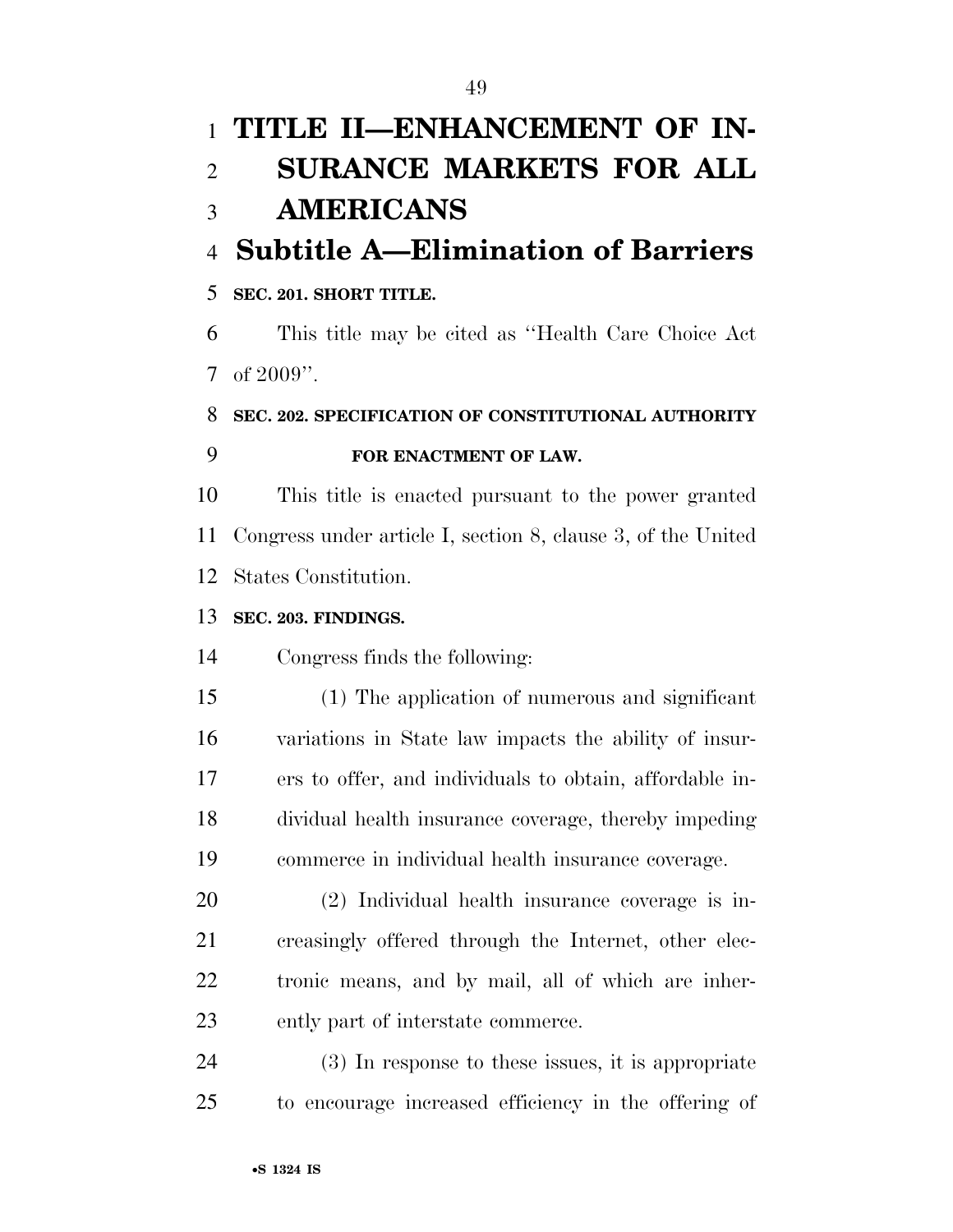# TITLE II—ENHANCEMENT OF INSURANCE MARKETS FOR ALL AMERICANS

## Subtitle A—Elimination of Barriers

### SEC. 201. SHORT TITLE.

This title may be cited as ''Health Care Choice Act of 2009''.

### SEC. 202. SPECIFICATION OF CONSTITUTIONAL AUTHORITY FOR ENACTMENT OF LAW.

This title is enacted pursuant to the power granted Congress under article I, section 8, clause 3, of the United States Constitution.

### SEC. 203. FINDINGS.

Congress finds the following:

(1) The application of numerous and significant variations in State law impacts the ability of insurers to offer, and individuals to obtain, affordable individual health insurance coverage, thereby impeding commerce in individual health insurance coverage.

(2) Individual health insurance coverage is increasingly offered through the Internet, other electronic means, and by mail, all of which are inherently part of interstate commerce.

(3) In response to these issues, it is appropriate to encourage increased efficiency in the offering of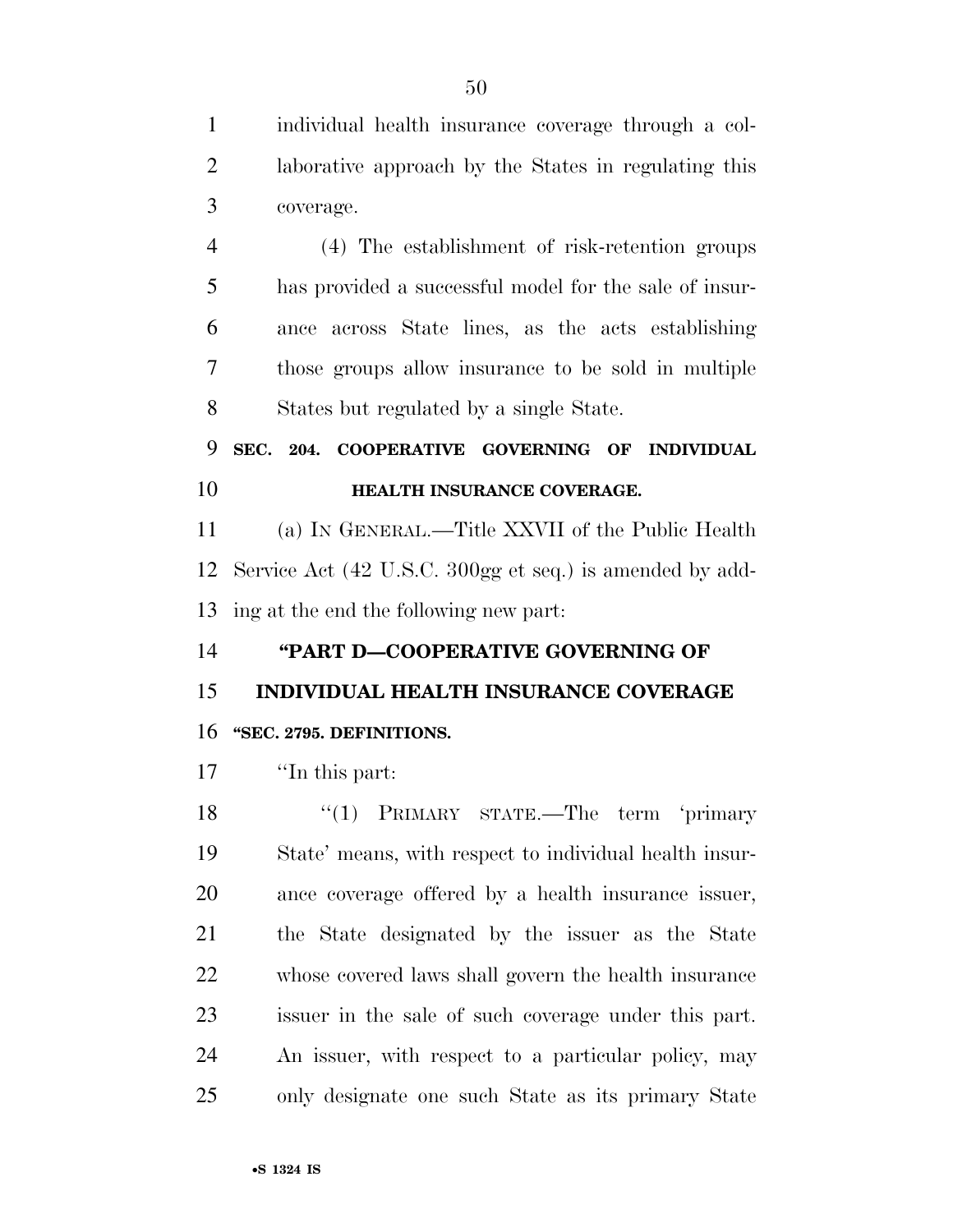individual health insurance coverage through a collaborative approach by the States in regulating this coverage.

(4) The establishment of risk-retention groups has provided a successful model for the sale of insurance across State lines, as the acts establishing those groups allow insurance to be sold in multiple States but regulated by a single State.

**SEC. 204. COOPERATIVE GOVERNING OF INDIVIDUAL HEALTH INSURANCE COVERAGE.**

(a) IN GENERAL.—Title XXVII of the Public Health Service Act (42 U.S.C. 300gg et seq.) is amended by adding at the end the following new part:

**"PART D—COOPERATIVE GOVERNING OF INDIVIDUAL HEALTH INSURANCE COVERAGE**

**"SEC. 2795. DEFINITIONS.**

"In this part:

"(1) PRIMARY STATE.—The term 'primary State' means, with respect to individual health insurance coverage offered by a health insurance issuer, the State designated by the issuer as the State whose covered laws shall govern the health insurance issuer in the sale of such coverage under this part. An issuer, with respect to a particular policy, may only designate one such State as its primary State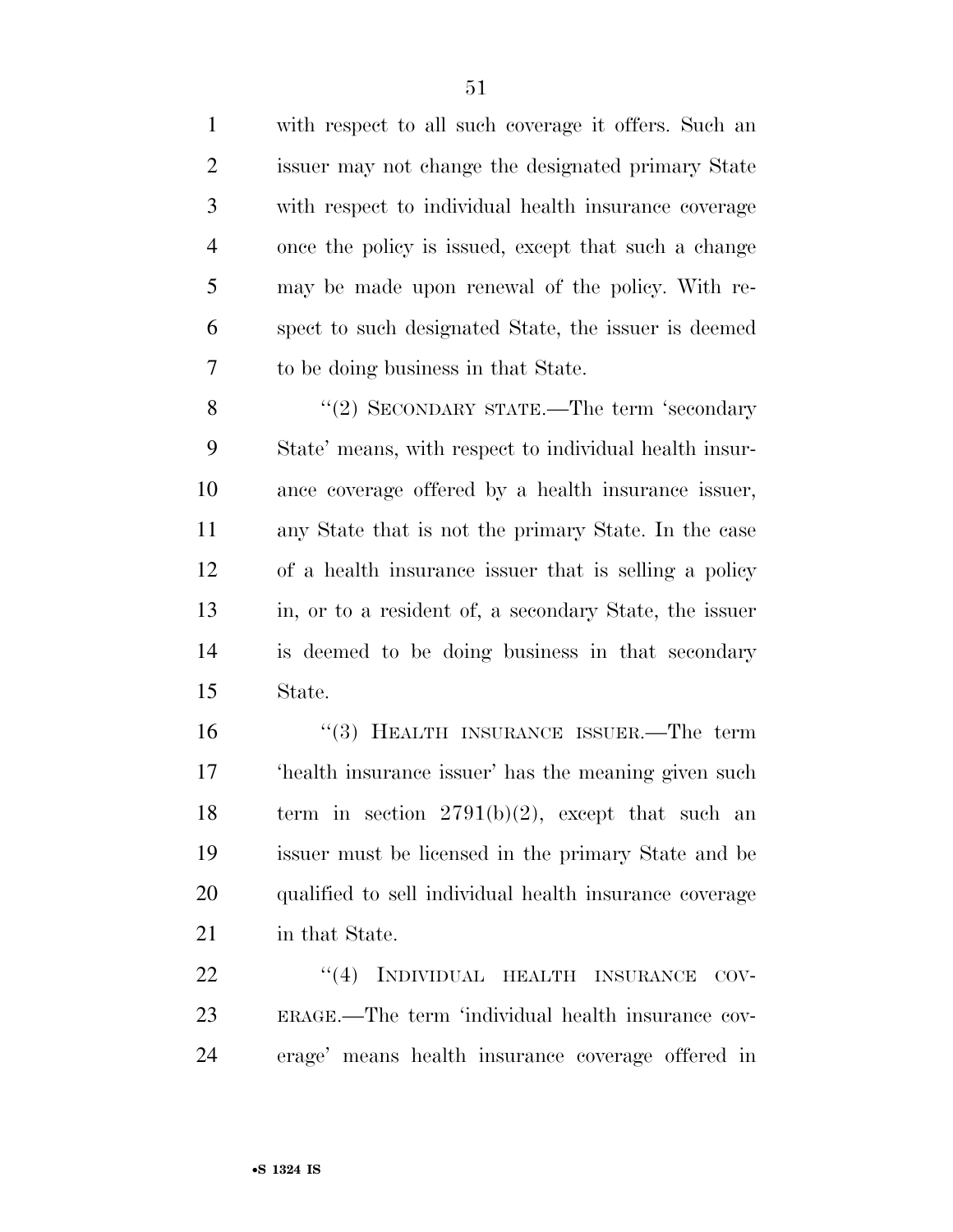with respect to all such coverage it offers. Such an issuer may not change the designated primary State with respect to individual health insurance coverage once the policy is issued, except that such a change may be made upon renewal of the policy. With respect to such designated State, the issuer is deemed to be doing business in that State.

"(2) SECONDARY STATE.—The term 'secondary State' means, with respect to individual health insurance coverage offered by a health insurance issuer, any State that is not the primary State. In the case of a health insurance issuer that is selling a policy in, or to a resident of, a secondary State, the issuer is deemed to be doing business in that secondary State.

"(3) HEALTH INSURANCE ISSUER.—The term 'health insurance issuer' has the meaning given such term in section 2791(b)(2), except that such an issuer must be licensed in the primary State and be qualified to sell individual health insurance coverage in that State.

"(4) INDIVIDUAL HEALTH INSURANCE COVERAGE.—The term 'individual health insurance coverage' means health insurance coverage offered in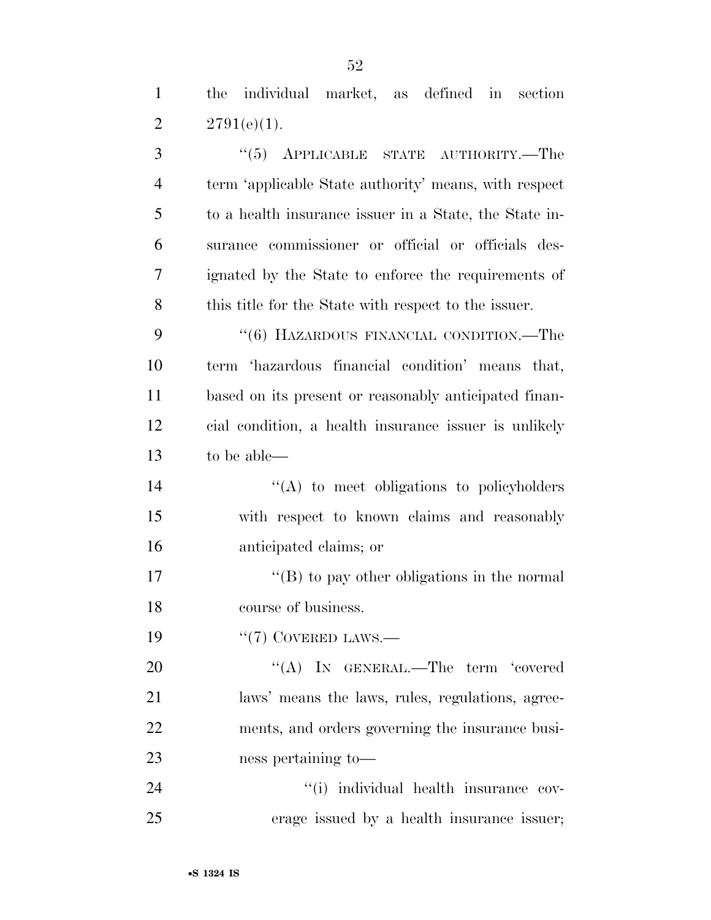the individual market, as defined in section 2791(e)(1).

"(5) APPLICABLE STATE AUTHORITY.—The term 'applicable State authority' means, with respect to a health insurance issuer in a State, the State insurance commissioner or official or officials designated by the State to enforce the requirements of this title for the State with respect to the issuer.

"(6) HAZARDOUS FINANCIAL CONDITION.—The term 'hazardous financial condition' means that, based on its present or reasonably anticipated financial condition, a health insurance issuer is unlikely to be able—

"(A) to meet obligations to policyholders with respect to known claims and reasonably anticipated claims; or

"(B) to pay other obligations in the normal course of business.

"(7) COVERED LAWS.—

"(A) IN GENERAL.—The term 'covered laws' means the laws, rules, regulations, agreements, and orders governing the insurance business pertaining to—

"(i) individual health insurance coverage issued by a health insurance issuer;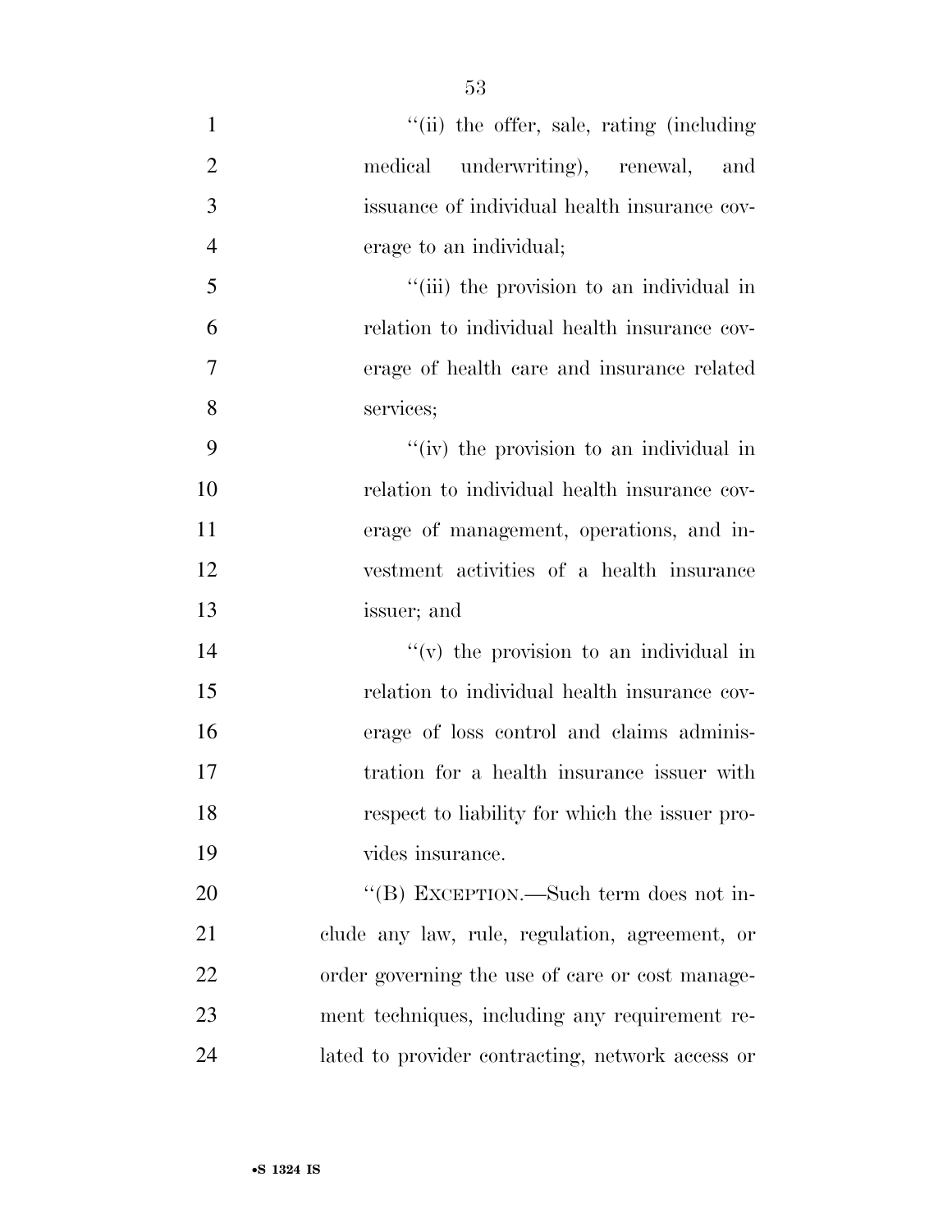"(ii) the offer, sale, rating (including medical underwriting), renewal, and issuance of individual health insurance coverage to an individual;

"(iii) the provision to an individual in relation to individual health insurance coverage of health care and insurance related services;

"(iv) the provision to an individual in relation to individual health insurance coverage of management, operations, and investment activities of a health insurance issuer; and

"(v) the provision to an individual in relation to individual health insurance coverage of loss control and claims administration for a health insurance issuer with respect to liability for which the issuer provides insurance.

"(B) EXCEPTION.—Such term does not include any law, rule, regulation, agreement, or order governing the use of care or cost management techniques, including any requirement related to provider contracting, network access or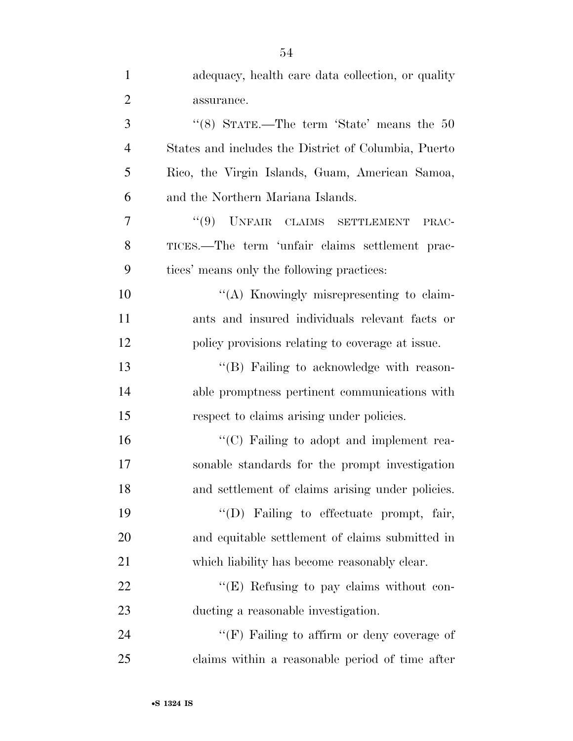adequacy, health care data collection, or quality assurance.

''(8) STATE.—The term 'State' means the 50 States and includes the District of Columbia, Puerto Rico, the Virgin Islands, Guam, American Samoa, and the Northern Mariana Islands.

''(9) UNFAIR CLAIMS SETTLEMENT PRACTICES.—The term 'unfair claims settlement practices' means only the following practices:

''(A) Knowingly misrepresenting to claimants and insured individuals relevant facts or policy provisions relating to coverage at issue.

''(B) Failing to acknowledge with reasonable promptness pertinent communications with respect to claims arising under policies.

''(C) Failing to adopt and implement reasonable standards for the prompt investigation and settlement of claims arising under policies.

''(D) Failing to effectuate prompt, fair, and equitable settlement of claims submitted in which liability has become reasonably clear.

''(E) Refusing to pay claims without conducting a reasonable investigation.

''(F) Failing to affirm or deny coverage of claims within a reasonable period of time after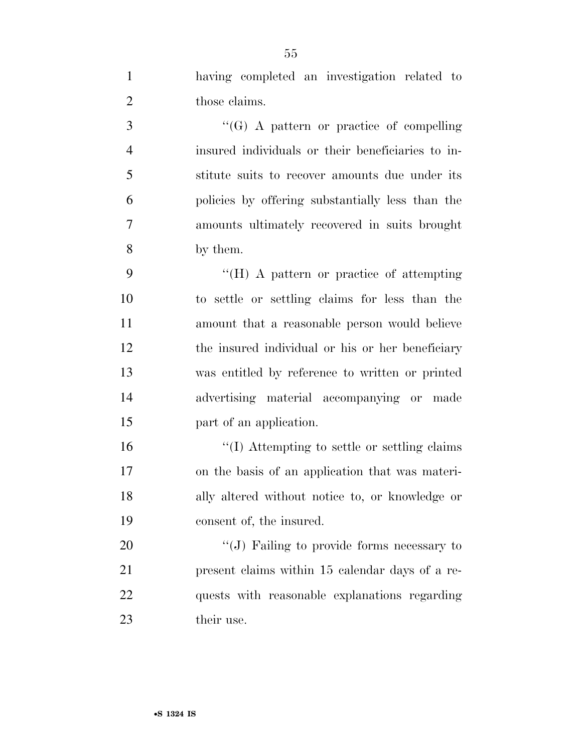having completed an investigation related to those claims.

"(G) A pattern or practice of compelling insured individuals or their beneficiaries to institute suits to recover amounts due under its policies by offering substantially less than the amounts ultimately recovered in suits brought by them.

"(H) A pattern or practice of attempting to settle or settling claims for less than the amount that a reasonable person would believe the insured individual or his or her beneficiary was entitled by reference to written or printed advertising material accompanying or made part of an application.

"(I) Attempting to settle or settling claims on the basis of an application that was materially altered without notice to, or knowledge or consent of, the insured.

"(J) Failing to provide forms necessary to present claims within 15 calendar days of a requests with reasonable explanations regarding their use.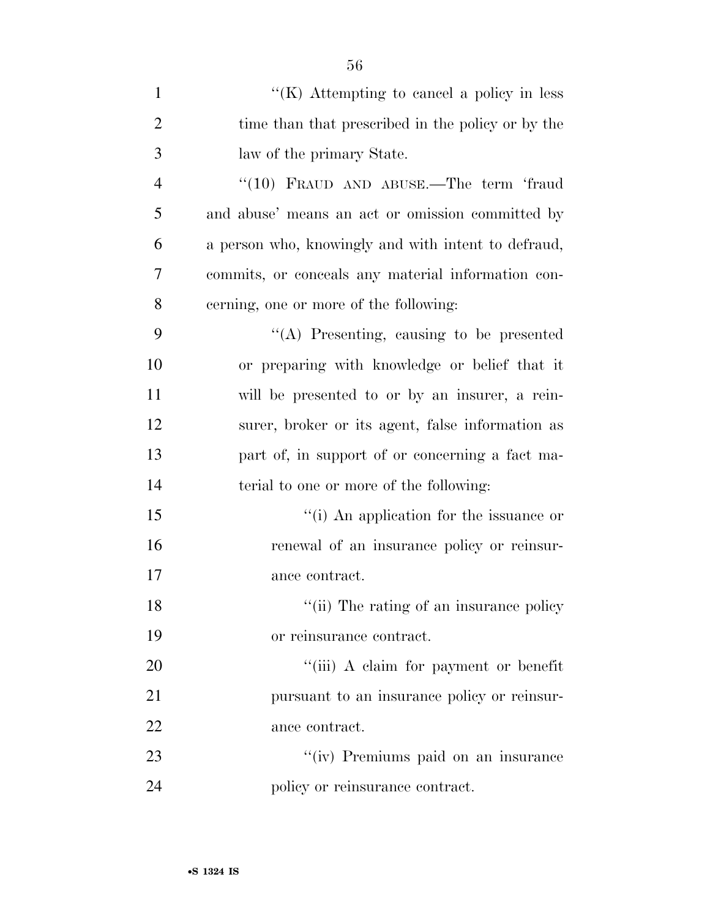''(K) Attempting to cancel a policy in less time than that prescribed in the policy or by the law of the primary State.

''(10) FRAUD AND ABUSE.—The term 'fraud and abuse' means an act or omission committed by a person who, knowingly and with intent to defraud, commits, or conceals any material information concerning, one or more of the following:

''(A) Presenting, causing to be presented or preparing with knowledge or belief that it will be presented to or by an insurer, a reinsurer, broker or its agent, false information as part of, in support of or concerning a fact material to one or more of the following:

''(i) An application for the issuance or renewal of an insurance policy or reinsurance contract.

''(ii) The rating of an insurance policy or reinsurance contract.

''(iii) A claim for payment or benefit pursuant to an insurance policy or reinsurance contract.

''(iv) Premiums paid on an insurance policy or reinsurance contract.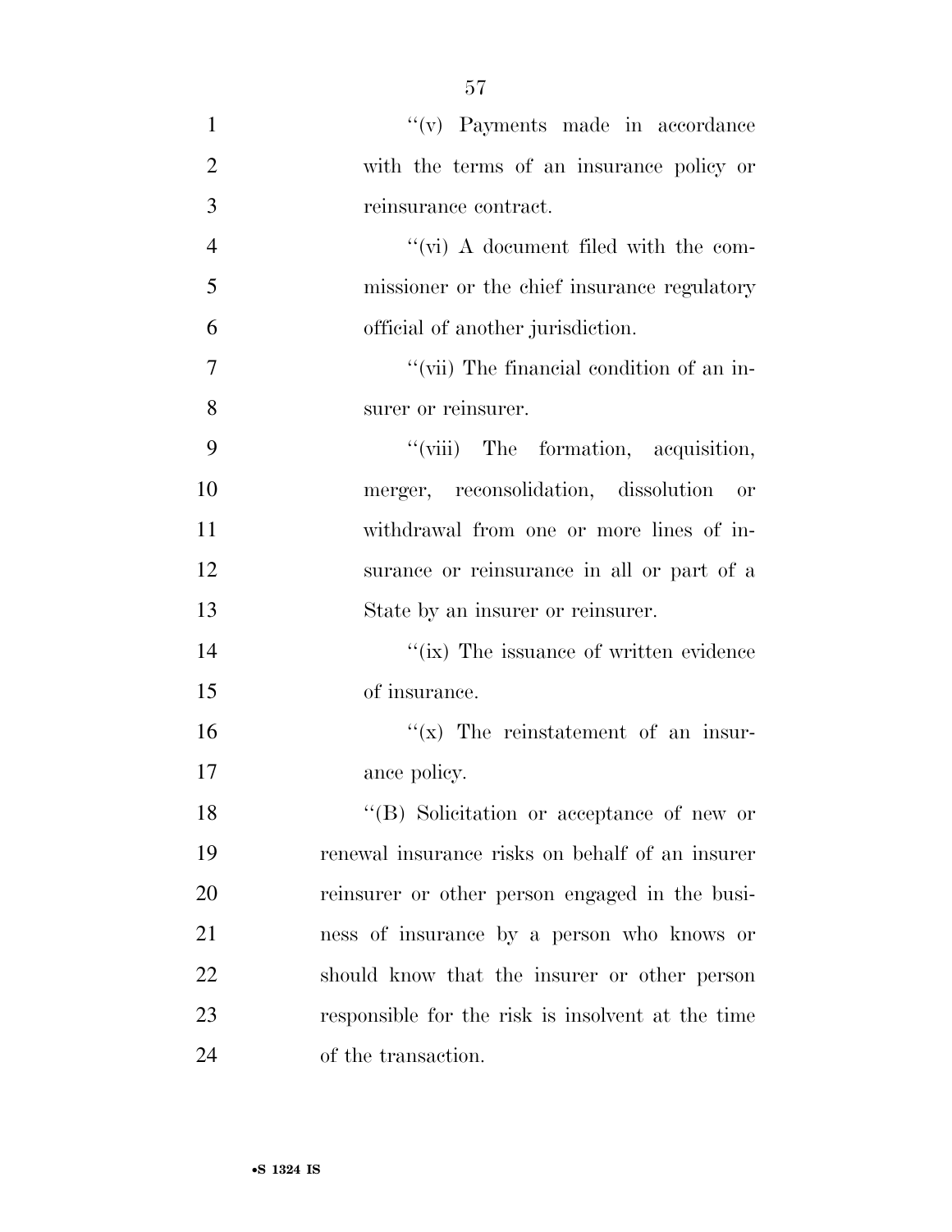''(v) Payments made in accordance with the terms of an insurance policy or reinsurance contract.

''(vi) A document filed with the commissioner or the chief insurance regulatory official of another jurisdiction.

''(vii) The financial condition of an insurer or reinsurer.

''(viii) The formation, acquisition, merger, reconsolidation, dissolution or withdrawal from one or more lines of insurance or reinsurance in all or part of a State by an insurer or reinsurer.

''(ix) The issuance of written evidence of insurance.

''(x) The reinstatement of an insurance policy.

''(B) Solicitation or acceptance of new or renewal insurance risks on behalf of an insurer reinsurer or other person engaged in the business of insurance by a person who knows or should know that the insurer or other person responsible for the risk is insolvent at the time of the transaction.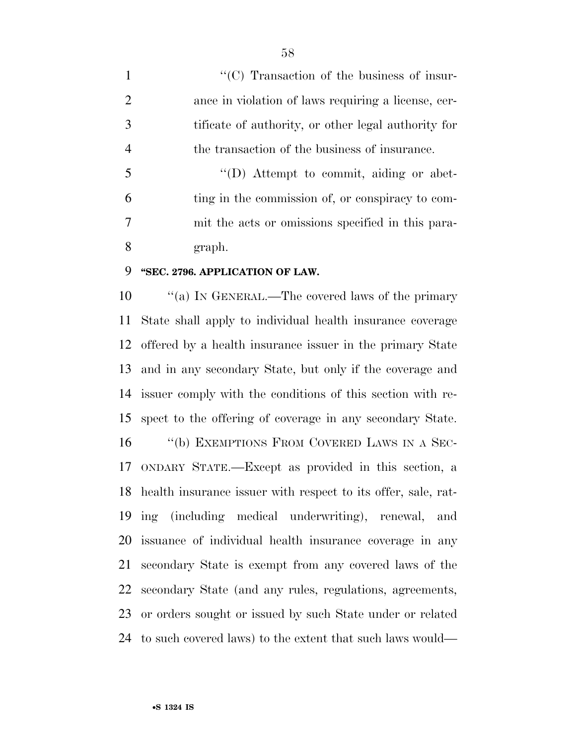"(C) Transaction of the business of insurance in violation of laws requiring a license, certificate of authority, or other legal authority for the transaction of the business of insurance.

"(D) Attempt to commit, aiding or abetting in the commission of, or conspiracy to commit the acts or omissions specified in this paragraph.

**"SEC. 2796. APPLICATION OF LAW.**

"(a) IN GENERAL.—The covered laws of the primary State shall apply to individual health insurance coverage offered by a health insurance issuer in the primary State and in any secondary State, but only if the coverage and issuer comply with the conditions of this section with respect to the offering of coverage in any secondary State.

"(b) EXEMPTIONS FROM COVERED LAWS IN A SECONDARY STATE.—Except as provided in this section, a health insurance issuer with respect to its offer, sale, rating (including medical underwriting), renewal, and issuance of individual health insurance coverage in any secondary State is exempt from any covered laws of the secondary State (and any rules, regulations, agreements, or orders sought or issued by such State under or related to such covered laws) to the extent that such laws would—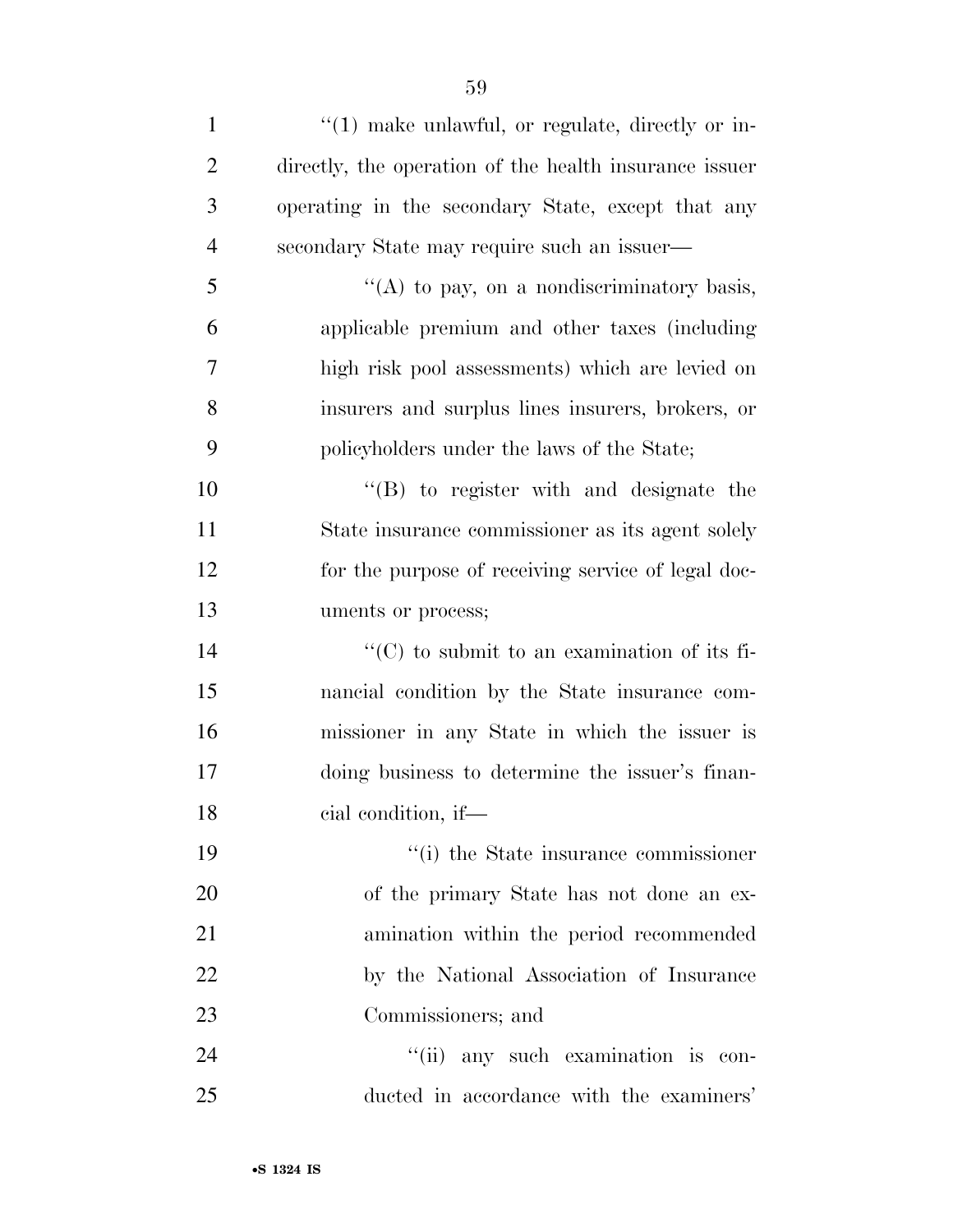"(1) make unlawful, or regulate, directly or indirectly, the operation of the health insurance issuer operating in the secondary State, except that any secondary State may require such an issuer—

"(A) to pay, on a nondiscriminatory basis, applicable premium and other taxes (including high risk pool assessments) which are levied on insurers and surplus lines insurers, brokers, or policyholders under the laws of the State;

"(B) to register with and designate the State insurance commissioner as its agent solely for the purpose of receiving service of legal documents or process;

"(C) to submit to an examination of its financial condition by the State insurance commissioner in any State in which the issuer is doing business to determine the issuer's financial condition, if—

"(i) the State insurance commissioner of the primary State has not done an examination within the period recommended by the National Association of Insurance Commissioners; and

"(ii) any such examination is conducted in accordance with the examiners'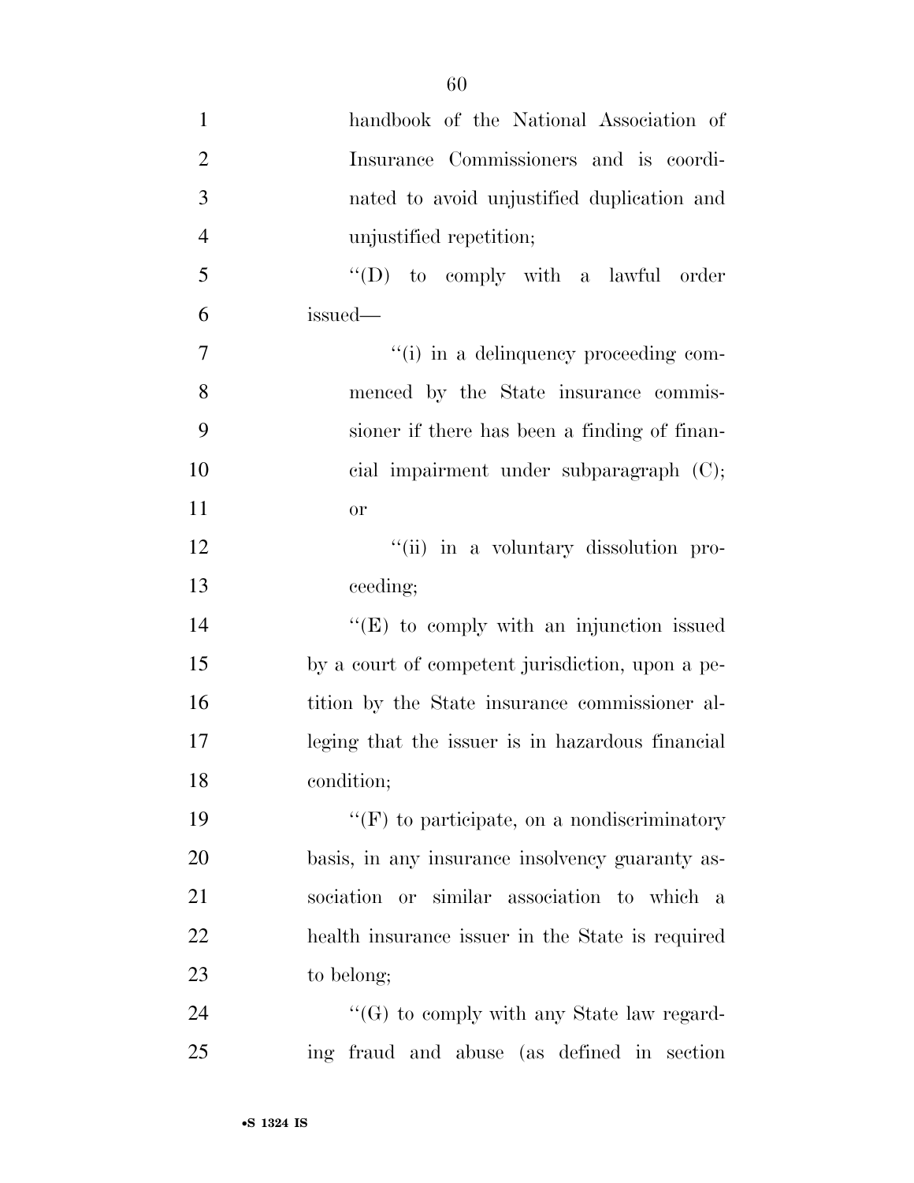handbook of the National Association of Insurance Commissioners and is coordinated to avoid unjustified duplication and unjustified repetition;

"(D) to comply with a lawful order issued—

"(i) in a delinquency proceeding commenced by the State insurance commissioner if there has been a finding of financial impairment under subparagraph (C); or

"(ii) in a voluntary dissolution proceeding;

"(E) to comply with an injunction issued by a court of competent jurisdiction, upon a petition by the State insurance commissioner alleging that the issuer is in hazardous financial condition;

"(F) to participate, on a nondiscriminatory basis, in any insurance insolvency guaranty association or similar association to which a health insurance issuer in the State is required to belong;

"(G) to comply with any State law regarding fraud and abuse (as defined in section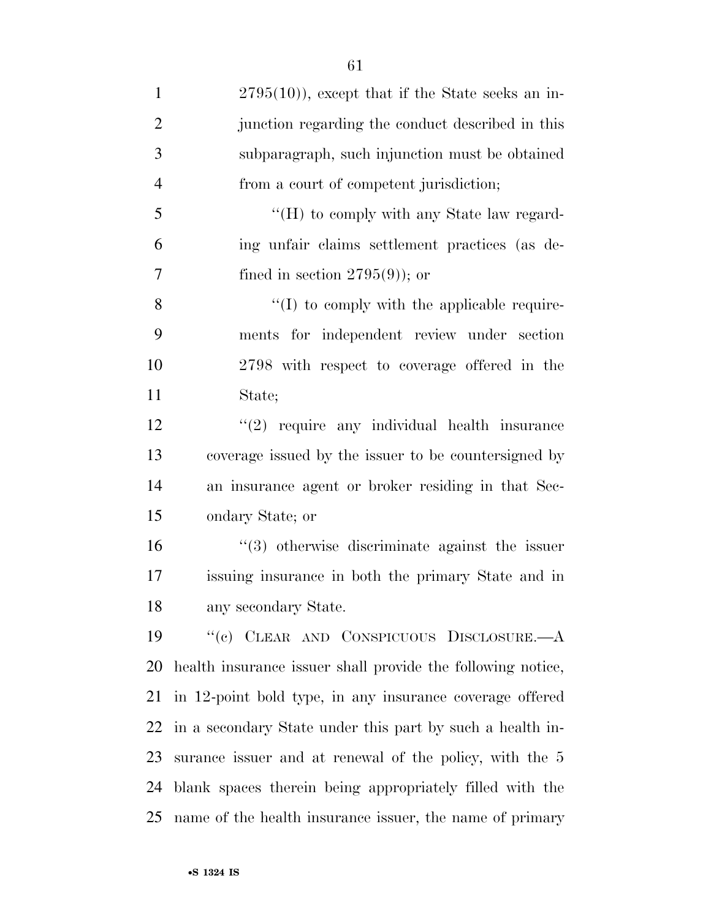2795(10)), except that if the State seeks an injunction regarding the conduct described in this subparagraph, such injunction must be obtained from a court of competent jurisdiction;

"(H) to comply with any State law regarding unfair claims settlement practices (as defined in section 2795(9)); or

"(I) to comply with the applicable requirements for independent review under section 2798 with respect to coverage offered in the State;

"(2) require any individual health insurance coverage issued by the issuer to be countersigned by an insurance agent or broker residing in that Secondary State; or

"(3) otherwise discriminate against the issuer issuing insurance in both the primary State and in any secondary State.

"(c) CLEAR AND CONSPICUOUS DISCLOSURE.—A health insurance issuer shall provide the following notice, in 12-point bold type, in any insurance coverage offered in a secondary State under this part by such a health insurance issuer and at renewal of the policy, with the 5 blank spaces therein being appropriately filled with the name of the health insurance issuer, the name of primary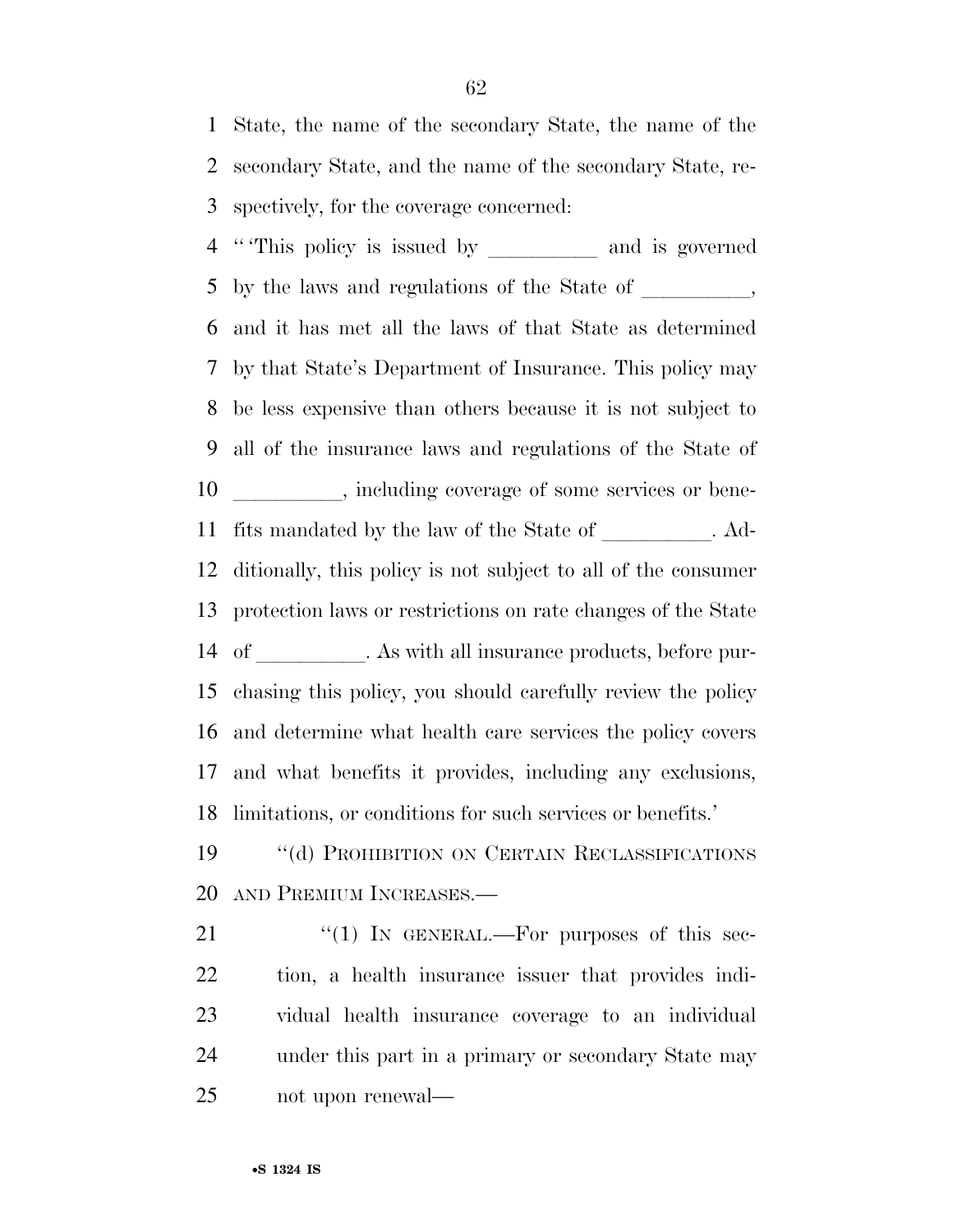State, the name of the secondary State, the name of the secondary State, and the name of the secondary State, respectively, for the coverage concerned:

"'This policy is issued by __________ and is governed by the laws and regulations of the State of __________, and it has met all the laws of that State as determined by that State's Department of Insurance. This policy may be less expensive than others because it is not subject to all of the insurance laws and regulations of the State of __________, including coverage of some services or benefits mandated by the law of the State of __________. Additionally, this policy is not subject to all of the consumer protection laws or restrictions on rate changes of the State of __________. As with all insurance products, before purchasing this policy, you should carefully review the policy and determine what health care services the policy covers and what benefits it provides, including any exclusions, limitations, or conditions for such services or benefits.'

"(d) PROHIBITION ON CERTAIN RECLASSIFICATIONS AND PREMIUM INCREASES.—

"(1) IN GENERAL.—For purposes of this section, a health insurance issuer that provides individual health insurance coverage to an individual under this part in a primary or secondary State may not upon renewal—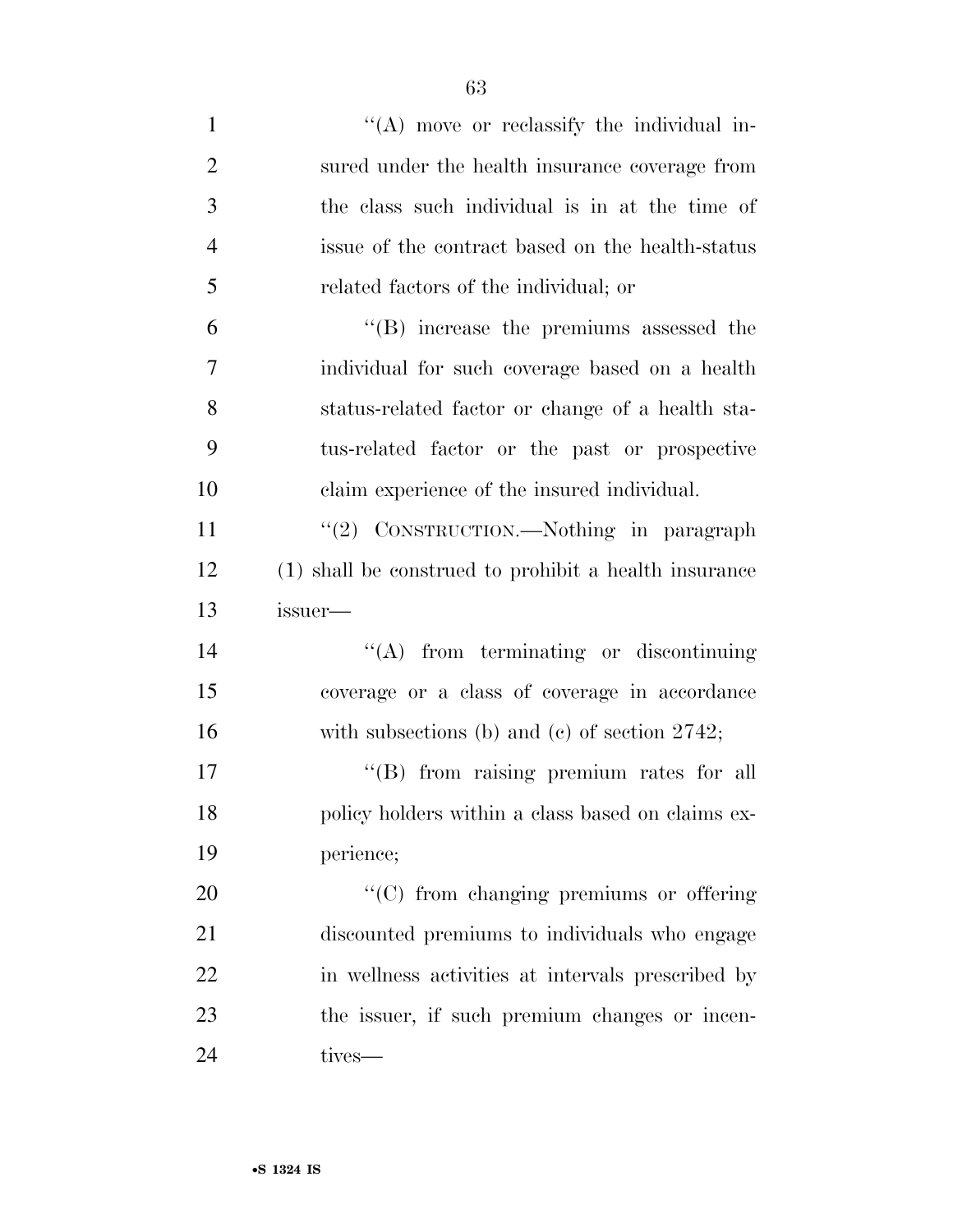''(A) move or reclassify the individual insured under the health insurance coverage from the class such individual is in at the time of issue of the contract based on the health-status related factors of the individual; or

''(B) increase the premiums assessed the individual for such coverage based on a health status-related factor or change of a health status-related factor or the past or prospective claim experience of the insured individual.

''(2) CONSTRUCTION.—Nothing in paragraph (1) shall be construed to prohibit a health insurance issuer—

''(A) from terminating or discontinuing coverage or a class of coverage in accordance with subsections (b) and (c) of section 2742;

''(B) from raising premium rates for all policy holders within a class based on claims experience;

''(C) from changing premiums or offering discounted premiums to individuals who engage in wellness activities at intervals prescribed by the issuer, if such premium changes or incentives—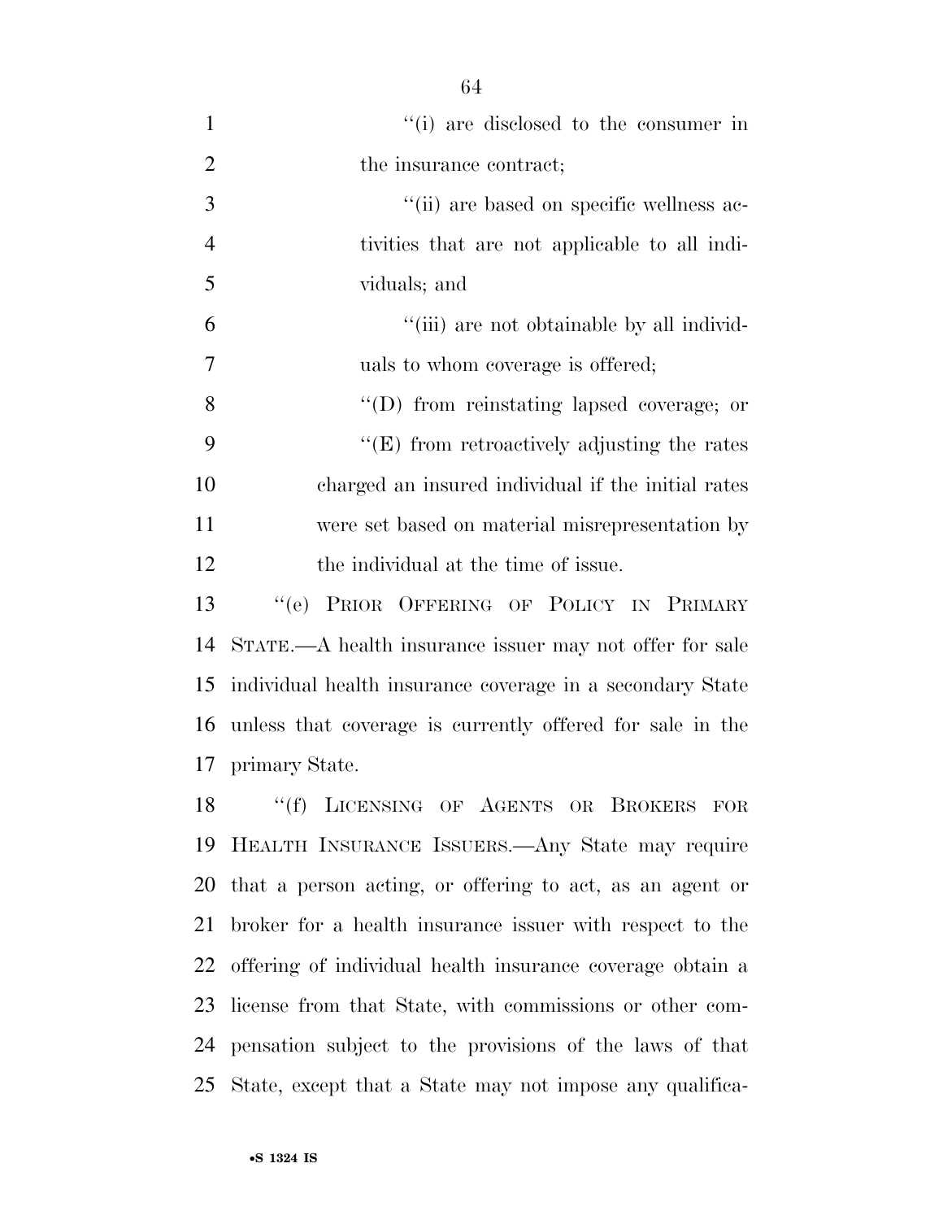''(i) are disclosed to the consumer in the insurance contract;

''(ii) are based on specific wellness activities that are not applicable to all individuals; and

''(iii) are not obtainable by all individuals to whom coverage is offered;

''(D) from reinstating lapsed coverage; or

''(E) from retroactively adjusting the rates charged an insured individual if the initial rates were set based on material misrepresentation by the individual at the time of issue.

''(e) PRIOR OFFERING OF POLICY IN PRIMARY STATE.—A health insurance issuer may not offer for sale individual health insurance coverage in a secondary State unless that coverage is currently offered for sale in the primary State.

''(f) LICENSING OF AGENTS OR BROKERS FOR HEALTH INSURANCE ISSUERS.—Any State may require that a person acting, or offering to act, as an agent or broker for a health insurance issuer with respect to the offering of individual health insurance coverage obtain a license from that State, with commissions or other compensation subject to the provisions of the laws of that State, except that a State may not impose any qualifica-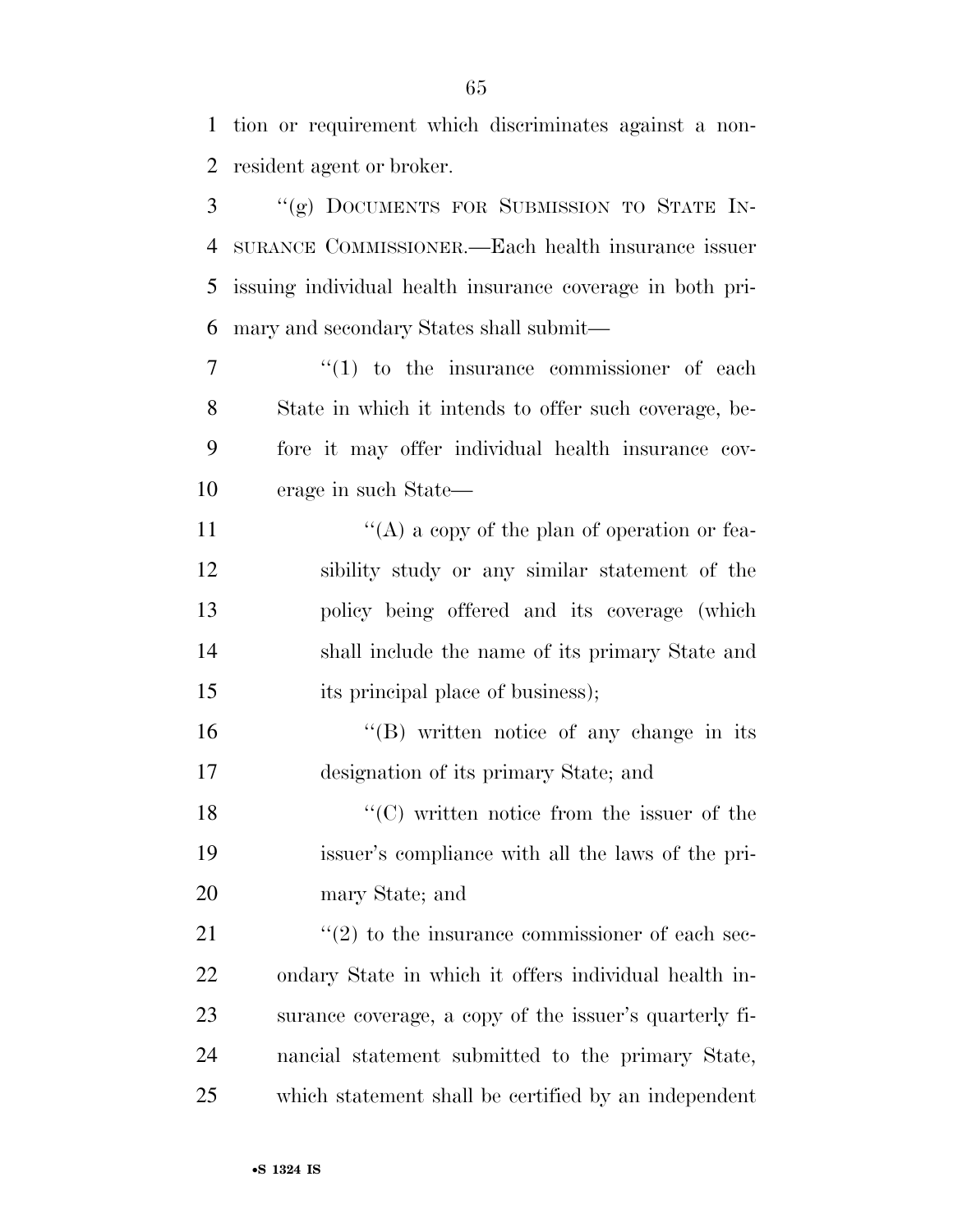tion or requirement which discriminates against a non-resident agent or broker.

"(g) DOCUMENTS FOR SUBMISSION TO STATE INSURANCE COMMISSIONER.—Each health insurance issuer issuing individual health insurance coverage in both primary and secondary States shall submit—

"(1) to the insurance commissioner of each State in which it intends to offer such coverage, before it may offer individual health insurance coverage in such State—

"(A) a copy of the plan of operation or feasibility study or any similar statement of the policy being offered and its coverage (which shall include the name of its primary State and its principal place of business);

"(B) written notice of any change in its designation of its primary State; and

"(C) written notice from the issuer of the issuer's compliance with all the laws of the primary State; and

"(2) to the insurance commissioner of each secondary State in which it offers individual health insurance coverage, a copy of the issuer's quarterly financial statement submitted to the primary State, which statement shall be certified by an independent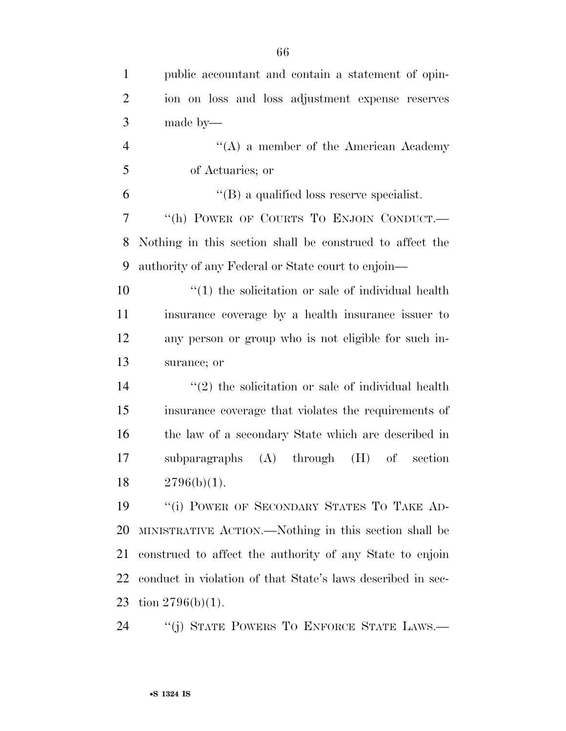public accountant and contain a statement of opinion on loss and loss adjustment expense reserves made by—

"(A) a member of the American Academy of Actuaries; or

"(B) a qualified loss reserve specialist.

"(h) POWER OF COURTS TO ENJOIN CONDUCT.—Nothing in this section shall be construed to affect the authority of any Federal or State court to enjoin—

"(1) the solicitation or sale of individual health insurance coverage by a health insurance issuer to any person or group who is not eligible for such insurance; or

"(2) the solicitation or sale of individual health insurance coverage that violates the requirements of the law of a secondary State which are described in subparagraphs (A) through (H) of section 2796(b)(1).

"(i) POWER OF SECONDARY STATES TO TAKE ADMINISTRATIVE ACTION.—Nothing in this section shall be construed to affect the authority of any State to enjoin conduct in violation of that State's laws described in section 2796(b)(1).

"(j) STATE POWERS TO ENFORCE STATE LAWS.—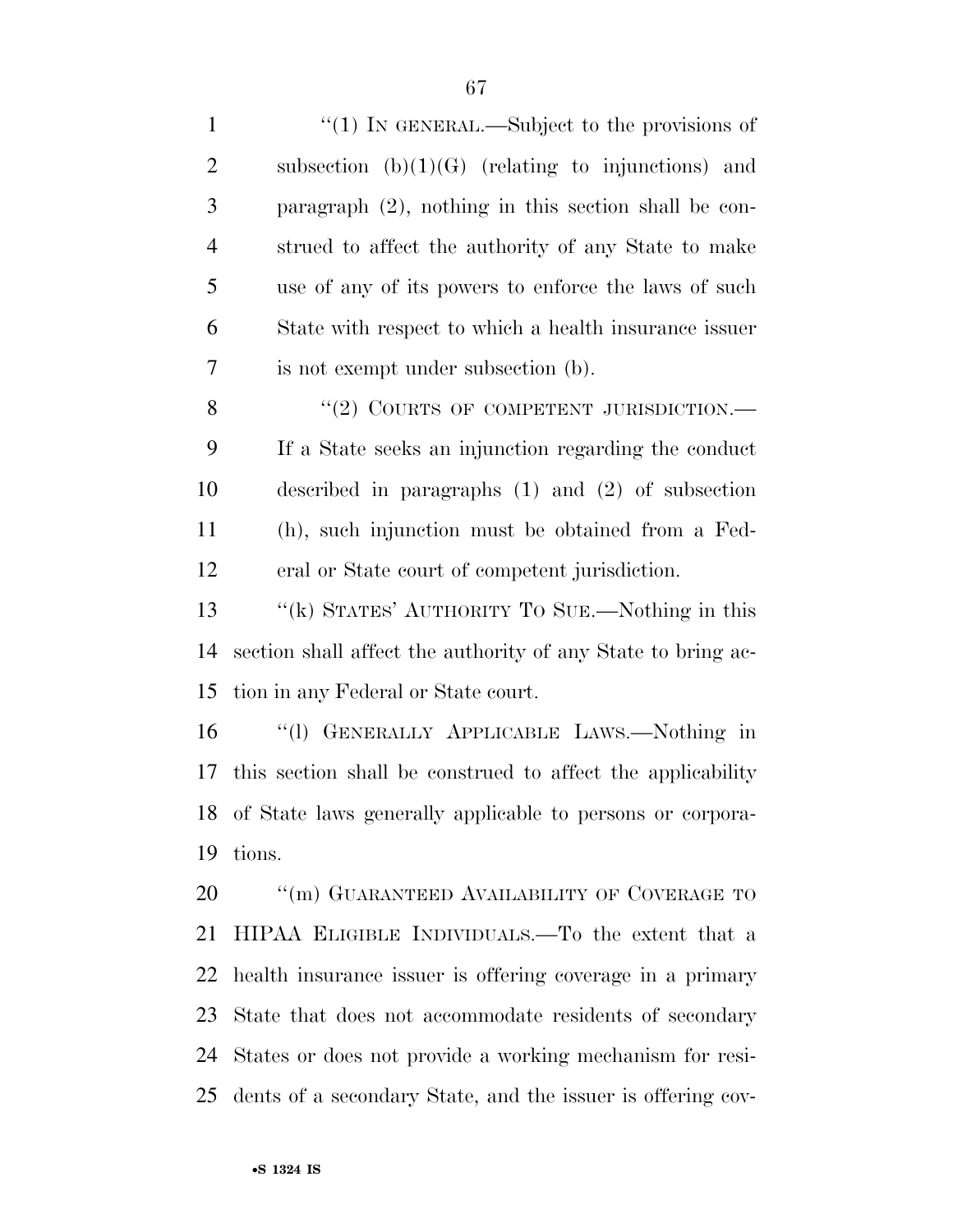''(1) IN GENERAL.—Subject to the provisions of subsection (b)(1)(G) (relating to injunctions) and paragraph (2), nothing in this section shall be construed to affect the authority of any State to make use of any of its powers to enforce the laws of such State with respect to which a health insurance issuer is not exempt under subsection (b).

''(2) COURTS OF COMPETENT JURISDICTION.—If a State seeks an injunction regarding the conduct described in paragraphs (1) and (2) of subsection (h), such injunction must be obtained from a Federal or State court of competent jurisdiction.

''(k) STATES' AUTHORITY TO SUE.—Nothing in this section shall affect the authority of any State to bring action in any Federal or State court.

''(l) GENERALLY APPLICABLE LAWS.—Nothing in this section shall be construed to affect the applicability of State laws generally applicable to persons or corporations.

''(m) GUARANTEED AVAILABILITY OF COVERAGE TO HIPAA ELIGIBLE INDIVIDUALS.—To the extent that a health insurance issuer is offering coverage in a primary State that does not accommodate residents of secondary States or does not provide a working mechanism for residents of a secondary State, and the issuer is offering cov-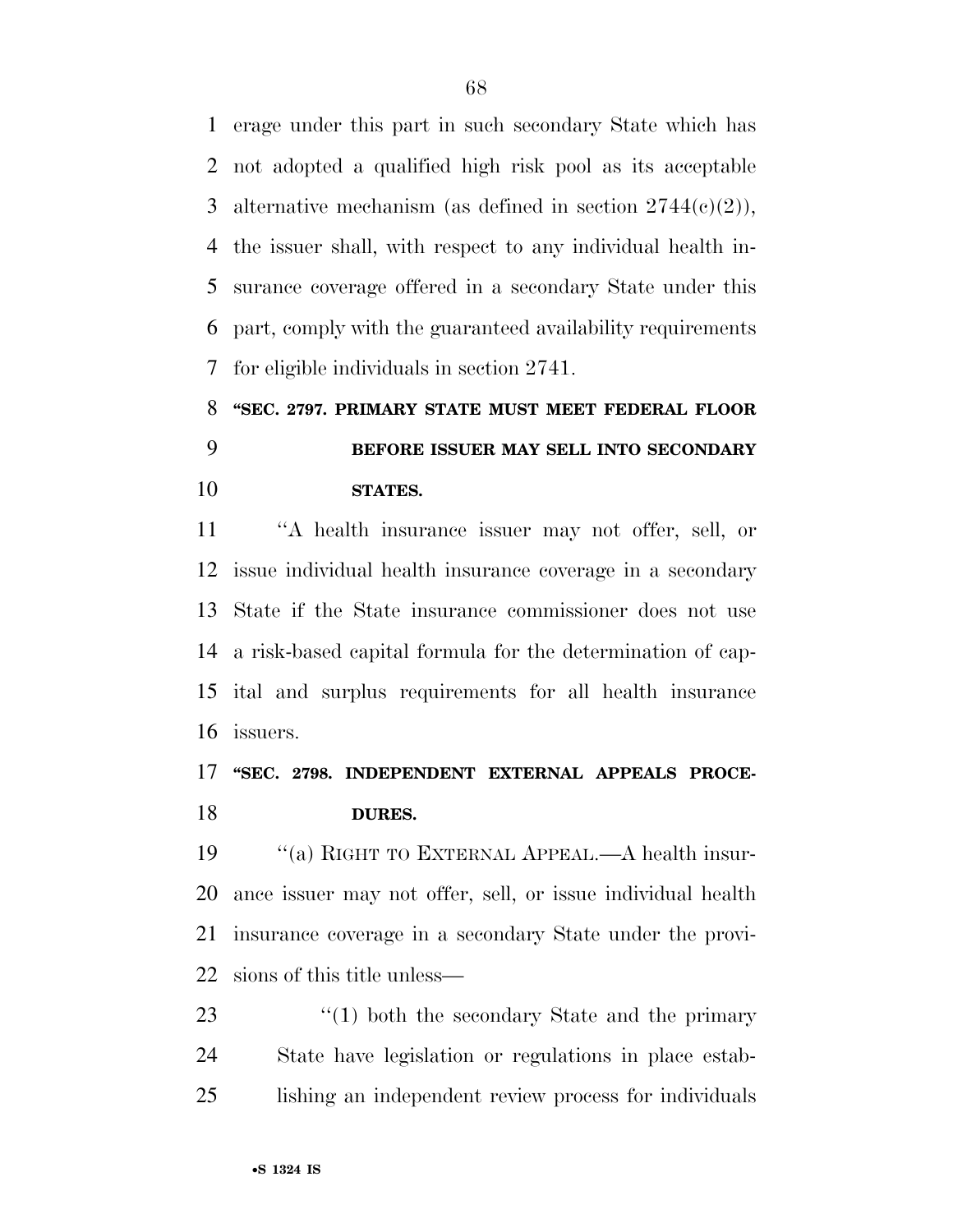erage under this part in such secondary State which has not adopted a qualified high risk pool as its acceptable alternative mechanism (as defined in section 2744(c)(2)), the issuer shall, with respect to any individual health insurance coverage offered in a secondary State under this part, comply with the guaranteed availability requirements for eligible individuals in section 2741.

**"SEC. 2797. PRIMARY STATE MUST MEET FEDERAL FLOOR BEFORE ISSUER MAY SELL INTO SECONDARY STATES.**

"A health insurance issuer may not offer, sell, or issue individual health insurance coverage in a secondary State if the State insurance commissioner does not use a risk-based capital formula for the determination of capital and surplus requirements for all health insurance issuers.

**"SEC. 2798. INDEPENDENT EXTERNAL APPEALS PROCEDURES.**

"(a) RIGHT TO EXTERNAL APPEAL.—A health insurance issuer may not offer, sell, or issue individual health insurance coverage in a secondary State under the provisions of this title unless—

"(1) both the secondary State and the primary State have legislation or regulations in place establishing an independent review process for individuals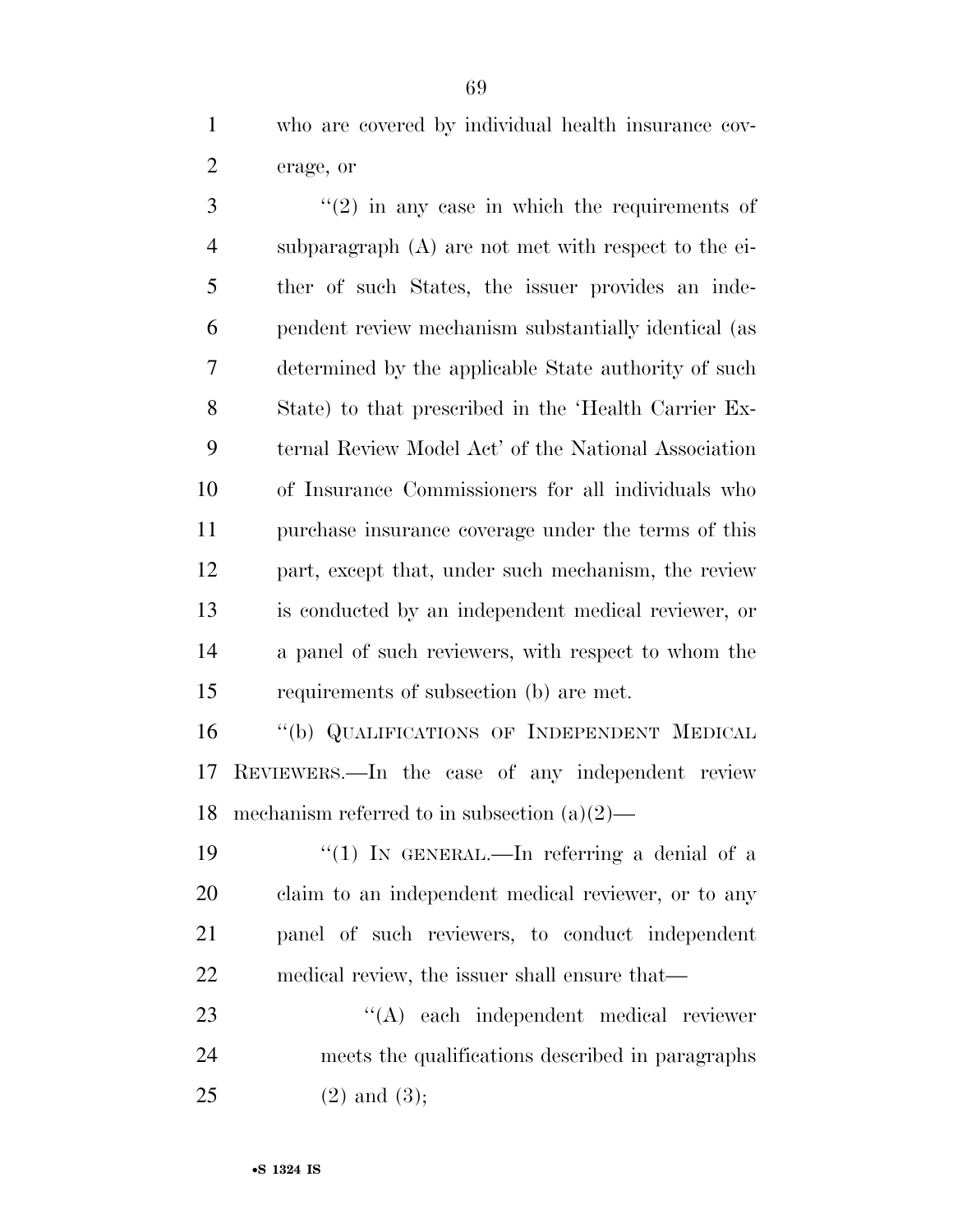who are covered by individual health insurance coverage, or

"(2) in any case in which the requirements of subparagraph (A) are not met with respect to the either of such States, the issuer provides an independent review mechanism substantially identical (as determined by the applicable State authority of such State) to that prescribed in the 'Health Carrier External Review Model Act' of the National Association of Insurance Commissioners for all individuals who purchase insurance coverage under the terms of this part, except that, under such mechanism, the review is conducted by an independent medical reviewer, or a panel of such reviewers, with respect to whom the requirements of subsection (b) are met.

"(b) QUALIFICATIONS OF INDEPENDENT MEDICAL REVIEWERS.—In the case of any independent review mechanism referred to in subsection (a)(2)—

"(1) IN GENERAL.—In referring a denial of a claim to an independent medical reviewer, or to any panel of such reviewers, to conduct independent medical review, the issuer shall ensure that—

"(A) each independent medical reviewer meets the qualifications described in paragraphs (2) and (3);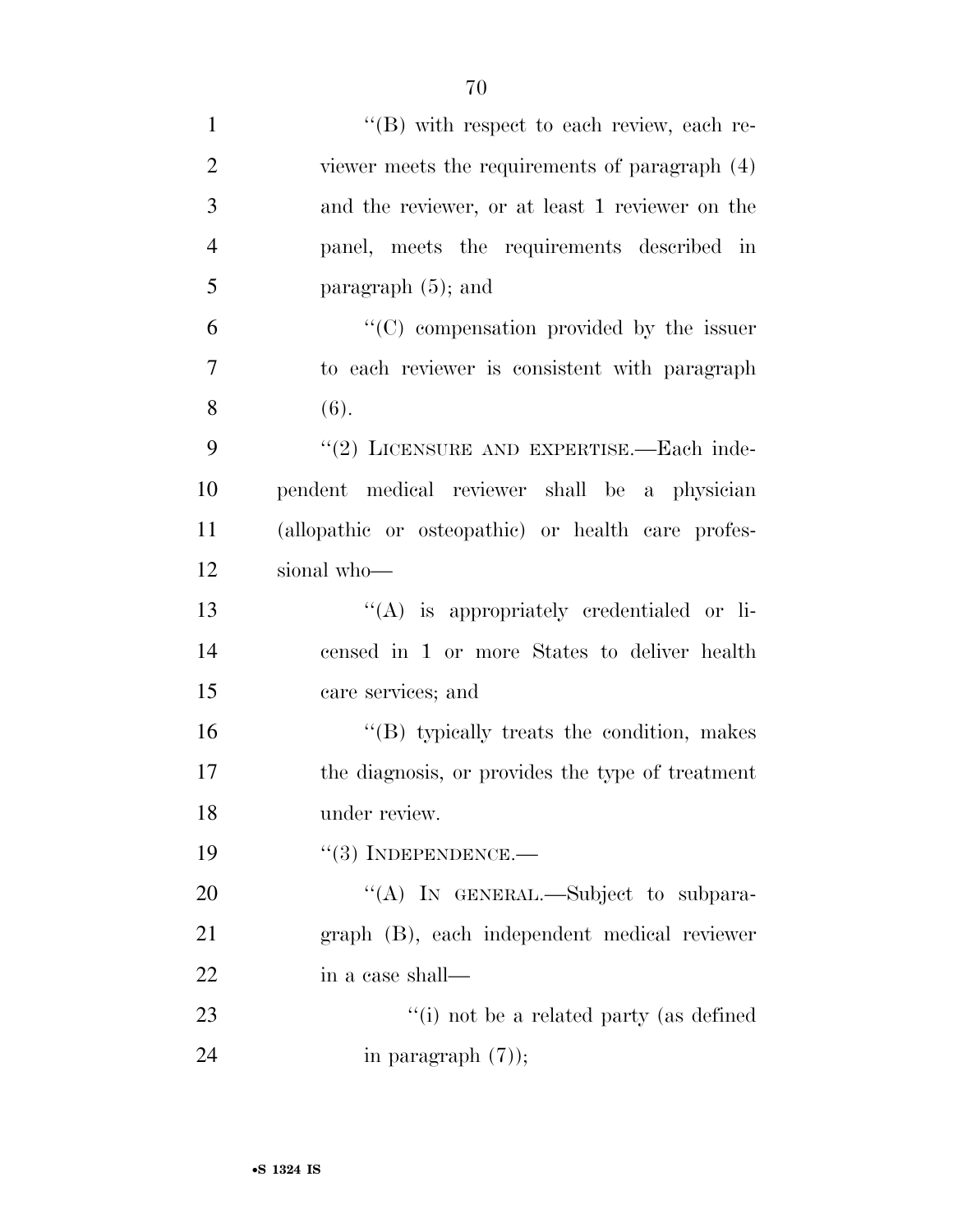"(B) with respect to each review, each reviewer meets the requirements of paragraph (4) and the reviewer, or at least 1 reviewer on the panel, meets the requirements described in paragraph (5); and

"(C) compensation provided by the issuer to each reviewer is consistent with paragraph (6).

"(2) LICENSURE AND EXPERTISE.—Each independent medical reviewer shall be a physician (allopathic or osteopathic) or health care professional who—

"(A) is appropriately credentialed or licensed in 1 or more States to deliver health care services; and

"(B) typically treats the condition, makes the diagnosis, or provides the type of treatment under review.

"(3) INDEPENDENCE.—

"(A) IN GENERAL.—Subject to subparagraph (B), each independent medical reviewer in a case shall—

"(i) not be a related party (as defined in paragraph (7));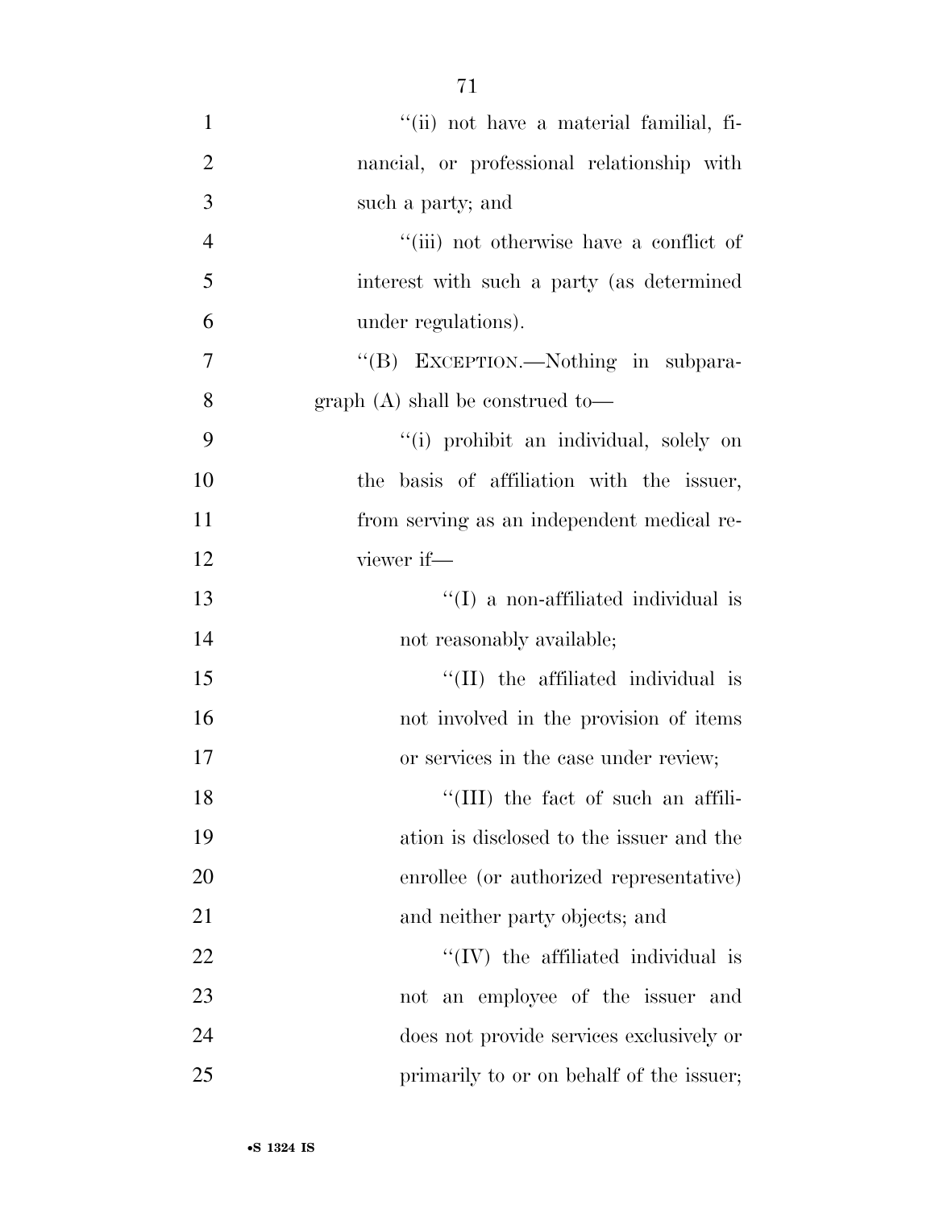''(ii) not have a material familial, financial, or professional relationship with such a party; and

''(iii) not otherwise have a conflict of interest with such a party (as determined under regulations).

''(B) EXCEPTION.—Nothing in subparagraph (A) shall be construed to—

''(i) prohibit an individual, solely on the basis of affiliation with the issuer, from serving as an independent medical reviewer if—

''(I) a non-affiliated individual is not reasonably available;

''(II) the affiliated individual is not involved in the provision of items or services in the case under review;

''(III) the fact of such an affiliation is disclosed to the issuer and the enrollee (or authorized representative) and neither party objects; and

''(IV) the affiliated individual is not an employee of the issuer and does not provide services exclusively or primarily to or on behalf of the issuer;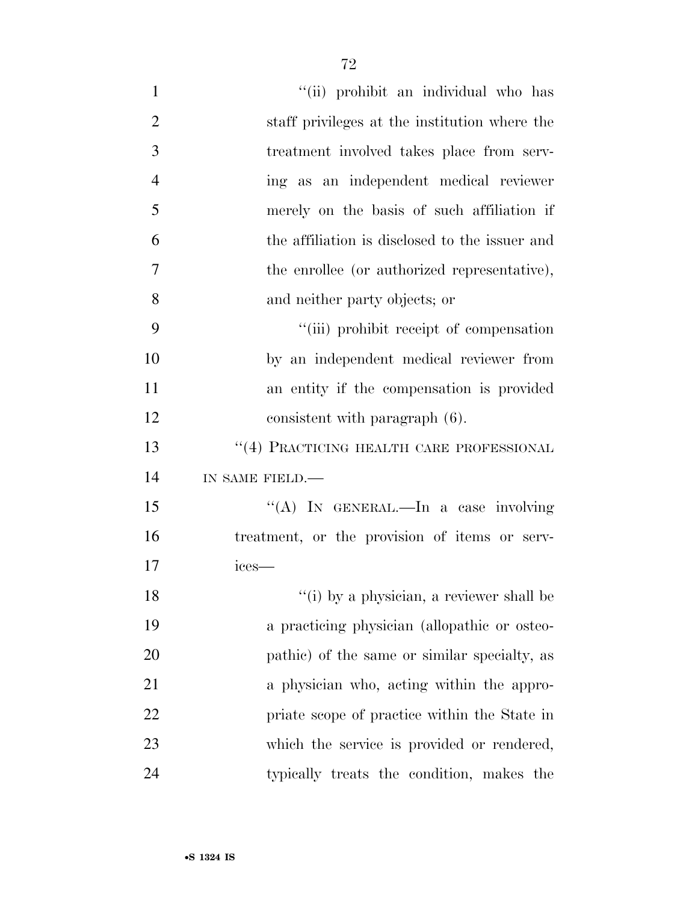"(ii) prohibit an individual who has staff privileges at the institution where the treatment involved takes place from serving as an independent medical reviewer merely on the basis of such affiliation if the affiliation is disclosed to the issuer and the enrollee (or authorized representative), and neither party objects; or

"(iii) prohibit receipt of compensation by an independent medical reviewer from an entity if the compensation is provided consistent with paragraph (6).

"(4) PRACTICING HEALTH CARE PROFESSIONAL IN SAME FIELD.—

"(A) IN GENERAL.—In a case involving treatment, or the provision of items or services—

"(i) by a physician, a reviewer shall be a practicing physician (allopathic or osteopathic) of the same or similar specialty, as a physician who, acting within the appropriate scope of practice within the State in which the service is provided or rendered, typically treats the condition, makes the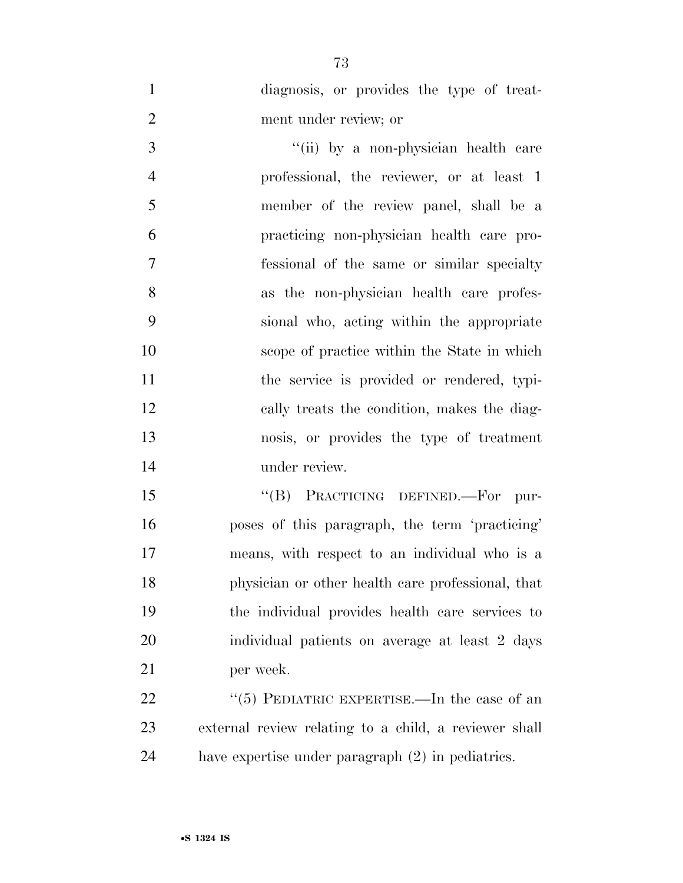diagnosis, or provides the type of treatment under review; or

"(ii) by a non-physician health care professional, the reviewer, or at least 1 member of the review panel, shall be a practicing non-physician health care professional of the same or similar specialty as the non-physician health care professional who, acting within the appropriate scope of practice within the State in which the service is provided or rendered, typically treats the condition, makes the diagnosis, or provides the type of treatment under review.

"(B) PRACTICING DEFINED.—For purposes of this paragraph, the term 'practicing' means, with respect to an individual who is a physician or other health care professional, that the individual provides health care services to individual patients on average at least 2 days per week.

"(5) PEDIATRIC EXPERTISE.—In the case of an external review relating to a child, a reviewer shall have expertise under paragraph (2) in pediatrics.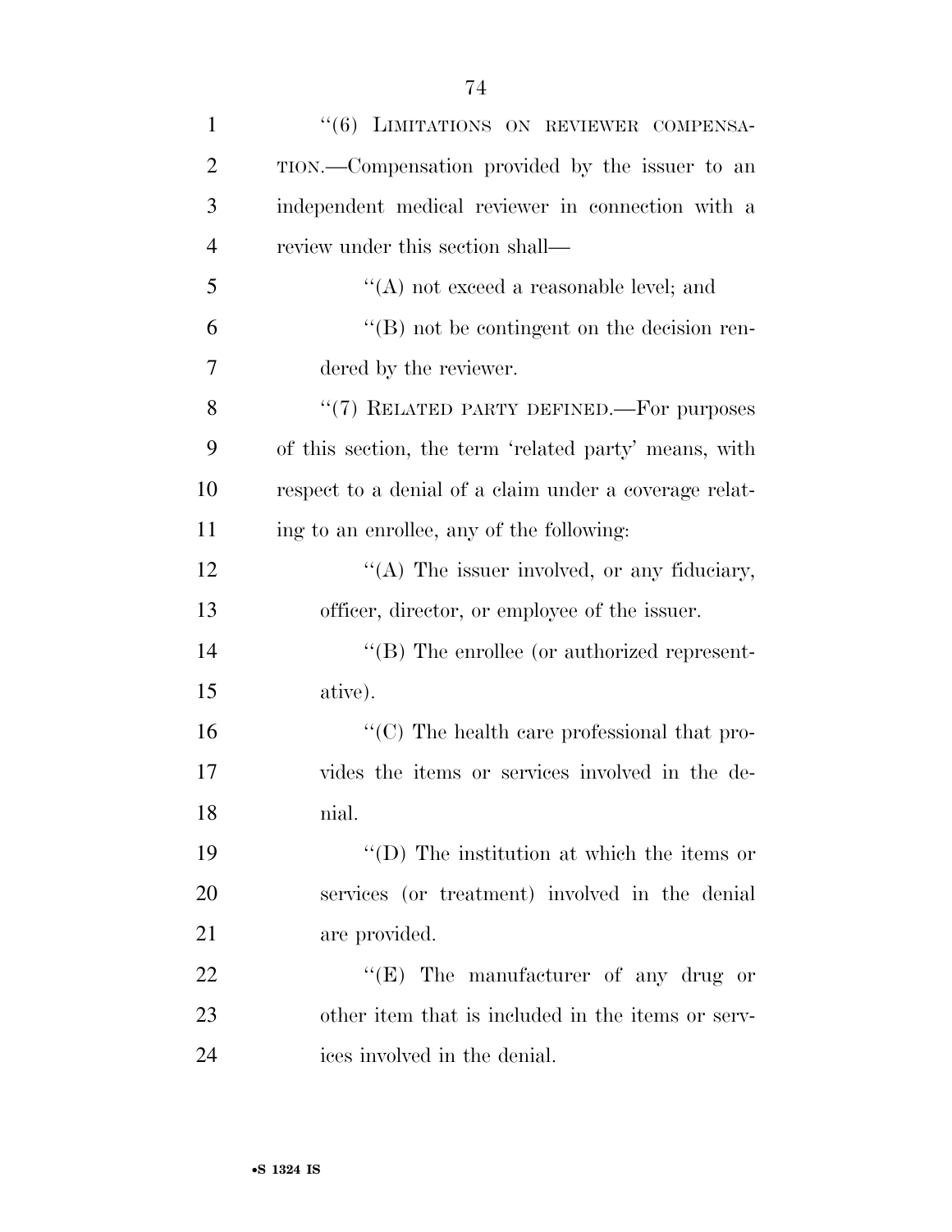"(6) LIMITATIONS ON REVIEWER COMPENSATION.—Compensation provided by the issuer to an independent medical reviewer in connection with a review under this section shall—

"(A) not exceed a reasonable level; and

"(B) not be contingent on the decision rendered by the reviewer.

"(7) RELATED PARTY DEFINED.—For purposes of this section, the term 'related party' means, with respect to a denial of a claim under a coverage relating to an enrollee, any of the following:

"(A) The issuer involved, or any fiduciary, officer, director, or employee of the issuer.

"(B) The enrollee (or authorized representative).

"(C) The health care professional that provides the items or services involved in the denial.

"(D) The institution at which the items or services (or treatment) involved in the denial are provided.

"(E) The manufacturer of any drug or other item that is included in the items or services involved in the denial.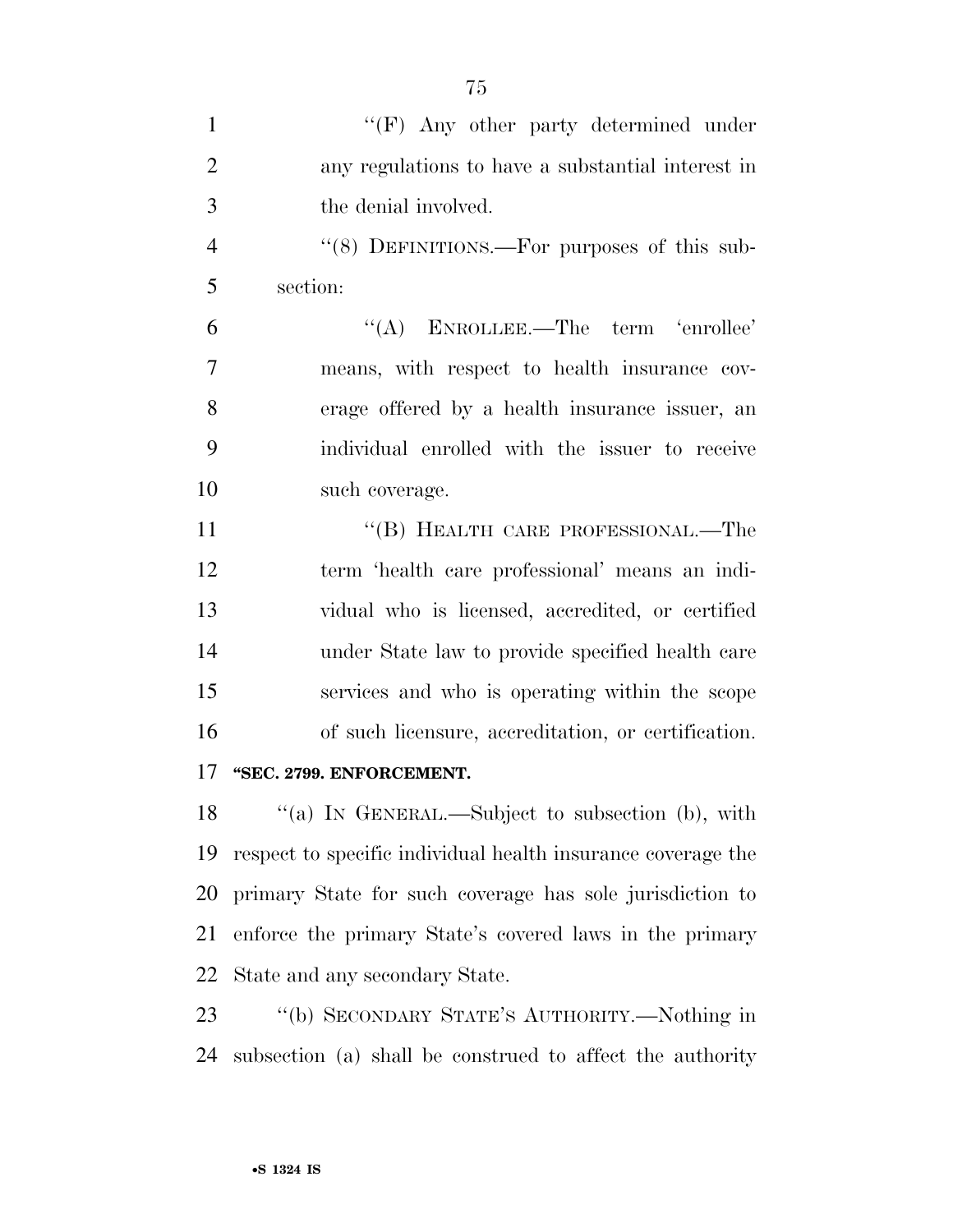''(F) Any other party determined under any regulations to have a substantial interest in the denial involved.

''(8) DEFINITIONS.—For purposes of this subsection:

''(A) ENROLLEE.—The term 'enrollee' means, with respect to health insurance coverage offered by a health insurance issuer, an individual enrolled with the issuer to receive such coverage.

''(B) HEALTH CARE PROFESSIONAL.—The term 'health care professional' means an individual who is licensed, accredited, or certified under State law to provide specified health care services and who is operating within the scope of such licensure, accreditation, or certification.

**''SEC. 2799. ENFORCEMENT.**

''(a) IN GENERAL.—Subject to subsection (b), with respect to specific individual health insurance coverage the primary State for such coverage has sole jurisdiction to enforce the primary State's covered laws in the primary State and any secondary State.

''(b) SECONDARY STATE'S AUTHORITY.—Nothing in subsection (a) shall be construed to affect the authority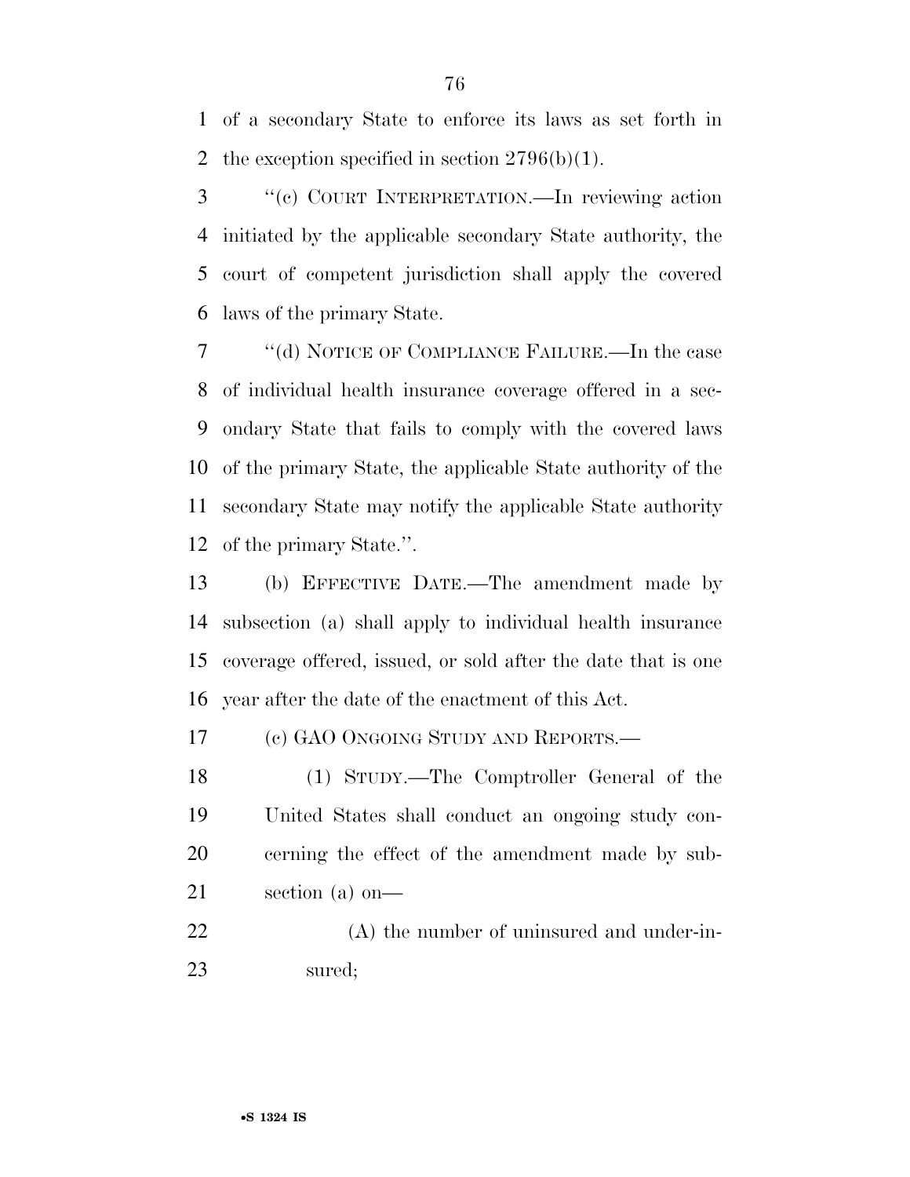of a secondary State to enforce its laws as set forth in the exception specified in section 2796(b)(1).

"(c) COURT INTERPRETATION.—In reviewing action initiated by the applicable secondary State authority, the court of competent jurisdiction shall apply the covered laws of the primary State.

"(d) NOTICE OF COMPLIANCE FAILURE.—In the case of individual health insurance coverage offered in a secondary State that fails to comply with the covered laws of the primary State, the applicable State authority of the secondary State may notify the applicable State authority of the primary State.".

(b) EFFECTIVE DATE.—The amendment made by subsection (a) shall apply to individual health insurance coverage offered, issued, or sold after the date that is one year after the date of the enactment of this Act.

(c) GAO ONGOING STUDY AND REPORTS.—

(1) STUDY.—The Comptroller General of the United States shall conduct an ongoing study concerning the effect of the amendment made by subsection (a) on—

(A) the number of uninsured and under-insured;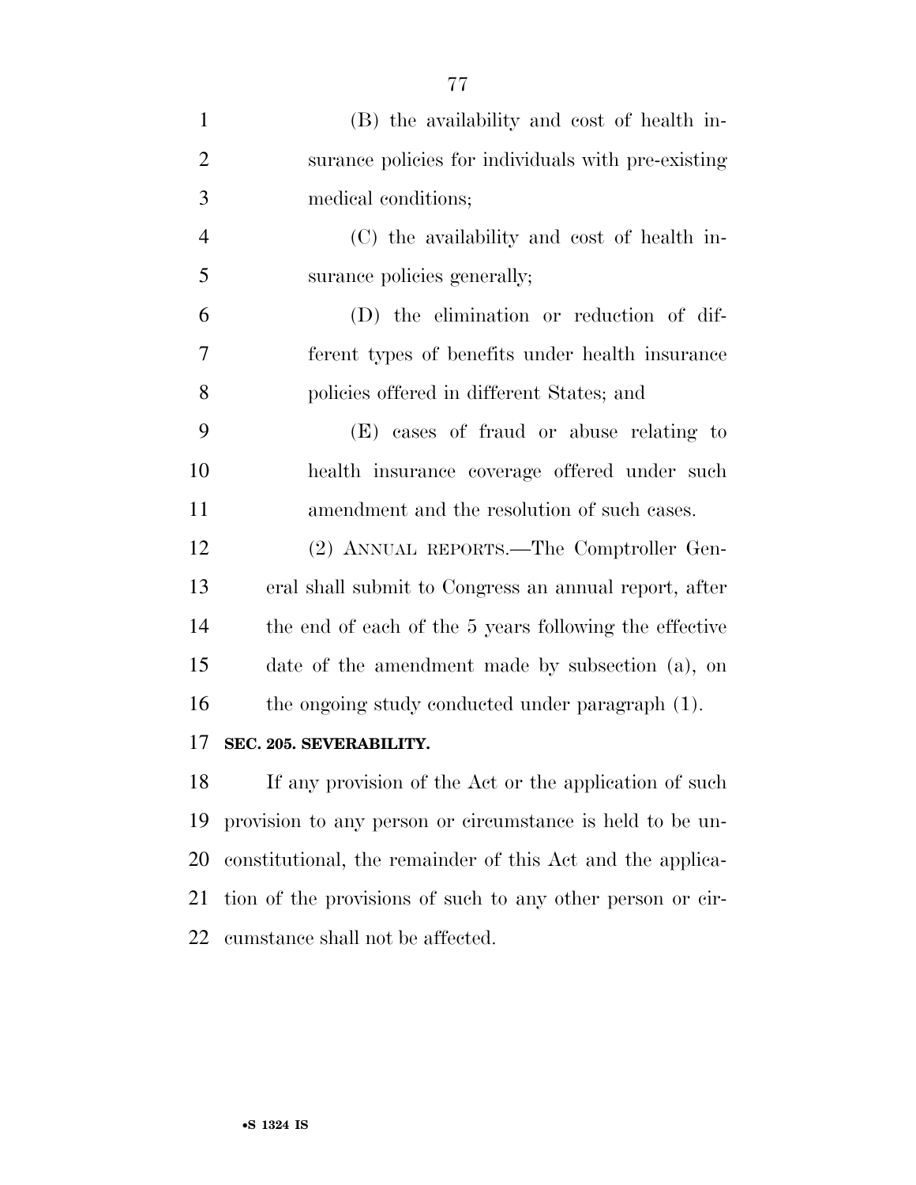(B) the availability and cost of health insurance policies for individuals with pre-existing medical conditions;

(C) the availability and cost of health insurance policies generally;

(D) the elimination or reduction of different types of benefits under health insurance policies offered in different States; and

(E) cases of fraud or abuse relating to health insurance coverage offered under such amendment and the resolution of such cases.

(2) ANNUAL REPORTS.—The Comptroller General shall submit to Congress an annual report, after the end of each of the 5 years following the effective date of the amendment made by subsection (a), on the ongoing study conducted under paragraph (1).

**SEC. 205. SEVERABILITY.**

If any provision of the Act or the application of such provision to any person or circumstance is held to be unconstitutional, the remainder of this Act and the application of the provisions of such to any other person or circumstance shall not be affected.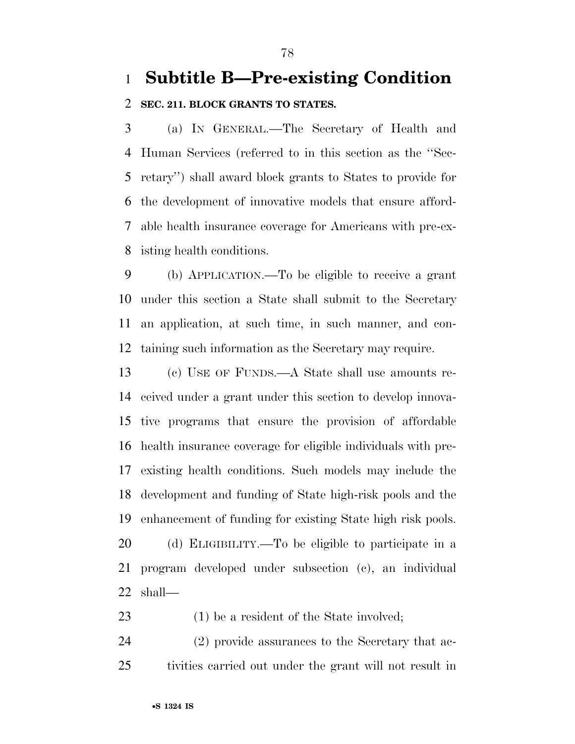# Subtitle B—Pre-existing Condition

**SEC. 211. BLOCK GRANTS TO STATES.**

(a) IN GENERAL.—The Secretary of Health and Human Services (referred to in this section as the ''Secretary'') shall award block grants to States to provide for the development of innovative models that ensure affordable health insurance coverage for Americans with pre-existing health conditions.

(b) APPLICATION.—To be eligible to receive a grant under this section a State shall submit to the Secretary an application, at such time, in such manner, and containing such information as the Secretary may require.

(c) USE OF FUNDS.—A State shall use amounts received under a grant under this section to develop innovative programs that ensure the provision of affordable health insurance coverage for eligible individuals with pre-existing health conditions. Such models may include the development and funding of State high-risk pools and the enhancement of funding for existing State high risk pools.

(d) ELIGIBILITY.—To be eligible to participate in a program developed under subsection (c), an individual shall—

(1) be a resident of the State involved;

(2) provide assurances to the Secretary that activities carried out under the grant will not result in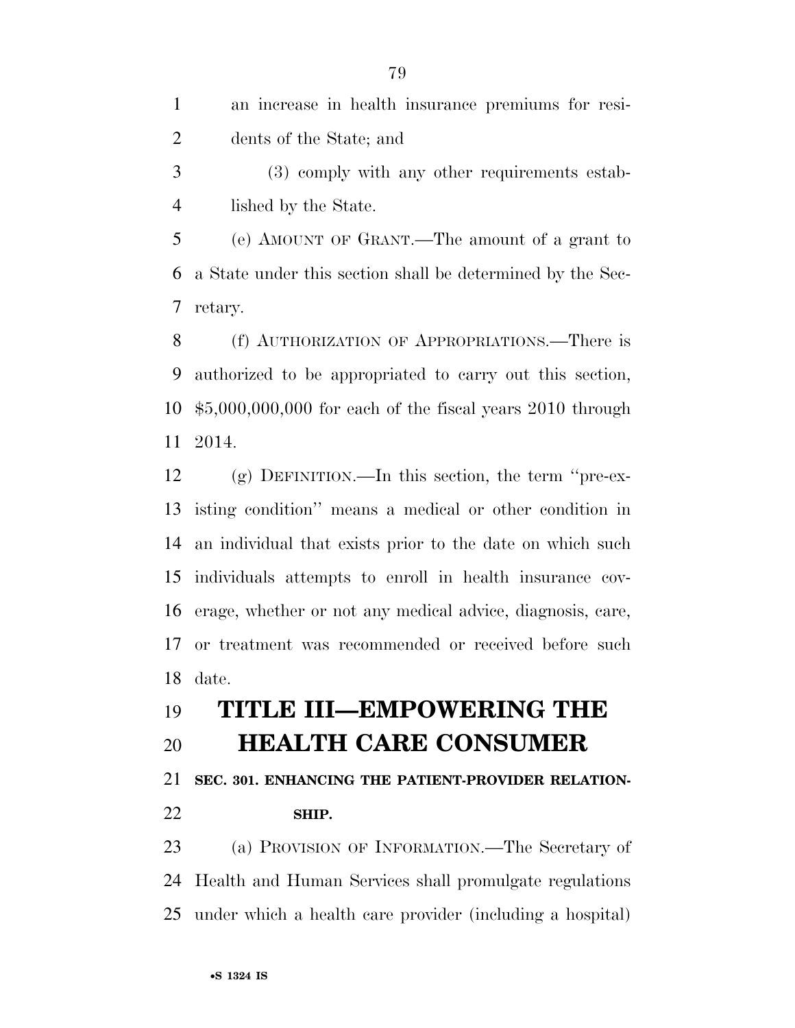an increase in health insurance premiums for residents of the State; and

(3) comply with any other requirements established by the State.

(e) AMOUNT OF GRANT.—The amount of a grant to a State under this section shall be determined by the Secretary.

(f) AUTHORIZATION OF APPROPRIATIONS.—There is authorized to be appropriated to carry out this section, $5,000,000,000 for each of the fiscal years 2010 through 2014.

(g) DEFINITION.—In this section, the term ''pre-existing condition'' means a medical or other condition in an individual that exists prior to the date on which such individuals attempts to enroll in health insurance coverage, whether or not any medical advice, diagnosis, care, or treatment was recommended or received before such date.

# TITLE III—EMPOWERING THE HEALTH CARE CONSUMER

**SEC. 301. ENHANCING THE PATIENT-PROVIDER RELATIONSHIP.**

(a) PROVISION OF INFORMATION.—The Secretary of Health and Human Services shall promulgate regulations under which a health care provider (including a hospital)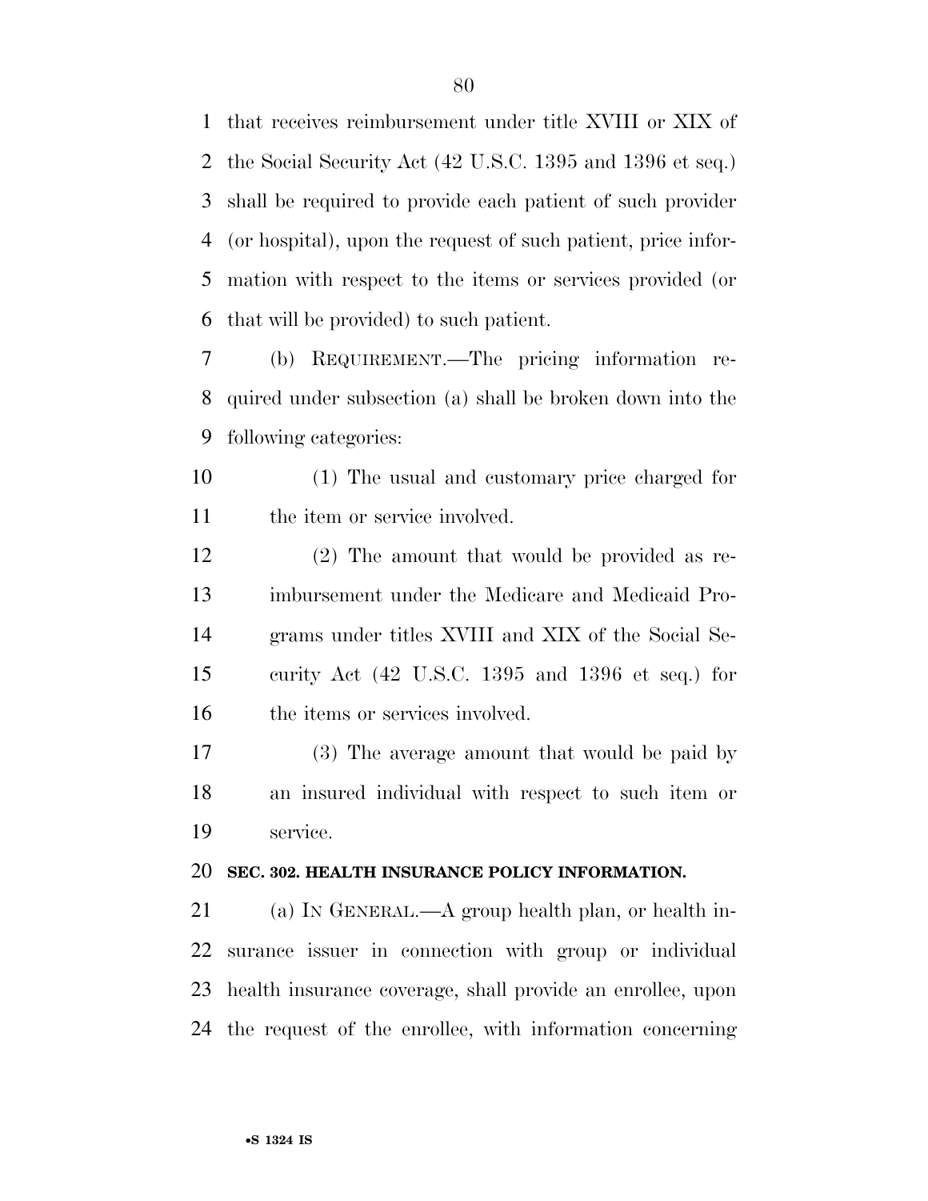that receives reimbursement under title XVIII or XIX of the Social Security Act (42 U.S.C. 1395 and 1396 et seq.) shall be required to provide each patient of such provider (or hospital), upon the request of such patient, price information with respect to the items or services provided (or that will be provided) to such patient.

(b) REQUIREMENT.—The pricing information required under subsection (a) shall be broken down into the following categories:

(1) The usual and customary price charged for the item or service involved.

(2) The amount that would be provided as reimbursement under the Medicare and Medicaid Programs under titles XVIII and XIX of the Social Security Act (42 U.S.C. 1395 and 1396 et seq.) for the items or services involved.

(3) The average amount that would be paid by an insured individual with respect to such item or service.

**SEC. 302. HEALTH INSURANCE POLICY INFORMATION.**

(a) IN GENERAL.—A group health plan, or health insurance issuer in connection with group or individual health insurance coverage, shall provide an enrollee, upon the request of the enrollee, with information concerning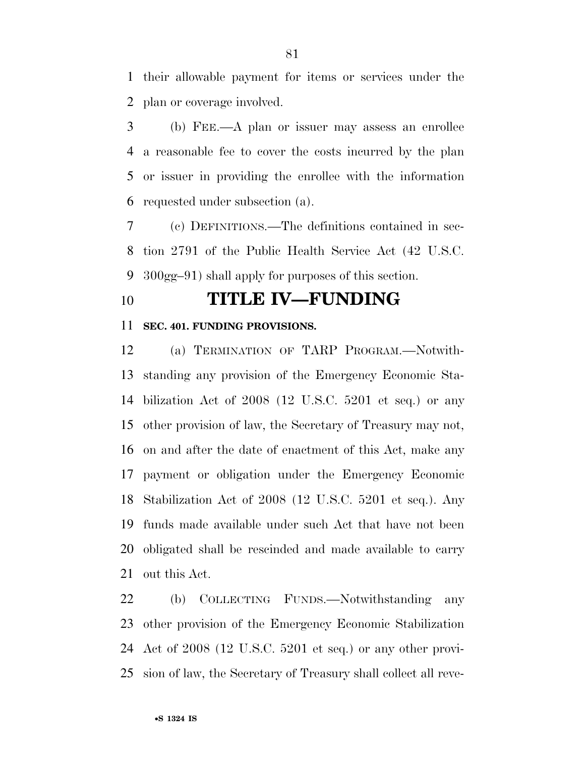their allowable payment for items or services under the plan or coverage involved.

(b) FEE.—A plan or issuer may assess an enrollee a reasonable fee to cover the costs incurred by the plan or issuer in providing the enrollee with the information requested under subsection (a).

(c) DEFINITIONS.—The definitions contained in section 2791 of the Public Health Service Act (42 U.S.C. 300gg–91) shall apply for purposes of this section.

# TITLE IV—FUNDING

### SEC. 401. FUNDING PROVISIONS.

(a) TERMINATION OF TARP PROGRAM.—Notwithstanding any provision of the Emergency Economic Stabilization Act of 2008 (12 U.S.C. 5201 et seq.) or any other provision of law, the Secretary of Treasury may not, on and after the date of enactment of this Act, make any payment or obligation under the Emergency Economic Stabilization Act of 2008 (12 U.S.C. 5201 et seq.). Any funds made available under such Act that have not been obligated shall be rescinded and made available to carry out this Act.

(b) COLLECTING FUNDS.—Notwithstanding any other provision of the Emergency Economic Stabilization Act of 2008 (12 U.S.C. 5201 et seq.) or any other provision of law, the Secretary of Treasury shall collect all reve-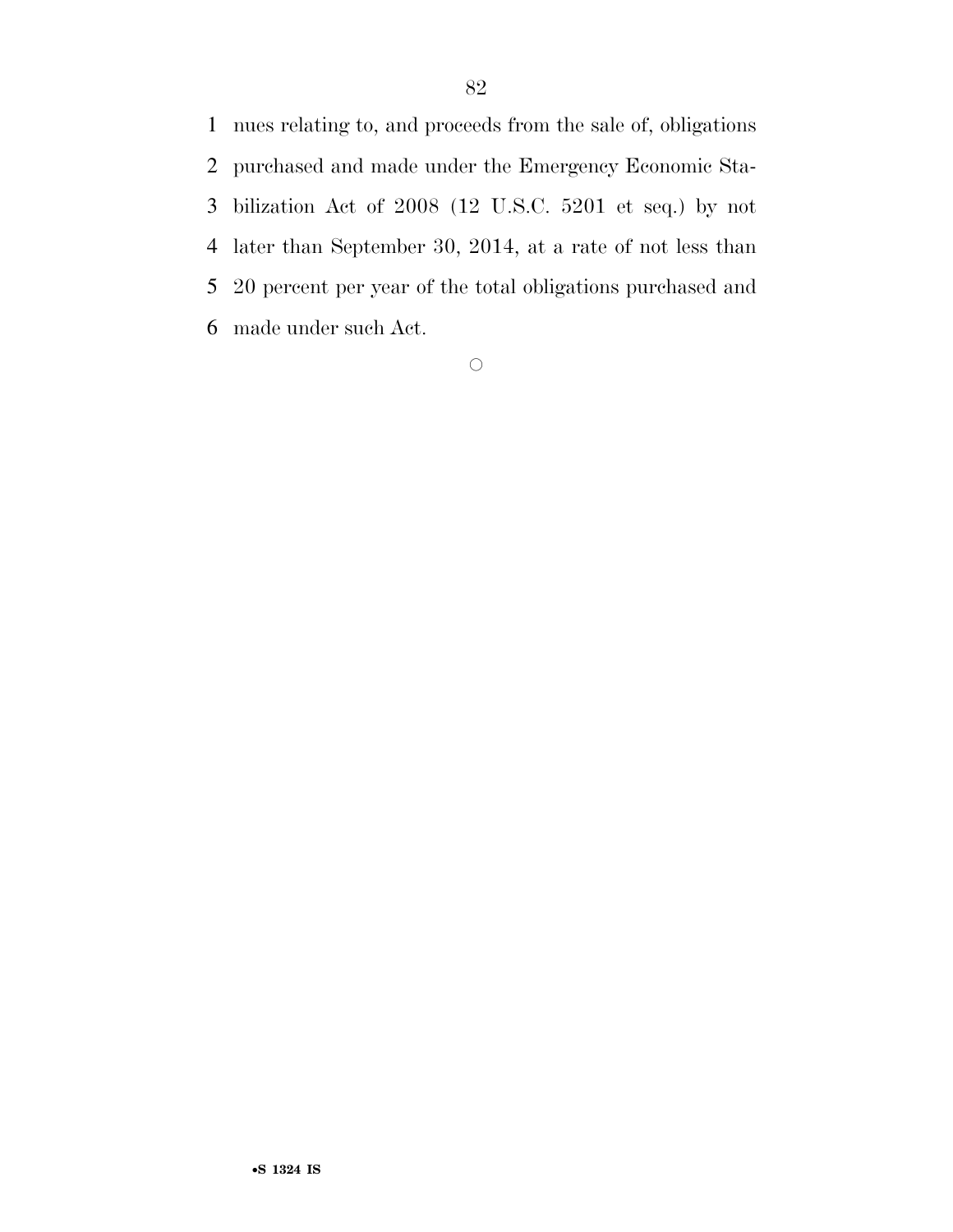nues relating to, and proceeds from the sale of, obligations purchased and made under the Emergency Economic Stabilization Act of 2008 (12 U.S.C. 5201 et seq.) by not later than September 30, 2014, at a rate of not less than 20 percent per year of the total obligations purchased and made under such Act.

○